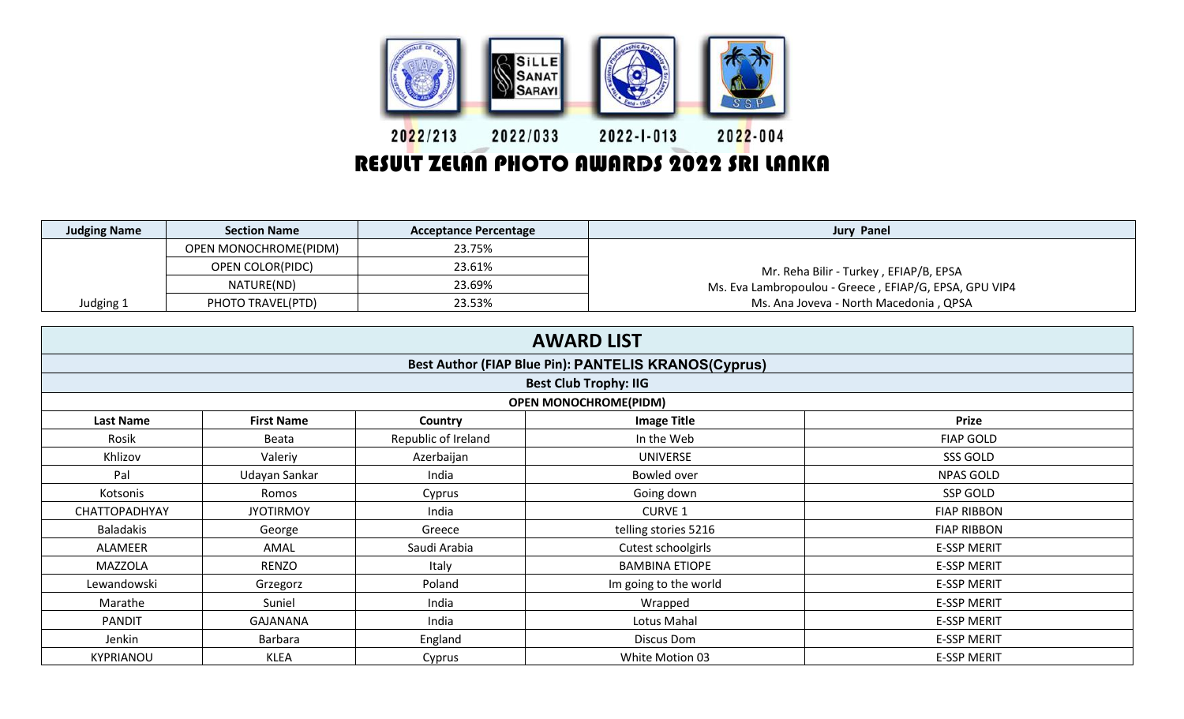2022/213 2022/033 2022-I-013 2022-004

# RESULT ZELAN PHOTO AWARDS 2022 SRI LANKA

| Judging Name | Section Name | Acceptance Percentage | Jury Panel |
|---|---|---|---|
| Judging 1 | OPEN MONOCHROME(PIDM) | 23.75% | Mr. Reha Bilir - Turkey , EFIAP/B, EPSA<br>Ms. Eva Lambropoulou - Greece , EFIAP/G, EPSA, GPU VIP4<br>Ms. Ana Joveva - North Macedonia , QPSA |
| | OPEN COLOR(PIDC) | 23.61% | |
| | NATURE(ND) | 23.69% | |
| | PHOTO TRAVEL(PTD) | 23.53% | |

## AWARD LIST

**Best Author (FIAP Blue Pin): PANTELIS KRANOS(Cyprus)**

**Best Club Trophy: IIG**

**OPEN MONOCHROME(PIDM)**

| Last Name | First Name | Country | Image Title | Prize |
|---|---|---|---|---|
| Rosik | Beata | Republic of Ireland | In the Web | FIAP GOLD |
| Khlizov | Valeriy | Azerbaijan | UNIVERSE | SSS GOLD |
| Pal | Udayan Sankar | India | Bowled over | NPAS GOLD |
| Kotsonis | Romos | Cyprus | Going down | SSP GOLD |
| CHATTOPADHYAY | JYOTIRMOY | India | CURVE 1 | FIAP RIBBON |
| Baladakis | George | Greece | telling stories 5216 | FIAP RIBBON |
| ALAMEER | AMAL | Saudi Arabia | Cutest schoolgirls | E-SSP MERIT |
| MAZZOLA | RENZO | Italy | BAMBINA ETIOPE | E-SSP MERIT |
| Lewandowski | Grzegorz | Poland | Im going to the world | E-SSP MERIT |
| Marathe | Suniel | India | Wrapped | E-SSP MERIT |
| PANDIT | GAJANANA | India | Lotus Mahal | E-SSP MERIT |
| Jenkin | Barbara | England | Discus Dom | E-SSP MERIT |
| KYPRIANOU | KLEA | Cyprus | White Motion 03 | E-SSP MERIT |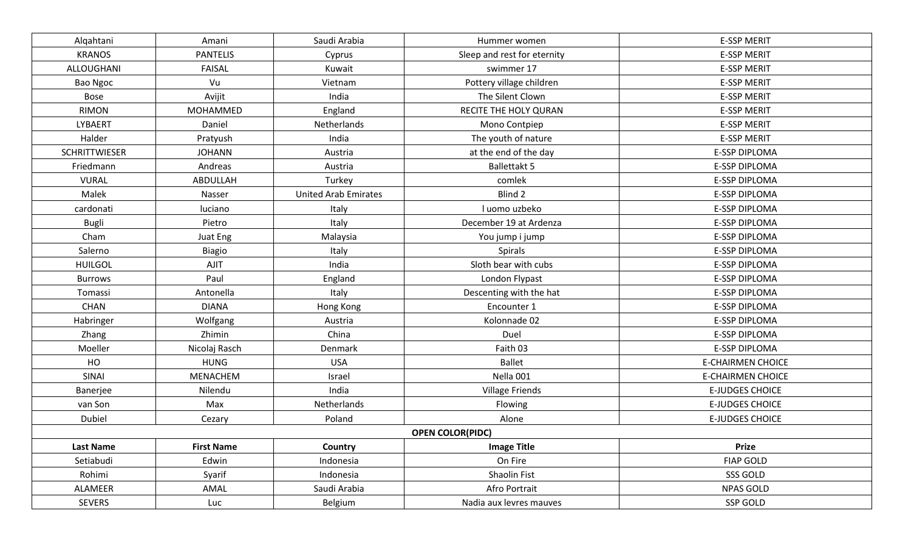| | | | | |
|---|---|---|---|---|
| Alqahtani | Amani | Saudi Arabia | Hummer women | E-SSP MERIT |
| KRANOS | PANTELIS | Cyprus | Sleep and rest for eternity | E-SSP MERIT |
| ALLOUGHANI | FAISAL | Kuwait | swimmer 17 | E-SSP MERIT |
| Bao Ngoc | Vu | Vietnam | Pottery village children | E-SSP MERIT |
| Bose | Avijit | India | The Silent Clown | E-SSP MERIT |
| RIMON | MOHAMMED | England | RECITE THE HOLY QURAN | E-SSP MERIT |
| LYBAERT | Daniel | Netherlands | Mono Contpiep | E-SSP MERIT |
| Halder | Pratyush | India | The youth of nature | E-SSP MERIT |
| SCHRITTWIESER | JOHANN | Austria | at the end of the day | E-SSP DIPLOMA |
| Friedmann | Andreas | Austria | Ballettakt 5 | E-SSP DIPLOMA |
| VURAL | ABDULLAH | Turkey | comlek | E-SSP DIPLOMA |
| Malek | Nasser | United Arab Emirates | Blind 2 | E-SSP DIPLOMA |
| cardonati | luciano | Italy | l uomo uzbeko | E-SSP DIPLOMA |
| Bugli | Pietro | Italy | December 19 at Ardenza | E-SSP DIPLOMA |
| Cham | Juat Eng | Malaysia | You jump i jump | E-SSP DIPLOMA |
| Salerno | Biagio | Italy | Spirals | E-SSP DIPLOMA |
| HUILGOL | AJIT | India | Sloth bear with cubs | E-SSP DIPLOMA |
| Burrows | Paul | England | London Flypast | E-SSP DIPLOMA |
| Tomassi | Antonella | Italy | Descenting with the hat | E-SSP DIPLOMA |
| CHAN | DIANA | Hong Kong | Encounter 1 | E-SSP DIPLOMA |
| Habringer | Wolfgang | Austria | Kolonnade 02 | E-SSP DIPLOMA |
| Zhang | Zhimin | China | Duel | E-SSP DIPLOMA |
| Moeller | Nicolaj Rasch | Denmark | Faith 03 | E-SSP DIPLOMA |
| HO | HUNG | USA | Ballet | E-CHAIRMEN CHOICE |
| SINAI | MENACHEM | Israel | Nella 001 | E-CHAIRMEN CHOICE |
| Banerjee | Nilendu | India | Village Friends | E-JUDGES CHOICE |
| van Son | Max | Netherlands | Flowing | E-JUDGES CHOICE |
| Dubiel | Cezary | Poland | Alone | E-JUDGES CHOICE |

**OPEN COLOR(PIDC)**

| Last Name | First Name | Country | Image Title | Prize |
|---|---|---|---|---|
| Setiabudi | Edwin | Indonesia | On Fire | FIAP GOLD |
| Rohimi | Syarif | Indonesia | Shaolin Fist | SSS GOLD |
| ALAMEER | AMAL | Saudi Arabia | Afro Portrait | NPAS GOLD |
| SEVERS | Luc | Belgium | Nadia aux levres mauves | SSP GOLD |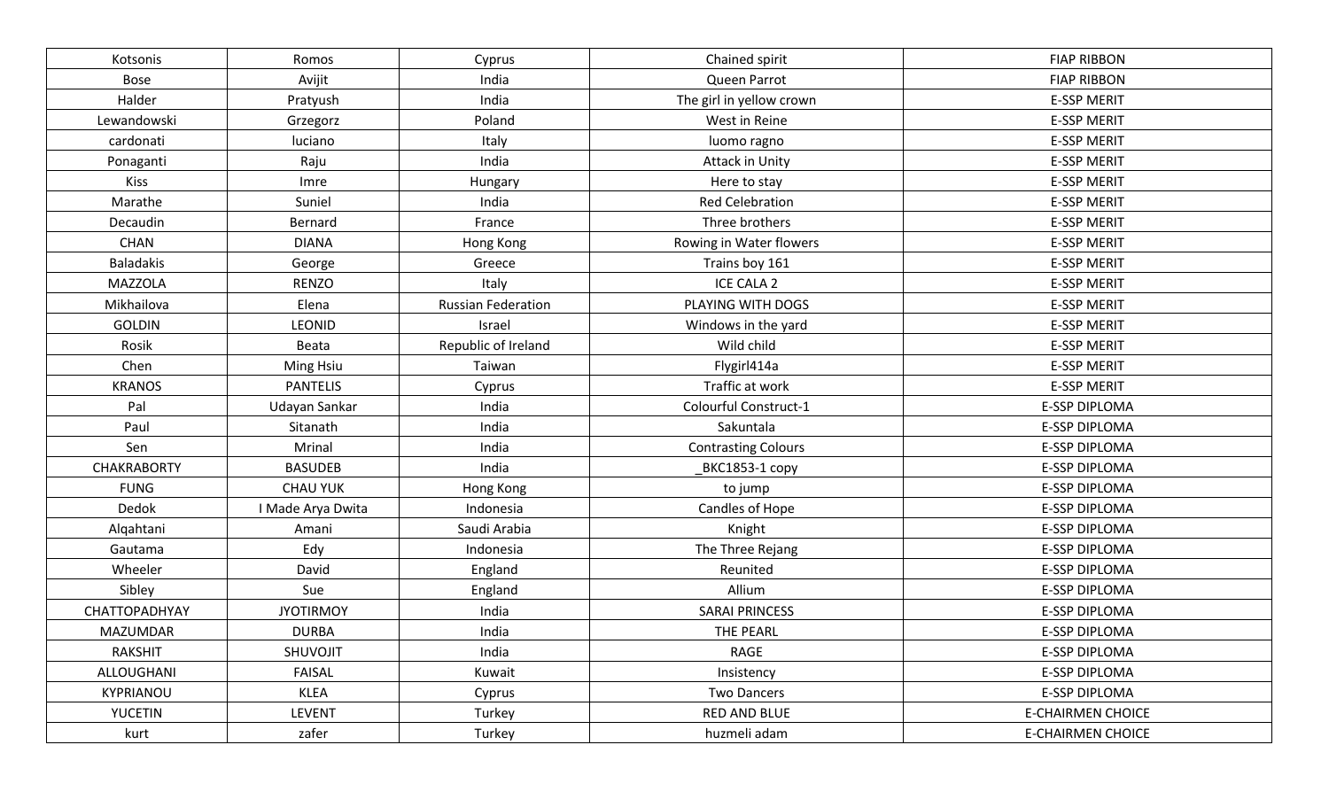| Kotsonis | Romos | Cyprus | Chained spirit | FIAP RIBBON |
|---|---|---|---|---|
| Bose | Avijit | India | Queen Parrot | FIAP RIBBON |
| Halder | Pratyush | India | The girl in yellow crown | E-SSP MERIT |
| Lewandowski | Grzegorz | Poland | West in Reine | E-SSP MERIT |
| cardonati | luciano | Italy | luomo ragno | E-SSP MERIT |
| Ponaganti | Raju | India | Attack in Unity | E-SSP MERIT |
| Kiss | Imre | Hungary | Here to stay | E-SSP MERIT |
| Marathe | Suniel | India | Red Celebration | E-SSP MERIT |
| Decaudin | Bernard | France | Three brothers | E-SSP MERIT |
| CHAN | DIANA | Hong Kong | Rowing in Water flowers | E-SSP MERIT |
| Baladakis | George | Greece | Trains boy 161 | E-SSP MERIT |
| MAZZOLA | RENZO | Italy | ICE CALA 2 | E-SSP MERIT |
| Mikhailova | Elena | Russian Federation | PLAYING WITH DOGS | E-SSP MERIT |
| GOLDIN | LEONID | Israel | Windows in the yard | E-SSP MERIT |
| Rosik | Beata | Republic of Ireland | Wild child | E-SSP MERIT |
| Chen | Ming Hsiu | Taiwan | Flygirl414a | E-SSP MERIT |
| KRANOS | PANTELIS | Cyprus | Traffic at work | E-SSP MERIT |
| Pal | Udayan Sankar | India | Colourful Construct-1 | E-SSP DIPLOMA |
| Paul | Sitanath | India | Sakuntala | E-SSP DIPLOMA |
| Sen | Mrinal | India | Contrasting Colours | E-SSP DIPLOMA |
| CHAKRABORTY | BASUDEB | India | _BKC1853-1 copy | E-SSP DIPLOMA |
| FUNG | CHAU YUK | Hong Kong | to jump | E-SSP DIPLOMA |
| Dedok | I Made Arya Dwita | Indonesia | Candles of Hope | E-SSP DIPLOMA |
| Alqahtani | Amani | Saudi Arabia | Knight | E-SSP DIPLOMA |
| Gautama | Edy | Indonesia | The Three Rejang | E-SSP DIPLOMA |
| Wheeler | David | England | Reunited | E-SSP DIPLOMA |
| Sibley | Sue | England | Allium | E-SSP DIPLOMA |
| CHATTOPADHYAY | JYOTIRMOY | India | SARAI PRINCESS | E-SSP DIPLOMA |
| MAZUMDAR | DURBA | India | THE PEARL | E-SSP DIPLOMA |
| RAKSHIT | SHUVOJIT | India | RAGE | E-SSP DIPLOMA |
| ALLOUGHANI | FAISAL | Kuwait | Insistency | E-SSP DIPLOMA |
| KYPRIANOU | KLEA | Cyprus | Two Dancers | E-SSP DIPLOMA |
| YUCETIN | LEVENT | Turkey | RED AND BLUE | E-CHAIRMEN CHOICE |
| kurt | zafer | Turkey | huzmeli adam | E-CHAIRMEN CHOICE |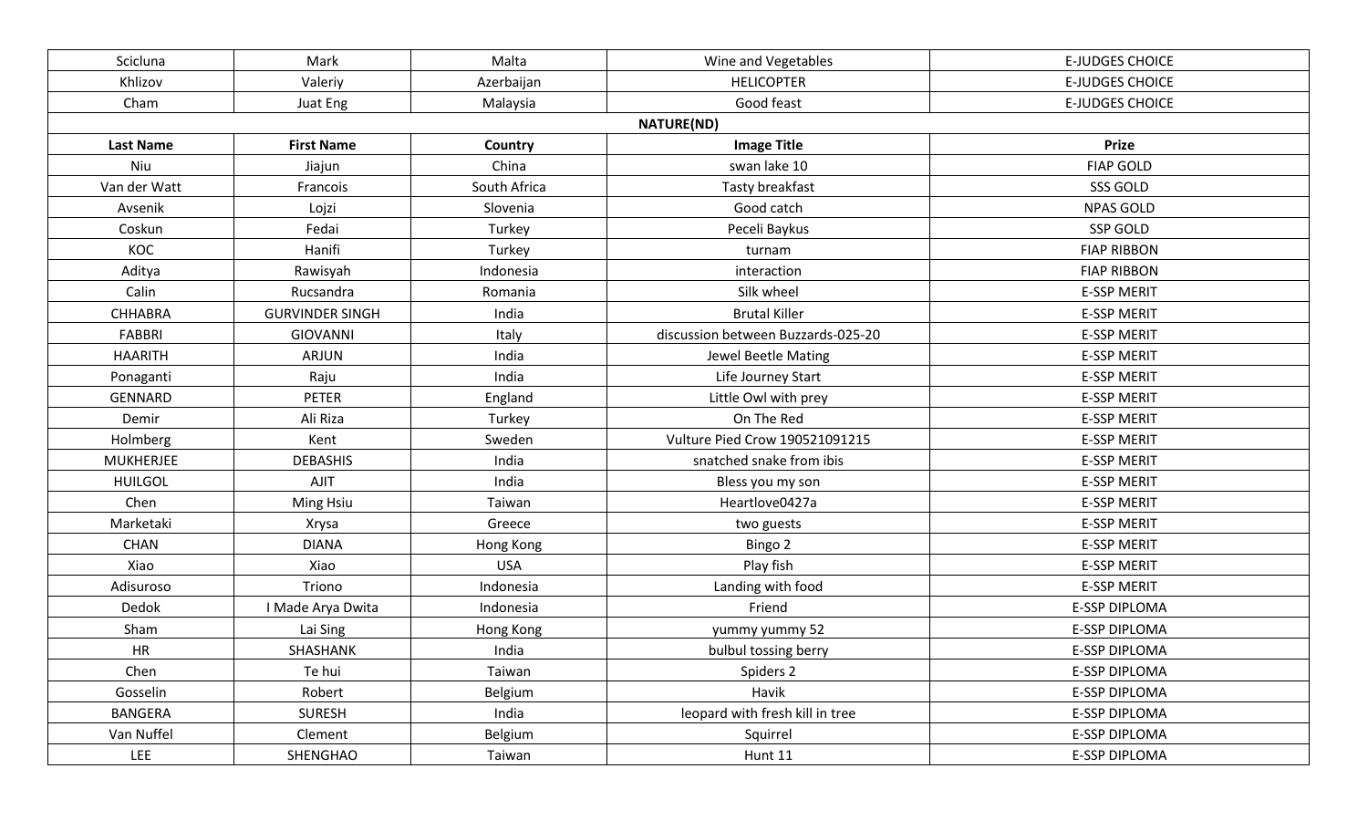| Scicluna | Mark | Malta | Wine and Vegetables | E-JUDGES CHOICE |
|---|---|---|---|---|
| Khlizov | Valeriy | Azerbaijan | HELICOPTER | E-JUDGES CHOICE |
| Cham | Juat Eng | Malaysia | Good feast | E-JUDGES CHOICE |

**NATURE(ND)**

| Last Name | First Name | Country | Image Title | Prize |
|---|---|---|---|---|
| Niu | Jiajun | China | swan lake 10 | FIAP GOLD |
| Van der Watt | Francois | South Africa | Tasty breakfast | SSS GOLD |
| Avsenik | Lojzi | Slovenia | Good catch | NPAS GOLD |
| Coskun | Fedai | Turkey | Peceli Baykus | SSP GOLD |
| KOC | Hanifi | Turkey | turnam | FIAP RIBBON |
| Aditya | Rawisyah | Indonesia | interaction | FIAP RIBBON |
| Calin | Rucsandra | Romania | Silk wheel | E-SSP MERIT |
| CHHABRA | GURVINDER SINGH | India | Brutal Killer | E-SSP MERIT |
| FABBRI | GIOVANNI | Italy | discussion between Buzzards-025-20 | E-SSP MERIT |
| HAARITH | ARJUN | India | Jewel Beetle Mating | E-SSP MERIT |
| Ponaganti | Raju | India | Life Journey Start | E-SSP MERIT |
| GENNARD | PETER | England | Little Owl with prey | E-SSP MERIT |
| Demir | Ali Riza | Turkey | On The Red | E-SSP MERIT |
| Holmberg | Kent | Sweden | Vulture Pied Crow 190521091215 | E-SSP MERIT |
| MUKHERJEE | DEBASHIS | India | snatched snake from ibis | E-SSP MERIT |
| HUILGOL | AJIT | India | Bless you my son | E-SSP MERIT |
| Chen | Ming Hsiu | Taiwan | Heartlove0427a | E-SSP MERIT |
| Marketaki | Xrysa | Greece | two guests | E-SSP MERIT |
| CHAN | DIANA | Hong Kong | Bingo 2 | E-SSP MERIT |
| Xiao | Xiao | USA | Play fish | E-SSP MERIT |
| Adisuroso | Triono | Indonesia | Landing with food | E-SSP MERIT |
| Dedok | I Made Arya Dwita | Indonesia | Friend | E-SSP DIPLOMA |
| Sham | Lai Sing | Hong Kong | yummy yummy 52 | E-SSP DIPLOMA |
| HR | SHASHANK | India | bulbul tossing berry | E-SSP DIPLOMA |
| Chen | Te hui | Taiwan | Spiders 2 | E-SSP DIPLOMA |
| Gosselin | Robert | Belgium | Havik | E-SSP DIPLOMA |
| BANGERA | SURESH | India | leopard with fresh kill in tree | E-SSP DIPLOMA |
| Van Nuffel | Clement | Belgium | Squirrel | E-SSP DIPLOMA |
| LEE | SHENGHAO | Taiwan | Hunt 11 | E-SSP DIPLOMA |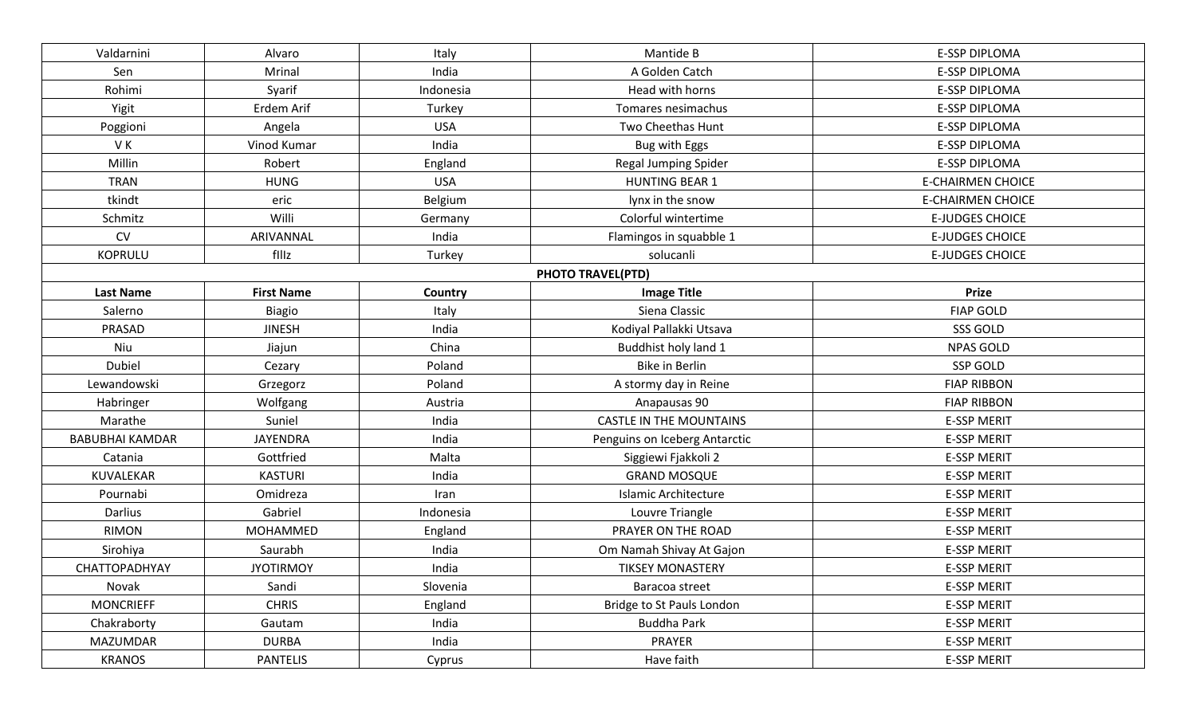| Valdarnini | Alvaro | Italy | Mantide B | E-SSP DIPLOMA |
|---|---|---|---|---|
| Sen | Mrinal | India | A Golden Catch | E-SSP DIPLOMA |
| Rohimi | Syarif | Indonesia | Head with horns | E-SSP DIPLOMA |
| Yigit | Erdem Arif | Turkey | Tomares nesimachus | E-SSP DIPLOMA |
| Poggioni | Angela | USA | Two Cheethas Hunt | E-SSP DIPLOMA |
| V K | Vinod Kumar | India | Bug with Eggs | E-SSP DIPLOMA |
| Millin | Robert | England | Regal Jumping Spider | E-SSP DIPLOMA |
| TRAN | HUNG | USA | HUNTING BEAR 1 | E-CHAIRMEN CHOICE |
| tkindt | eric | Belgium | lynx in the snow | E-CHAIRMEN CHOICE |
| Schmitz | Willi | Germany | Colorful wintertime | E-JUDGES CHOICE |
| CV | ARIVANNAL | India | Flamingos in squabble 1 | E-JUDGES CHOICE |
| KOPRULU | fIlIz | Turkey | solucanli | E-JUDGES CHOICE |

**PHOTO TRAVEL(PTD)**

| Last Name | First Name | Country | Image Title | Prize |
|---|---|---|---|---|
| Salerno | Biagio | Italy | Siena Classic | FIAP GOLD |
| PRASAD | JINESH | India | Kodiyal Pallakki Utsava | SSS GOLD |
| Niu | Jiajun | China | Buddhist holy land 1 | NPAS GOLD |
| Dubiel | Cezary | Poland | Bike in Berlin | SSP GOLD |
| Lewandowski | Grzegorz | Poland | A stormy day in Reine | FIAP RIBBON |
| Habringer | Wolfgang | Austria | Anapausas 90 | FIAP RIBBON |
| Marathe | Suniel | India | CASTLE IN THE MOUNTAINS | E-SSP MERIT |
| BABUBHAI KAMDAR | JAYENDRA | India | Penguins on Iceberg Antarctic | E-SSP MERIT |
| Catania | Gottfried | Malta | Siggiewi Fjakkoli 2 | E-SSP MERIT |
| KUVALEKAR | KASTURI | India | GRAND MOSQUE | E-SSP MERIT |
| Pournabi | Omidreza | Iran | Islamic Architecture | E-SSP MERIT |
| Darlius | Gabriel | Indonesia | Louvre Triangle | E-SSP MERIT |
| RIMON | MOHAMMED | England | PRAYER ON THE ROAD | E-SSP MERIT |
| Sirohiya | Saurabh | India | Om Namah Shivay At Gajon | E-SSP MERIT |
| CHATTOPADHYAY | JYOTIRMOY | India | TIKSEY MONASTERY | E-SSP MERIT |
| Novak | Sandi | Slovenia | Baracoa street | E-SSP MERIT |
| MONCRIEFF | CHRIS | England | Bridge to St Pauls London | E-SSP MERIT |
| Chakraborty | Gautam | India | Buddha Park | E-SSP MERIT |
| MAZUMDAR | DURBA | India | PRAYER | E-SSP MERIT |
| KRANOS | PANTELIS | Cyprus | Have faith | E-SSP MERIT |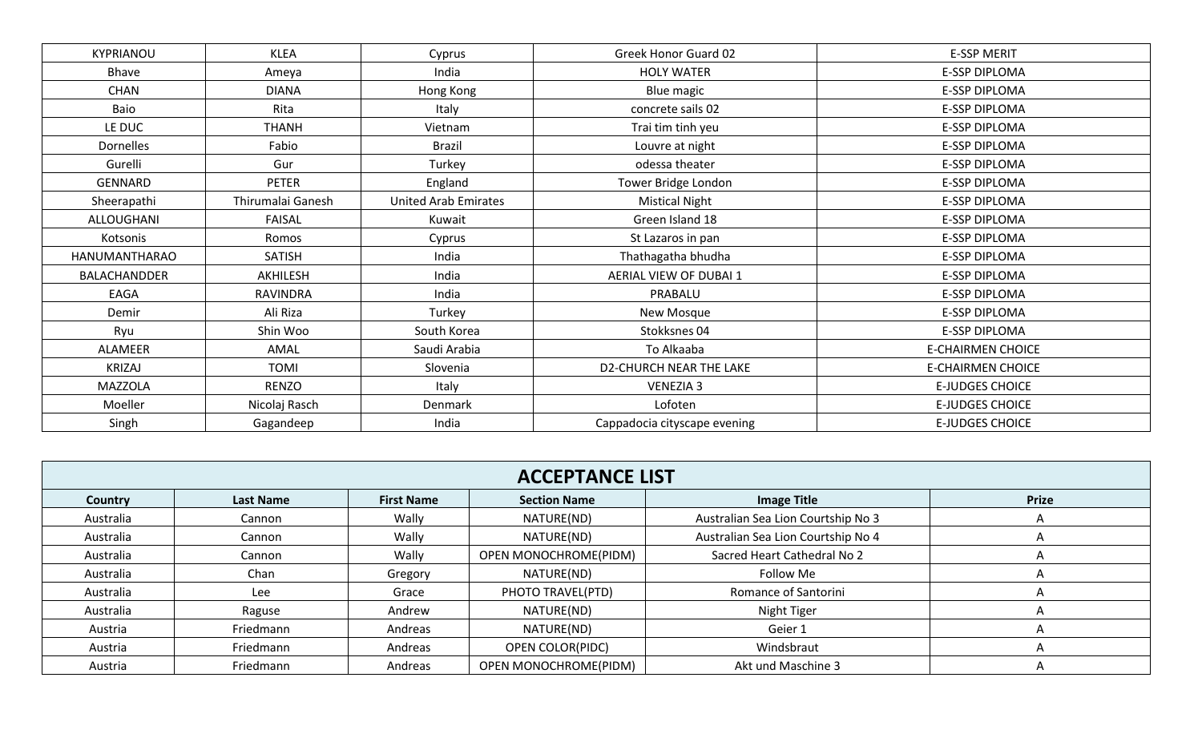| | | | | |
|---|---|---|---|---|
| KYPRIANOU | KLEA | Cyprus | Greek Honor Guard 02 | E-SSP MERIT |
| Bhave | Ameya | India | HOLY WATER | E-SSP DIPLOMA |
| CHAN | DIANA | Hong Kong | Blue magic | E-SSP DIPLOMA |
| Baio | Rita | Italy | concrete sails 02 | E-SSP DIPLOMA |
| LE DUC | THANH | Vietnam | Trai tim tinh yeu | E-SSP DIPLOMA |
| Dornelles | Fabio | Brazil | Louvre at night | E-SSP DIPLOMA |
| Gurelli | Gur | Turkey | odessa theater | E-SSP DIPLOMA |
| GENNARD | PETER | England | Tower Bridge London | E-SSP DIPLOMA |
| Sheerapathi | Thirumalai Ganesh | United Arab Emirates | Mistical Night | E-SSP DIPLOMA |
| ALLOUGHANI | FAISAL | Kuwait | Green Island 18 | E-SSP DIPLOMA |
| Kotsonis | Romos | Cyprus | St Lazaros in pan | E-SSP DIPLOMA |
| HANUMANTHARAO | SATISH | India | Thathagatha bhudha | E-SSP DIPLOMA |
| BALACHANDDER | AKHILESH | India | AERIAL VIEW OF DUBAI 1 | E-SSP DIPLOMA |
| EAGA | RAVINDRA | India | PRABALU | E-SSP DIPLOMA |
| Demir | Ali Riza | Turkey | New Mosque | E-SSP DIPLOMA |
| Ryu | Shin Woo | South Korea | Stokksnes 04 | E-SSP DIPLOMA |
| ALAMEER | AMAL | Saudi Arabia | To Alkaaba | E-CHAIRMEN CHOICE |
| KRIZAJ | TOMI | Slovenia | D2-CHURCH NEAR THE LAKE | E-CHAIRMEN CHOICE |
| MAZZOLA | RENZO | Italy | VENEZIA 3 | E-JUDGES CHOICE |
| Moeller | Nicolaj Rasch | Denmark | Lofoten | E-JUDGES CHOICE |
| Singh | Gagandeep | India | Cappadocia cityscape evening | E-JUDGES CHOICE |

## ACCEPTANCE LIST

| Country | Last Name | First Name | Section Name | Image Title | Prize |
|---|---|---|---|---|---|
| Australia | Cannon | Wally | NATURE(ND) | Australian Sea Lion Courtship No 3 | A |
| Australia | Cannon | Wally | NATURE(ND) | Australian Sea Lion Courtship No 4 | A |
| Australia | Cannon | Wally | OPEN MONOCHROME(PIDM) | Sacred Heart Cathedral No 2 | A |
| Australia | Chan | Gregory | NATURE(ND) | Follow Me | A |
| Australia | Lee | Grace | PHOTO TRAVEL(PTD) | Romance of Santorini | A |
| Australia | Raguse | Andrew | NATURE(ND) | Night Tiger | A |
| Austria | Friedmann | Andreas | NATURE(ND) | Geier 1 | A |
| Austria | Friedmann | Andreas | OPEN COLOR(PIDC) | Windsbraut | A |
| Austria | Friedmann | Andreas | OPEN MONOCHROME(PIDM) | Akt und Maschine 3 | A |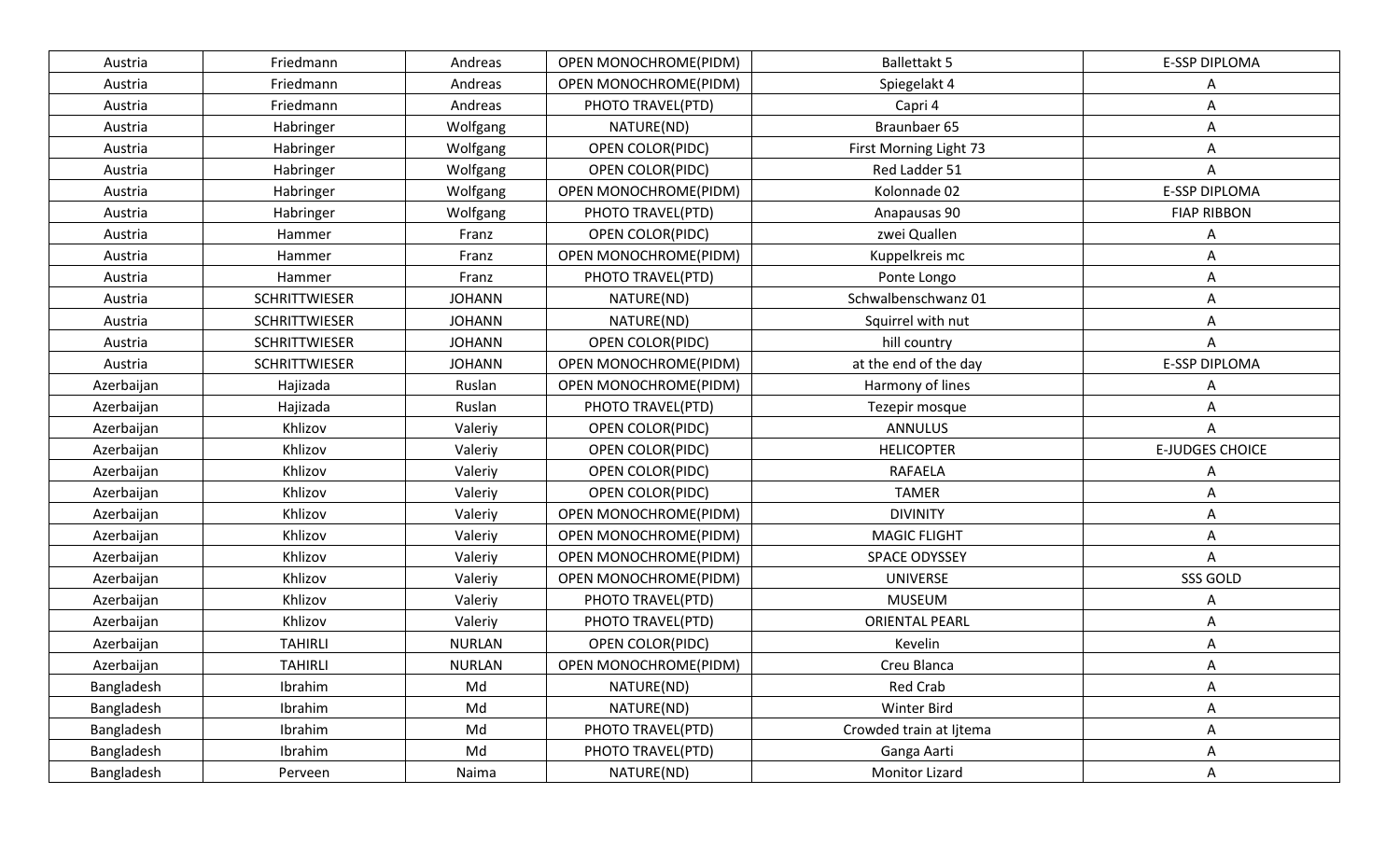| Austria | Friedmann | Andreas | OPEN MONOCHROME(PIDM) | Ballettakt 5 | E-SSP DIPLOMA |
|---|---|---|---|---|---|
| Austria | Friedmann | Andreas | OPEN MONOCHROME(PIDM) | Spiegelakt 4 | A |
| Austria | Friedmann | Andreas | PHOTO TRAVEL(PTD) | Capri 4 | A |
| Austria | Habringer | Wolfgang | NATURE(ND) | Braunbaer 65 | A |
| Austria | Habringer | Wolfgang | OPEN COLOR(PIDC) | First Morning Light 73 | A |
| Austria | Habringer | Wolfgang | OPEN COLOR(PIDC) | Red Ladder 51 | A |
| Austria | Habringer | Wolfgang | OPEN MONOCHROME(PIDM) | Kolonnade 02 | E-SSP DIPLOMA |
| Austria | Habringer | Wolfgang | PHOTO TRAVEL(PTD) | Anapausas 90 | FIAP RIBBON |
| Austria | Hammer | Franz | OPEN COLOR(PIDC) | zwei Quallen | A |
| Austria | Hammer | Franz | OPEN MONOCHROME(PIDM) | Kuppelkreis mc | A |
| Austria | Hammer | Franz | PHOTO TRAVEL(PTD) | Ponte Longo | A |
| Austria | SCHRITTWIESER | JOHANN | NATURE(ND) | Schwalbenschwanz 01 | A |
| Austria | SCHRITTWIESER | JOHANN | NATURE(ND) | Squirrel with nut | A |
| Austria | SCHRITTWIESER | JOHANN | OPEN COLOR(PIDC) | hill country | A |
| Austria | SCHRITTWIESER | JOHANN | OPEN MONOCHROME(PIDM) | at the end of the day | E-SSP DIPLOMA |
| Azerbaijan | Hajizada | Ruslan | OPEN MONOCHROME(PIDM) | Harmony of lines | A |
| Azerbaijan | Hajizada | Ruslan | PHOTO TRAVEL(PTD) | Tezepir mosque | A |
| Azerbaijan | Khlizov | Valeriy | OPEN COLOR(PIDC) | ANNULUS | A |
| Azerbaijan | Khlizov | Valeriy | OPEN COLOR(PIDC) | HELICOPTER | E-JUDGES CHOICE |
| Azerbaijan | Khlizov | Valeriy | OPEN COLOR(PIDC) | RAFAELA | A |
| Azerbaijan | Khlizov | Valeriy | OPEN COLOR(PIDC) | TAMER | A |
| Azerbaijan | Khlizov | Valeriy | OPEN MONOCHROME(PIDM) | DIVINITY | A |
| Azerbaijan | Khlizov | Valeriy | OPEN MONOCHROME(PIDM) | MAGIC FLIGHT | A |
| Azerbaijan | Khlizov | Valeriy | OPEN MONOCHROME(PIDM) | SPACE ODYSSEY | A |
| Azerbaijan | Khlizov | Valeriy | OPEN MONOCHROME(PIDM) | UNIVERSE | SSS GOLD |
| Azerbaijan | Khlizov | Valeriy | PHOTO TRAVEL(PTD) | MUSEUM | A |
| Azerbaijan | Khlizov | Valeriy | PHOTO TRAVEL(PTD) | ORIENTAL PEARL | A |
| Azerbaijan | TAHIRLI | NURLAN | OPEN COLOR(PIDC) | Kevelin | A |
| Azerbaijan | TAHIRLI | NURLAN | OPEN MONOCHROME(PIDM) | Creu Blanca | A |
| Bangladesh | Ibrahim | Md | NATURE(ND) | Red Crab | A |
| Bangladesh | Ibrahim | Md | NATURE(ND) | Winter Bird | A |
| Bangladesh | Ibrahim | Md | PHOTO TRAVEL(PTD) | Crowded train at Ijtema | A |
| Bangladesh | Ibrahim | Md | PHOTO TRAVEL(PTD) | Ganga Aarti | A |
| Bangladesh | Perveen | Naima | NATURE(ND) | Monitor Lizard | A |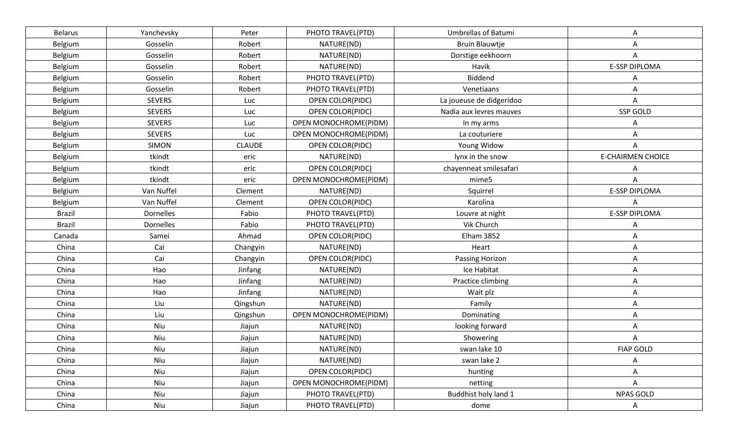| Belarus | Yanchevsky | Peter | PHOTO TRAVEL(PTD) | Umbrellas of Batumi | A |
|---|---|---|---|---|---|
| Belgium | Gosselin | Robert | NATURE(ND) | Bruin Blauwtje | A |
| Belgium | Gosselin | Robert | NATURE(ND) | Dorstige eekhoorn | A |
| Belgium | Gosselin | Robert | NATURE(ND) | Havik | E-SSP DIPLOMA |
| Belgium | Gosselin | Robert | PHOTO TRAVEL(PTD) | Biddend | A |
| Belgium | Gosselin | Robert | PHOTO TRAVEL(PTD) | Venetiaans | A |
| Belgium | SEVERS | Luc | OPEN COLOR(PIDC) | La joueuse de didgeridoo | A |
| Belgium | SEVERS | Luc | OPEN COLOR(PIDC) | Nadia aux levres mauves | SSP GOLD |
| Belgium | SEVERS | Luc | OPEN MONOCHROME(PIDM) | In my arms | A |
| Belgium | SEVERS | Luc | OPEN MONOCHROME(PIDM) | La couturiere | A |
| Belgium | SIMON | CLAUDE | OPEN COLOR(PIDC) | Young Widow | A |
| Belgium | tkindt | eric | NATURE(ND) | lynx in the snow | E-CHAIRMEN CHOICE |
| Belgium | tkindt | eric | OPEN COLOR(PIDC) | chayenneat smilesafari | A |
| Belgium | tkindt | eric | OPEN MONOCHROME(PIDM) | mime5 | A |
| Belgium | Van Nuffel | Clement | NATURE(ND) | Squirrel | E-SSP DIPLOMA |
| Belgium | Van Nuffel | Clement | OPEN COLOR(PIDC) | Karolina | A |
| Brazil | Dornelles | Fabio | PHOTO TRAVEL(PTD) | Louvre at night | E-SSP DIPLOMA |
| Brazil | Dornelles | Fabio | PHOTO TRAVEL(PTD) | Vik Church | A |
| Canada | Samei | Ahmad | OPEN COLOR(PIDC) | Elham 3852 | A |
| China | Cai | Changyin | NATURE(ND) | Heart | A |
| China | Cai | Changyin | OPEN COLOR(PIDC) | Passing Horizon | A |
| China | Hao | Jinfang | NATURE(ND) | Ice Habitat | A |
| China | Hao | Jinfang | NATURE(ND) | Practice climbing | A |
| China | Hao | Jinfang | NATURE(ND) | Wait plz | A |
| China | Liu | Qingshun | NATURE(ND) | Family | A |
| China | Liu | Qingshun | OPEN MONOCHROME(PIDM) | Dominating | A |
| China | Niu | Jiajun | NATURE(ND) | looking forward | A |
| China | Niu | Jiajun | NATURE(ND) | Showering | A |
| China | Niu | Jiajun | NATURE(ND) | swan lake 10 | FIAP GOLD |
| China | Niu | Jiajun | NATURE(ND) | swan lake 2 | A |
| China | Niu | Jiajun | OPEN COLOR(PIDC) | hunting | A |
| China | Niu | Jiajun | OPEN MONOCHROME(PIDM) | netting | A |
| China | Niu | Jiajun | PHOTO TRAVEL(PTD) | Buddhist holy land 1 | NPAS GOLD |
| China | Niu | Jiajun | PHOTO TRAVEL(PTD) | dome | A |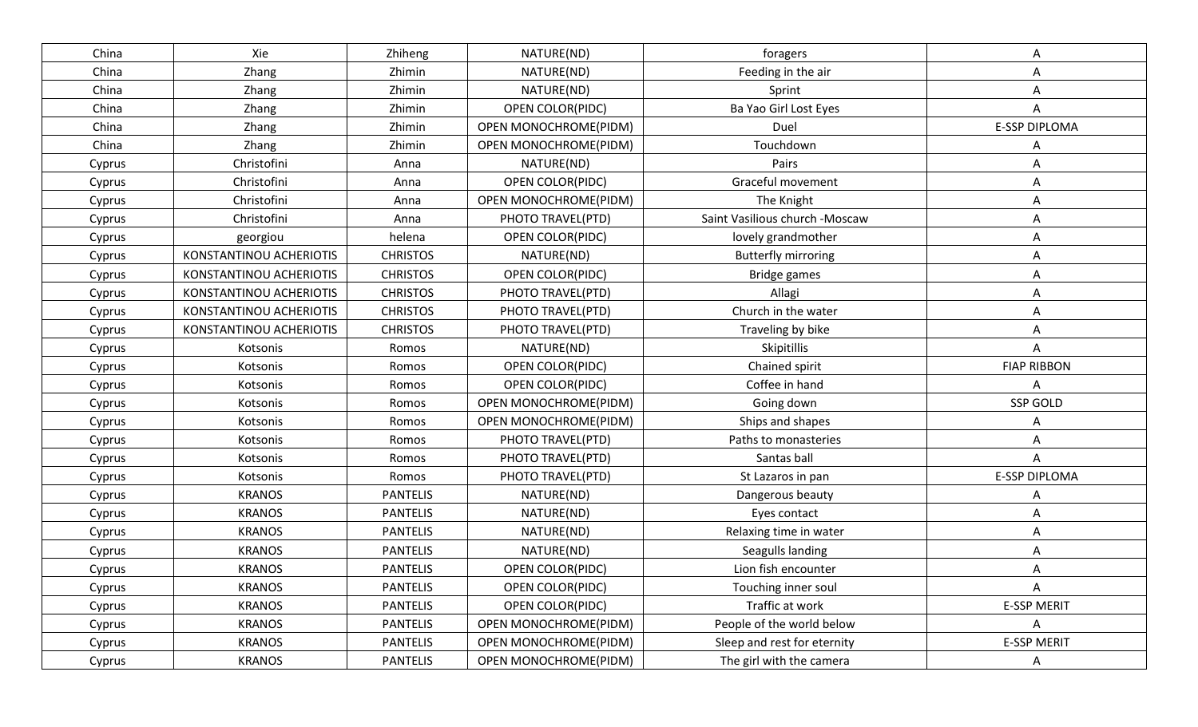| China | Xie | Zhiheng | NATURE(ND) | foragers | A |
|---|---|---|---|---|---|
| China | Zhang | Zhimin | NATURE(ND) | Feeding in the air | A |
| China | Zhang | Zhimin | NATURE(ND) | Sprint | A |
| China | Zhang | Zhimin | OPEN COLOR(PIDC) | Ba Yao Girl Lost Eyes | A |
| China | Zhang | Zhimin | OPEN MONOCHROME(PIDM) | Duel | E-SSP DIPLOMA |
| China | Zhang | Zhimin | OPEN MONOCHROME(PIDM) | Touchdown | A |
| Cyprus | Christofini | Anna | NATURE(ND) | Pairs | A |
| Cyprus | Christofini | Anna | OPEN COLOR(PIDC) | Graceful movement | A |
| Cyprus | Christofini | Anna | OPEN MONOCHROME(PIDM) | The Knight | A |
| Cyprus | Christofini | Anna | PHOTO TRAVEL(PTD) | Saint Vasilious church -Moscaw | A |
| Cyprus | georgiou | helena | OPEN COLOR(PIDC) | lovely grandmother | A |
| Cyprus | KONSTANTINOU ACHERIOTIS | CHRISTOS | NATURE(ND) | Butterfly mirroring | A |
| Cyprus | KONSTANTINOU ACHERIOTIS | CHRISTOS | OPEN COLOR(PIDC) | Bridge games | A |
| Cyprus | KONSTANTINOU ACHERIOTIS | CHRISTOS | PHOTO TRAVEL(PTD) | Allagi | A |
| Cyprus | KONSTANTINOU ACHERIOTIS | CHRISTOS | PHOTO TRAVEL(PTD) | Church in the water | A |
| Cyprus | KONSTANTINOU ACHERIOTIS | CHRISTOS | PHOTO TRAVEL(PTD) | Traveling by bike | A |
| Cyprus | Kotsonis | Romos | NATURE(ND) | Skipitillis | A |
| Cyprus | Kotsonis | Romos | OPEN COLOR(PIDC) | Chained spirit | FIAP RIBBON |
| Cyprus | Kotsonis | Romos | OPEN COLOR(PIDC) | Coffee in hand | A |
| Cyprus | Kotsonis | Romos | OPEN MONOCHROME(PIDM) | Going down | SSP GOLD |
| Cyprus | Kotsonis | Romos | OPEN MONOCHROME(PIDM) | Ships and shapes | A |
| Cyprus | Kotsonis | Romos | PHOTO TRAVEL(PTD) | Paths to monasteries | A |
| Cyprus | Kotsonis | Romos | PHOTO TRAVEL(PTD) | Santas ball | A |
| Cyprus | Kotsonis | Romos | PHOTO TRAVEL(PTD) | St Lazaros in pan | E-SSP DIPLOMA |
| Cyprus | KRANOS | PANTELIS | NATURE(ND) | Dangerous beauty | A |
| Cyprus | KRANOS | PANTELIS | NATURE(ND) | Eyes contact | A |
| Cyprus | KRANOS | PANTELIS | NATURE(ND) | Relaxing time in water | A |
| Cyprus | KRANOS | PANTELIS | NATURE(ND) | Seagulls landing | A |
| Cyprus | KRANOS | PANTELIS | OPEN COLOR(PIDC) | Lion fish encounter | A |
| Cyprus | KRANOS | PANTELIS | OPEN COLOR(PIDC) | Touching inner soul | A |
| Cyprus | KRANOS | PANTELIS | OPEN COLOR(PIDC) | Traffic at work | E-SSP MERIT |
| Cyprus | KRANOS | PANTELIS | OPEN MONOCHROME(PIDM) | People of the world below | A |
| Cyprus | KRANOS | PANTELIS | OPEN MONOCHROME(PIDM) | Sleep and rest for eternity | E-SSP MERIT |
| Cyprus | KRANOS | PANTELIS | OPEN MONOCHROME(PIDM) | The girl with the camera | A |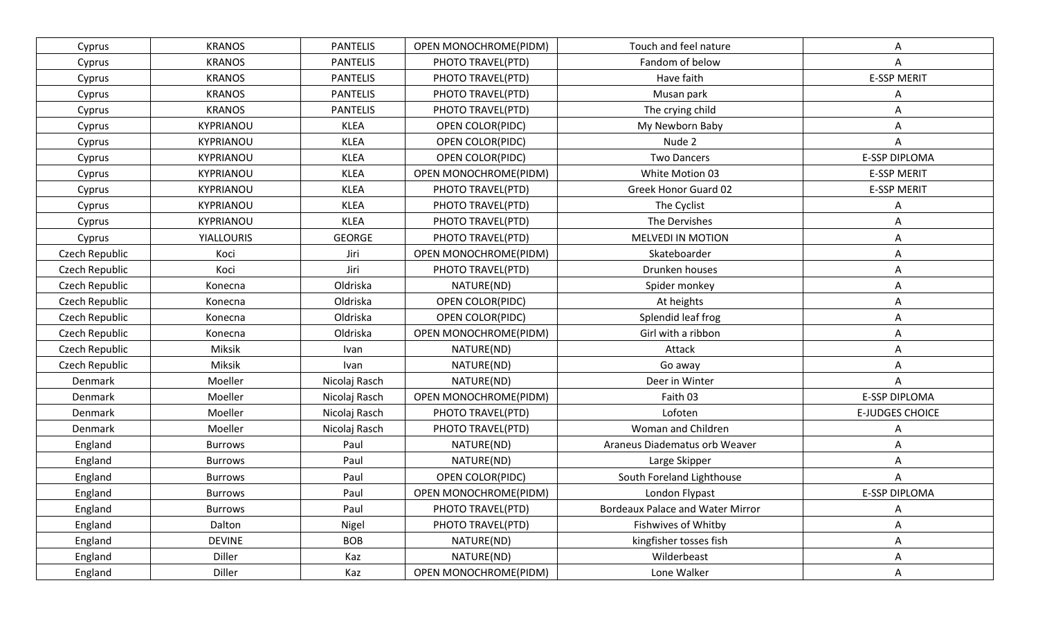| Cyprus | KRANOS | PANTELIS | OPEN MONOCHROME(PIDM) | Touch and feel nature | A |
|---|---|---|---|---|---|
| Cyprus | KRANOS | PANTELIS | PHOTO TRAVEL(PTD) | Fandom of below | A |
| Cyprus | KRANOS | PANTELIS | PHOTO TRAVEL(PTD) | Have faith | E-SSP MERIT |
| Cyprus | KRANOS | PANTELIS | PHOTO TRAVEL(PTD) | Musan park | A |
| Cyprus | KRANOS | PANTELIS | PHOTO TRAVEL(PTD) | The crying child | A |
| Cyprus | KYPRIANOU | KLEA | OPEN COLOR(PIDC) | My Newborn Baby | A |
| Cyprus | KYPRIANOU | KLEA | OPEN COLOR(PIDC) | Nude 2 | A |
| Cyprus | KYPRIANOU | KLEA | OPEN COLOR(PIDC) | Two Dancers | E-SSP DIPLOMA |
| Cyprus | KYPRIANOU | KLEA | OPEN MONOCHROME(PIDM) | White Motion 03 | E-SSP MERIT |
| Cyprus | KYPRIANOU | KLEA | PHOTO TRAVEL(PTD) | Greek Honor Guard 02 | E-SSP MERIT |
| Cyprus | KYPRIANOU | KLEA | PHOTO TRAVEL(PTD) | The Cyclist | A |
| Cyprus | KYPRIANOU | KLEA | PHOTO TRAVEL(PTD) | The Dervishes | A |
| Cyprus | YIALLOURIS | GEORGE | PHOTO TRAVEL(PTD) | MELVEDI IN MOTION | A |
| Czech Republic | Koci | Jiri | OPEN MONOCHROME(PIDM) | Skateboarder | A |
| Czech Republic | Koci | Jiri | PHOTO TRAVEL(PTD) | Drunken houses | A |
| Czech Republic | Konecna | Oldriska | NATURE(ND) | Spider monkey | A |
| Czech Republic | Konecna | Oldriska | OPEN COLOR(PIDC) | At heights | A |
| Czech Republic | Konecna | Oldriska | OPEN COLOR(PIDC) | Splendid leaf frog | A |
| Czech Republic | Konecna | Oldriska | OPEN MONOCHROME(PIDM) | Girl with a ribbon | A |
| Czech Republic | Miksik | Ivan | NATURE(ND) | Attack | A |
| Czech Republic | Miksik | Ivan | NATURE(ND) | Go away | A |
| Denmark | Moeller | Nicolaj Rasch | NATURE(ND) | Deer in Winter | A |
| Denmark | Moeller | Nicolaj Rasch | OPEN MONOCHROME(PIDM) | Faith 03 | E-SSP DIPLOMA |
| Denmark | Moeller | Nicolaj Rasch | PHOTO TRAVEL(PTD) | Lofoten | E-JUDGES CHOICE |
| Denmark | Moeller | Nicolaj Rasch | PHOTO TRAVEL(PTD) | Woman and Children | A |
| England | Burrows | Paul | NATURE(ND) | Araneus Diadematus orb Weaver | A |
| England | Burrows | Paul | NATURE(ND) | Large Skipper | A |
| England | Burrows | Paul | OPEN COLOR(PIDC) | South Foreland Lighthouse | A |
| England | Burrows | Paul | OPEN MONOCHROME(PIDM) | London Flypast | E-SSP DIPLOMA |
| England | Burrows | Paul | PHOTO TRAVEL(PTD) | Bordeaux Palace and Water Mirror | A |
| England | Dalton | Nigel | PHOTO TRAVEL(PTD) | Fishwives of Whitby | A |
| England | DEVINE | BOB | NATURE(ND) | kingfisher tosses fish | A |
| England | Diller | Kaz | NATURE(ND) | Wilderbeast | A |
| England | Diller | Kaz | OPEN MONOCHROME(PIDM) | Lone Walker | A |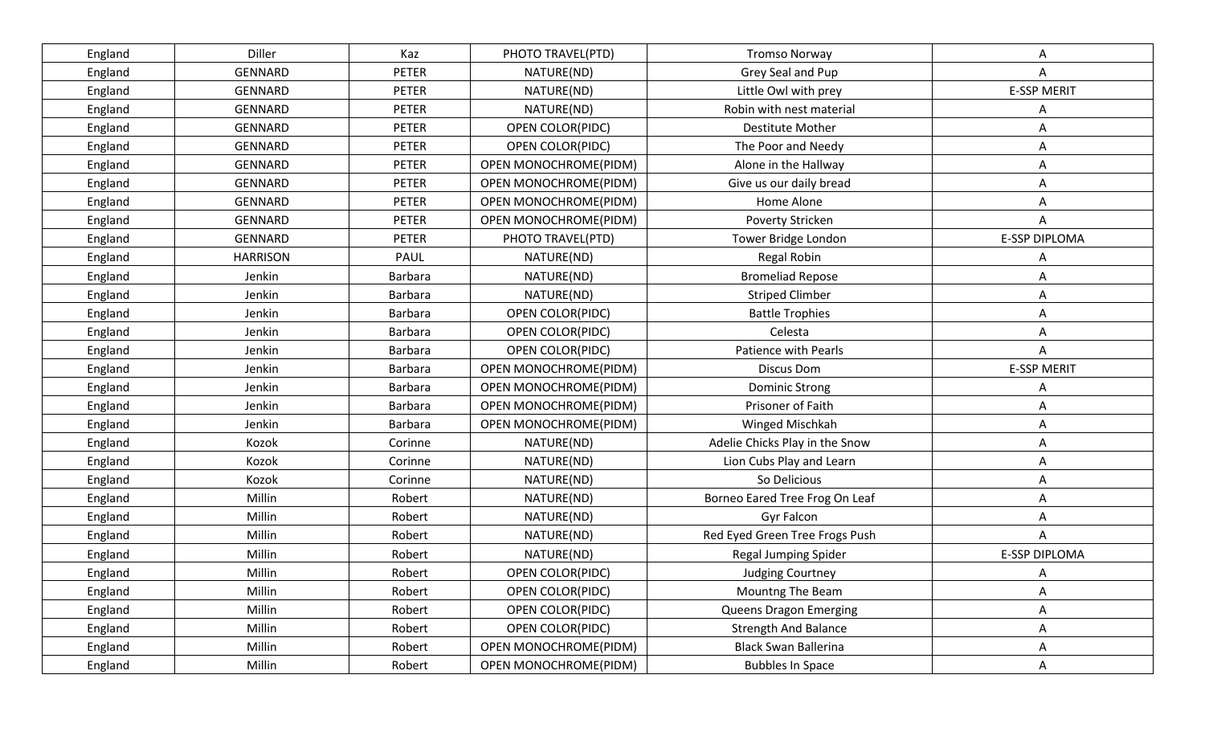| England | Diller | Kaz | PHOTO TRAVEL(PTD) | Tromso Norway | A |
|---|---|---|---|---|---|
| England | GENNARD | PETER | NATURE(ND) | Grey Seal and Pup | A |
| England | GENNARD | PETER | NATURE(ND) | Little Owl with prey | E-SSP MERIT |
| England | GENNARD | PETER | NATURE(ND) | Robin with nest material | A |
| England | GENNARD | PETER | OPEN COLOR(PIDC) | Destitute Mother | A |
| England | GENNARD | PETER | OPEN COLOR(PIDC) | The Poor and Needy | A |
| England | GENNARD | PETER | OPEN MONOCHROME(PIDM) | Alone in the Hallway | A |
| England | GENNARD | PETER | OPEN MONOCHROME(PIDM) | Give us our daily bread | A |
| England | GENNARD | PETER | OPEN MONOCHROME(PIDM) | Home Alone | A |
| England | GENNARD | PETER | OPEN MONOCHROME(PIDM) | Poverty Stricken | A |
| England | GENNARD | PETER | PHOTO TRAVEL(PTD) | Tower Bridge London | E-SSP DIPLOMA |
| England | HARRISON | PAUL | NATURE(ND) | Regal Robin | A |
| England | Jenkin | Barbara | NATURE(ND) | Bromeliad Repose | A |
| England | Jenkin | Barbara | NATURE(ND) | Striped Climber | A |
| England | Jenkin | Barbara | OPEN COLOR(PIDC) | Battle Trophies | A |
| England | Jenkin | Barbara | OPEN COLOR(PIDC) | Celesta | A |
| England | Jenkin | Barbara | OPEN COLOR(PIDC) | Patience with Pearls | A |
| England | Jenkin | Barbara | OPEN MONOCHROME(PIDM) | Discus Dom | E-SSP MERIT |
| England | Jenkin | Barbara | OPEN MONOCHROME(PIDM) | Dominic Strong | A |
| England | Jenkin | Barbara | OPEN MONOCHROME(PIDM) | Prisoner of Faith | A |
| England | Jenkin | Barbara | OPEN MONOCHROME(PIDM) | Winged Mischkah | A |
| England | Kozok | Corinne | NATURE(ND) | Adelie Chicks Play in the Snow | A |
| England | Kozok | Corinne | NATURE(ND) | Lion Cubs Play and Learn | A |
| England | Kozok | Corinne | NATURE(ND) | So Delicious | A |
| England | Millin | Robert | NATURE(ND) | Borneo Eared Tree Frog On Leaf | A |
| England | Millin | Robert | NATURE(ND) | Gyr Falcon | A |
| England | Millin | Robert | NATURE(ND) | Red Eyed Green Tree Frogs Push | A |
| England | Millin | Robert | NATURE(ND) | Regal Jumping Spider | E-SSP DIPLOMA |
| England | Millin | Robert | OPEN COLOR(PIDC) | Judging Courtney | A |
| England | Millin | Robert | OPEN COLOR(PIDC) | Mountng The Beam | A |
| England | Millin | Robert | OPEN COLOR(PIDC) | Queens Dragon Emerging | A |
| England | Millin | Robert | OPEN COLOR(PIDC) | Strength And Balance | A |
| England | Millin | Robert | OPEN MONOCHROME(PIDM) | Black Swan Ballerina | A |
| England | Millin | Robert | OPEN MONOCHROME(PIDM) | Bubbles In Space | A |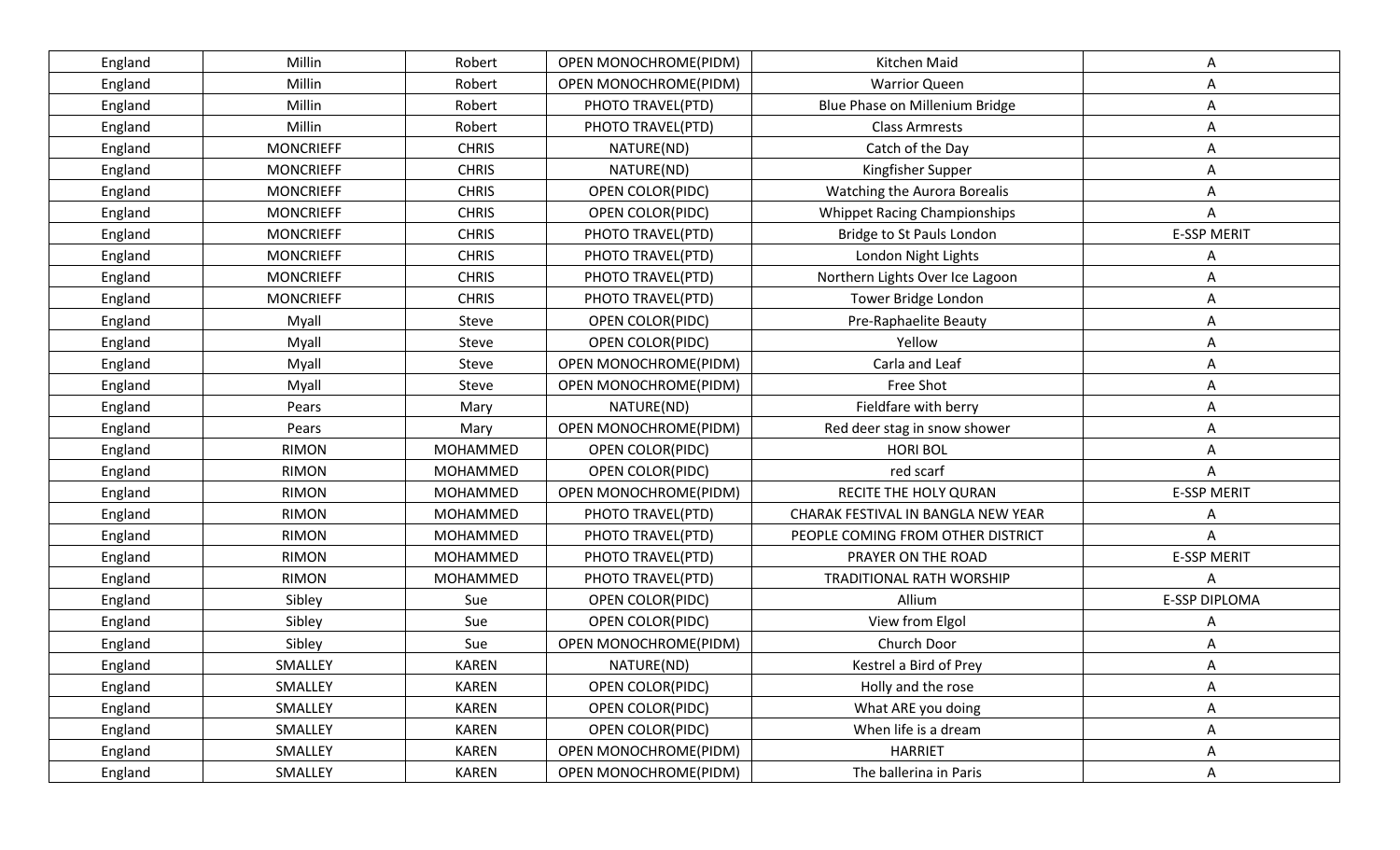| England | Millin | Robert | OPEN MONOCHROME(PIDM) | Kitchen Maid | A |
|---|---|---|---|---|---|
| England | Millin | Robert | OPEN MONOCHROME(PIDM) | Warrior Queen | A |
| England | Millin | Robert | PHOTO TRAVEL(PTD) | Blue Phase on Millenium Bridge | A |
| England | Millin | Robert | PHOTO TRAVEL(PTD) | Class Armrests | A |
| England | MONCRIEFF | CHRIS | NATURE(ND) | Catch of the Day | A |
| England | MONCRIEFF | CHRIS | NATURE(ND) | Kingfisher Supper | A |
| England | MONCRIEFF | CHRIS | OPEN COLOR(PIDC) | Watching the Aurora Borealis | A |
| England | MONCRIEFF | CHRIS | OPEN COLOR(PIDC) | Whippet Racing Championships | A |
| England | MONCRIEFF | CHRIS | PHOTO TRAVEL(PTD) | Bridge to St Pauls London | E-SSP MERIT |
| England | MONCRIEFF | CHRIS | PHOTO TRAVEL(PTD) | London Night Lights | A |
| England | MONCRIEFF | CHRIS | PHOTO TRAVEL(PTD) | Northern Lights Over Ice Lagoon | A |
| England | MONCRIEFF | CHRIS | PHOTO TRAVEL(PTD) | Tower Bridge London | A |
| England | Myall | Steve | OPEN COLOR(PIDC) | Pre-Raphaelite Beauty | A |
| England | Myall | Steve | OPEN COLOR(PIDC) | Yellow | A |
| England | Myall | Steve | OPEN MONOCHROME(PIDM) | Carla and Leaf | A |
| England | Myall | Steve | OPEN MONOCHROME(PIDM) | Free Shot | A |
| England | Pears | Mary | NATURE(ND) | Fieldfare with berry | A |
| England | Pears | Mary | OPEN MONOCHROME(PIDM) | Red deer stag in snow shower | A |
| England | RIMON | MOHAMMED | OPEN COLOR(PIDC) | HORI BOL | A |
| England | RIMON | MOHAMMED | OPEN COLOR(PIDC) | red scarf | A |
| England | RIMON | MOHAMMED | OPEN MONOCHROME(PIDM) | RECITE THE HOLY QURAN | E-SSP MERIT |
| England | RIMON | MOHAMMED | PHOTO TRAVEL(PTD) | CHARAK FESTIVAL IN BANGLA NEW YEAR | A |
| England | RIMON | MOHAMMED | PHOTO TRAVEL(PTD) | PEOPLE COMING FROM OTHER DISTRICT | A |
| England | RIMON | MOHAMMED | PHOTO TRAVEL(PTD) | PRAYER ON THE ROAD | E-SSP MERIT |
| England | RIMON | MOHAMMED | PHOTO TRAVEL(PTD) | TRADITIONAL RATH WORSHIP | A |
| England | Sibley | Sue | OPEN COLOR(PIDC) | Allium | E-SSP DIPLOMA |
| England | Sibley | Sue | OPEN COLOR(PIDC) | View from Elgol | A |
| England | Sibley | Sue | OPEN MONOCHROME(PIDM) | Church Door | A |
| England | SMALLEY | KAREN | NATURE(ND) | Kestrel a Bird of Prey | A |
| England | SMALLEY | KAREN | OPEN COLOR(PIDC) | Holly and the rose | A |
| England | SMALLEY | KAREN | OPEN COLOR(PIDC) | What ARE you doing | A |
| England | SMALLEY | KAREN | OPEN COLOR(PIDC) | When life is a dream | A |
| England | SMALLEY | KAREN | OPEN MONOCHROME(PIDM) | HARRIET | A |
| England | SMALLEY | KAREN | OPEN MONOCHROME(PIDM) | The ballerina in Paris | A |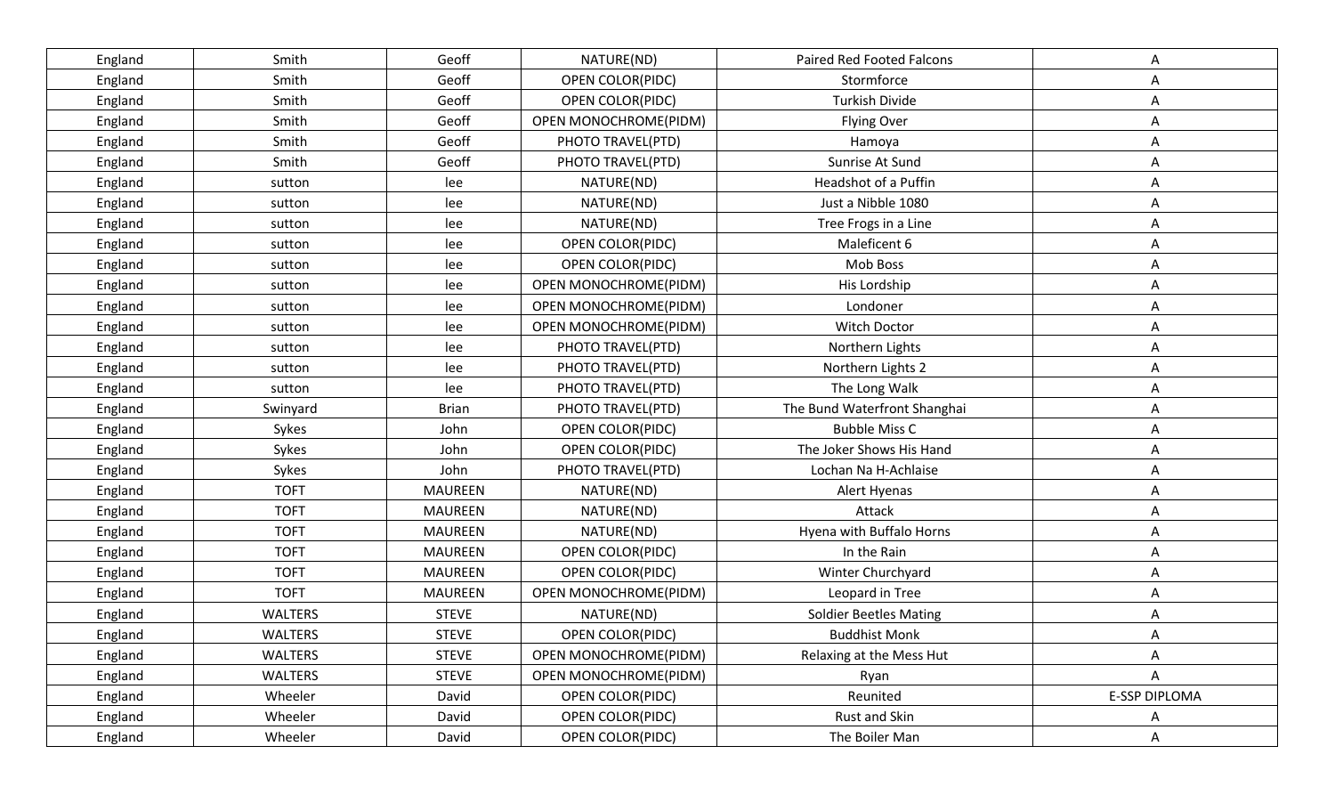| England | Smith | Geoff | NATURE(ND) | Paired Red Footed Falcons | A |
|---|---|---|---|---|---|
| England | Smith | Geoff | OPEN COLOR(PIDC) | Stormforce | A |
| England | Smith | Geoff | OPEN COLOR(PIDC) | Turkish Divide | A |
| England | Smith | Geoff | OPEN MONOCHROME(PIDM) | Flying Over | A |
| England | Smith | Geoff | PHOTO TRAVEL(PTD) | Hamoya | A |
| England | Smith | Geoff | PHOTO TRAVEL(PTD) | Sunrise At Sund | A |
| England | sutton | lee | NATURE(ND) | Headshot of a Puffin | A |
| England | sutton | lee | NATURE(ND) | Just a Nibble 1080 | A |
| England | sutton | lee | NATURE(ND) | Tree Frogs in a Line | A |
| England | sutton | lee | OPEN COLOR(PIDC) | Maleficent 6 | A |
| England | sutton | lee | OPEN COLOR(PIDC) | Mob Boss | A |
| England | sutton | lee | OPEN MONOCHROME(PIDM) | His Lordship | A |
| England | sutton | lee | OPEN MONOCHROME(PIDM) | Londoner | A |
| England | sutton | lee | OPEN MONOCHROME(PIDM) | Witch Doctor | A |
| England | sutton | lee | PHOTO TRAVEL(PTD) | Northern Lights | A |
| England | sutton | lee | PHOTO TRAVEL(PTD) | Northern Lights 2 | A |
| England | sutton | lee | PHOTO TRAVEL(PTD) | The Long Walk | A |
| England | Swinyard | Brian | PHOTO TRAVEL(PTD) | The Bund Waterfront Shanghai | A |
| England | Sykes | John | OPEN COLOR(PIDC) | Bubble Miss C | A |
| England | Sykes | John | OPEN COLOR(PIDC) | The Joker Shows His Hand | A |
| England | Sykes | John | PHOTO TRAVEL(PTD) | Lochan Na H-Achlaise | A |
| England | TOFT | MAUREEN | NATURE(ND) | Alert Hyenas | A |
| England | TOFT | MAUREEN | NATURE(ND) | Attack | A |
| England | TOFT | MAUREEN | NATURE(ND) | Hyena with Buffalo Horns | A |
| England | TOFT | MAUREEN | OPEN COLOR(PIDC) | In the Rain | A |
| England | TOFT | MAUREEN | OPEN COLOR(PIDC) | Winter Churchyard | A |
| England | TOFT | MAUREEN | OPEN MONOCHROME(PIDM) | Leopard in Tree | A |
| England | WALTERS | STEVE | NATURE(ND) | Soldier Beetles Mating | A |
| England | WALTERS | STEVE | OPEN COLOR(PIDC) | Buddhist Monk | A |
| England | WALTERS | STEVE | OPEN MONOCHROME(PIDM) | Relaxing at the Mess Hut | A |
| England | WALTERS | STEVE | OPEN MONOCHROME(PIDM) | Ryan | A |
| England | Wheeler | David | OPEN COLOR(PIDC) | Reunited | E-SSP DIPLOMA |
| England | Wheeler | David | OPEN COLOR(PIDC) | Rust and Skin | A |
| England | Wheeler | David | OPEN COLOR(PIDC) | The Boiler Man | A |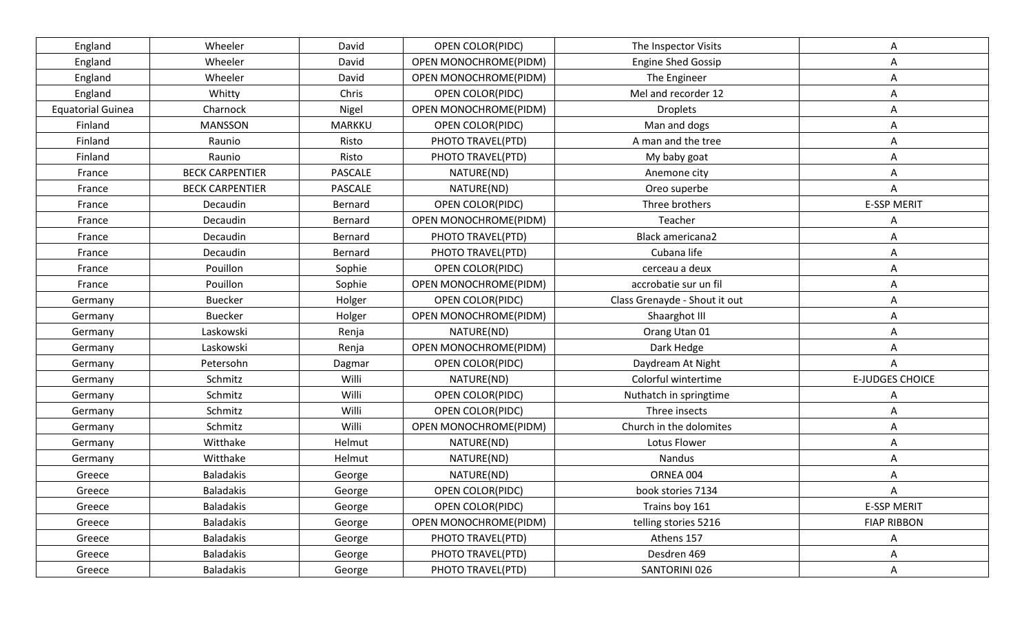| England | Wheeler | David | OPEN COLOR(PIDC) | The Inspector Visits | A |
|---|---|---|---|---|---|
| England | Wheeler | David | OPEN MONOCHROME(PIDM) | Engine Shed Gossip | A |
| England | Wheeler | David | OPEN MONOCHROME(PIDM) | The Engineer | A |
| England | Whitty | Chris | OPEN COLOR(PIDC) | Mel and recorder 12 | A |
| Equatorial Guinea | Charnock | Nigel | OPEN MONOCHROME(PIDM) | Droplets | A |
| Finland | MANSSON | MARKKU | OPEN COLOR(PIDC) | Man and dogs | A |
| Finland | Raunio | Risto | PHOTO TRAVEL(PTD) | A man and the tree | A |
| Finland | Raunio | Risto | PHOTO TRAVEL(PTD) | My baby goat | A |
| France | BECK CARPENTIER | PASCALE | NATURE(ND) | Anemone city | A |
| France | BECK CARPENTIER | PASCALE | NATURE(ND) | Oreo superbe | A |
| France | Decaudin | Bernard | OPEN COLOR(PIDC) | Three brothers | E-SSP MERIT |
| France | Decaudin | Bernard | OPEN MONOCHROME(PIDM) | Teacher | A |
| France | Decaudin | Bernard | PHOTO TRAVEL(PTD) | Black americana2 | A |
| France | Decaudin | Bernard | PHOTO TRAVEL(PTD) | Cubana life | A |
| France | Pouillon | Sophie | OPEN COLOR(PIDC) | cerceau a deux | A |
| France | Pouillon | Sophie | OPEN MONOCHROME(PIDM) | accrobatie sur un fil | A |
| Germany | Buecker | Holger | OPEN COLOR(PIDC) | Class Grenayde - Shout it out | A |
| Germany | Buecker | Holger | OPEN MONOCHROME(PIDM) | Shaarghot III | A |
| Germany | Laskowski | Renja | NATURE(ND) | Orang Utan 01 | A |
| Germany | Laskowski | Renja | OPEN MONOCHROME(PIDM) | Dark Hedge | A |
| Germany | Petersohn | Dagmar | OPEN COLOR(PIDC) | Daydream At Night | A |
| Germany | Schmitz | Willi | NATURE(ND) | Colorful wintertime | E-JUDGES CHOICE |
| Germany | Schmitz | Willi | OPEN COLOR(PIDC) | Nuthatch in springtime | A |
| Germany | Schmitz | Willi | OPEN COLOR(PIDC) | Three insects | A |
| Germany | Schmitz | Willi | OPEN MONOCHROME(PIDM) | Church in the dolomites | A |
| Germany | Witthake | Helmut | NATURE(ND) | Lotus Flower | A |
| Germany | Witthake | Helmut | NATURE(ND) | Nandus | A |
| Greece | Baladakis | George | NATURE(ND) | ORNEA 004 | A |
| Greece | Baladakis | George | OPEN COLOR(PIDC) | book stories 7134 | A |
| Greece | Baladakis | George | OPEN COLOR(PIDC) | Trains boy 161 | E-SSP MERIT |
| Greece | Baladakis | George | OPEN MONOCHROME(PIDM) | telling stories 5216 | FIAP RIBBON |
| Greece | Baladakis | George | PHOTO TRAVEL(PTD) | Athens 157 | A |
| Greece | Baladakis | George | PHOTO TRAVEL(PTD) | Desdren 469 | A |
| Greece | Baladakis | George | PHOTO TRAVEL(PTD) | SANTORINI 026 | A |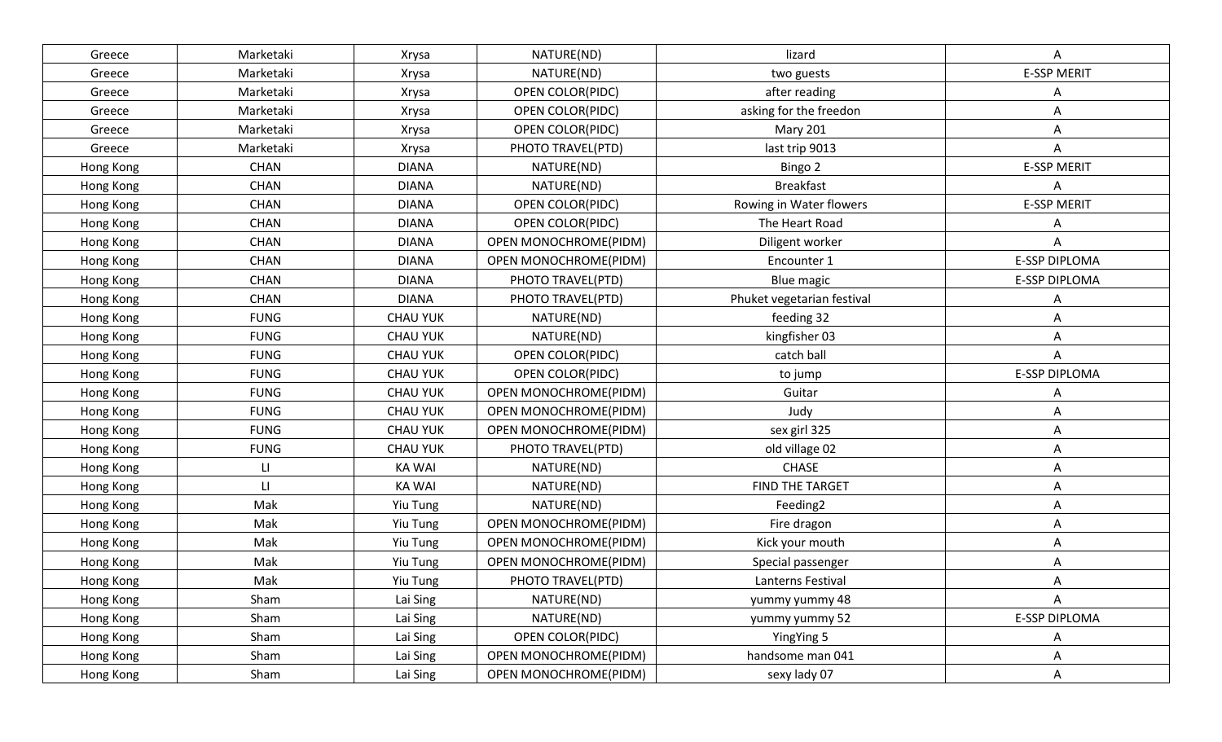| Greece | Marketaki | Xrysa | NATURE(ND) | lizard | A |
|---|---|---|---|---|---|
| Greece | Marketaki | Xrysa | NATURE(ND) | two guests | E-SSP MERIT |
| Greece | Marketaki | Xrysa | OPEN COLOR(PIDC) | after reading | A |
| Greece | Marketaki | Xrysa | OPEN COLOR(PIDC) | asking for the freedon | A |
| Greece | Marketaki | Xrysa | OPEN COLOR(PIDC) | Mary 201 | A |
| Greece | Marketaki | Xrysa | PHOTO TRAVEL(PTD) | last trip 9013 | A |
| Hong Kong | CHAN | DIANA | NATURE(ND) | Bingo 2 | E-SSP MERIT |
| Hong Kong | CHAN | DIANA | NATURE(ND) | Breakfast | A |
| Hong Kong | CHAN | DIANA | OPEN COLOR(PIDC) | Rowing in Water flowers | E-SSP MERIT |
| Hong Kong | CHAN | DIANA | OPEN COLOR(PIDC) | The Heart Road | A |
| Hong Kong | CHAN | DIANA | OPEN MONOCHROME(PIDM) | Diligent worker | A |
| Hong Kong | CHAN | DIANA | OPEN MONOCHROME(PIDM) | Encounter 1 | E-SSP DIPLOMA |
| Hong Kong | CHAN | DIANA | PHOTO TRAVEL(PTD) | Blue magic | E-SSP DIPLOMA |
| Hong Kong | CHAN | DIANA | PHOTO TRAVEL(PTD) | Phuket vegetarian festival | A |
| Hong Kong | FUNG | CHAU YUK | NATURE(ND) | feeding 32 | A |
| Hong Kong | FUNG | CHAU YUK | NATURE(ND) | kingfisher 03 | A |
| Hong Kong | FUNG | CHAU YUK | OPEN COLOR(PIDC) | catch ball | A |
| Hong Kong | FUNG | CHAU YUK | OPEN COLOR(PIDC) | to jump | E-SSP DIPLOMA |
| Hong Kong | FUNG | CHAU YUK | OPEN MONOCHROME(PIDM) | Guitar | A |
| Hong Kong | FUNG | CHAU YUK | OPEN MONOCHROME(PIDM) | Judy | A |
| Hong Kong | FUNG | CHAU YUK | OPEN MONOCHROME(PIDM) | sex girl 325 | A |
| Hong Kong | FUNG | CHAU YUK | PHOTO TRAVEL(PTD) | old village 02 | A |
| Hong Kong | LI | KA WAI | NATURE(ND) | CHASE | A |
| Hong Kong | LI | KA WAI | NATURE(ND) | FIND THE TARGET | A |
| Hong Kong | Mak | Yiu Tung | NATURE(ND) | Feeding2 | A |
| Hong Kong | Mak | Yiu Tung | OPEN MONOCHROME(PIDM) | Fire dragon | A |
| Hong Kong | Mak | Yiu Tung | OPEN MONOCHROME(PIDM) | Kick your mouth | A |
| Hong Kong | Mak | Yiu Tung | OPEN MONOCHROME(PIDM) | Special passenger | A |
| Hong Kong | Mak | Yiu Tung | PHOTO TRAVEL(PTD) | Lanterns Festival | A |
| Hong Kong | Sham | Lai Sing | NATURE(ND) | yummy yummy 48 | A |
| Hong Kong | Sham | Lai Sing | NATURE(ND) | yummy yummy 52 | E-SSP DIPLOMA |
| Hong Kong | Sham | Lai Sing | OPEN COLOR(PIDC) | YingYing 5 | A |
| Hong Kong | Sham | Lai Sing | OPEN MONOCHROME(PIDM) | handsome man 041 | A |
| Hong Kong | Sham | Lai Sing | OPEN MONOCHROME(PIDM) | sexy lady 07 | A |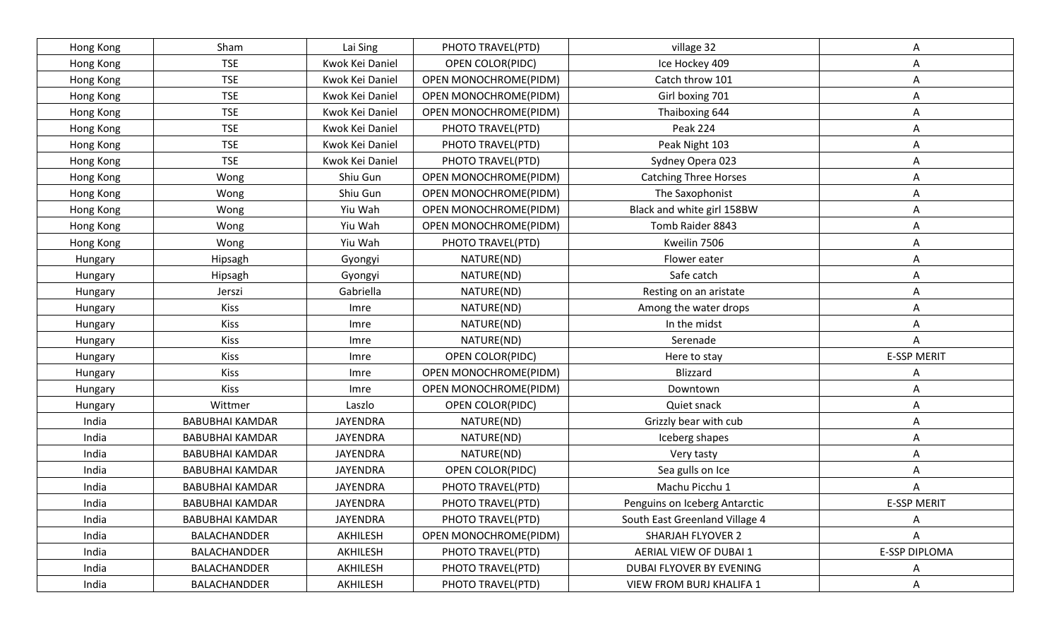| Hong Kong | Sham | Lai Sing | PHOTO TRAVEL(PTD) | village 32 | A |
|---|---|---|---|---|---|
| Hong Kong | TSE | Kwok Kei Daniel | OPEN COLOR(PIDC) | Ice Hockey 409 | A |
| Hong Kong | TSE | Kwok Kei Daniel | OPEN MONOCHROME(PIDM) | Catch throw 101 | A |
| Hong Kong | TSE | Kwok Kei Daniel | OPEN MONOCHROME(PIDM) | Girl boxing 701 | A |
| Hong Kong | TSE | Kwok Kei Daniel | OPEN MONOCHROME(PIDM) | Thaiboxing 644 | A |
| Hong Kong | TSE | Kwok Kei Daniel | PHOTO TRAVEL(PTD) | Peak 224 | A |
| Hong Kong | TSE | Kwok Kei Daniel | PHOTO TRAVEL(PTD) | Peak Night 103 | A |
| Hong Kong | TSE | Kwok Kei Daniel | PHOTO TRAVEL(PTD) | Sydney Opera 023 | A |
| Hong Kong | Wong | Shiu Gun | OPEN MONOCHROME(PIDM) | Catching Three Horses | A |
| Hong Kong | Wong | Shiu Gun | OPEN MONOCHROME(PIDM) | The Saxophonist | A |
| Hong Kong | Wong | Yiu Wah | OPEN MONOCHROME(PIDM) | Black and white girl 158BW | A |
| Hong Kong | Wong | Yiu Wah | OPEN MONOCHROME(PIDM) | Tomb Raider 8843 | A |
| Hong Kong | Wong | Yiu Wah | PHOTO TRAVEL(PTD) | Kweilin 7506 | A |
| Hungary | Hipsagh | Gyongyi | NATURE(ND) | Flower eater | A |
| Hungary | Hipsagh | Gyongyi | NATURE(ND) | Safe catch | A |
| Hungary | Jerszi | Gabriella | NATURE(ND) | Resting on an aristate | A |
| Hungary | Kiss | Imre | NATURE(ND) | Among the water drops | A |
| Hungary | Kiss | Imre | NATURE(ND) | In the midst | A |
| Hungary | Kiss | Imre | NATURE(ND) | Serenade | A |
| Hungary | Kiss | Imre | OPEN COLOR(PIDC) | Here to stay | E-SSP MERIT |
| Hungary | Kiss | Imre | OPEN MONOCHROME(PIDM) | Blizzard | A |
| Hungary | Kiss | Imre | OPEN MONOCHROME(PIDM) | Downtown | A |
| Hungary | Wittmer | Laszlo | OPEN COLOR(PIDC) | Quiet snack | A |
| India | BABUBHAI KAMDAR | JAYENDRA | NATURE(ND) | Grizzly bear with cub | A |
| India | BABUBHAI KAMDAR | JAYENDRA | NATURE(ND) | Iceberg shapes | A |
| India | BABUBHAI KAMDAR | JAYENDRA | NATURE(ND) | Very tasty | A |
| India | BABUBHAI KAMDAR | JAYENDRA | OPEN COLOR(PIDC) | Sea gulls on Ice | A |
| India | BABUBHAI KAMDAR | JAYENDRA | PHOTO TRAVEL(PTD) | Machu Picchu 1 | A |
| India | BABUBHAI KAMDAR | JAYENDRA | PHOTO TRAVEL(PTD) | Penguins on Iceberg Antarctic | E-SSP MERIT |
| India | BABUBHAI KAMDAR | JAYENDRA | PHOTO TRAVEL(PTD) | South East Greenland Village 4 | A |
| India | BALACHANDDER | AKHILESH | OPEN MONOCHROME(PIDM) | SHARJAH FLYOVER 2 | A |
| India | BALACHANDDER | AKHILESH | PHOTO TRAVEL(PTD) | AERIAL VIEW OF DUBAI 1 | E-SSP DIPLOMA |
| India | BALACHANDDER | AKHILESH | PHOTO TRAVEL(PTD) | DUBAI FLYOVER BY EVENING | A |
| India | BALACHANDDER | AKHILESH | PHOTO TRAVEL(PTD) | VIEW FROM BURJ KHALIFA 1 | A |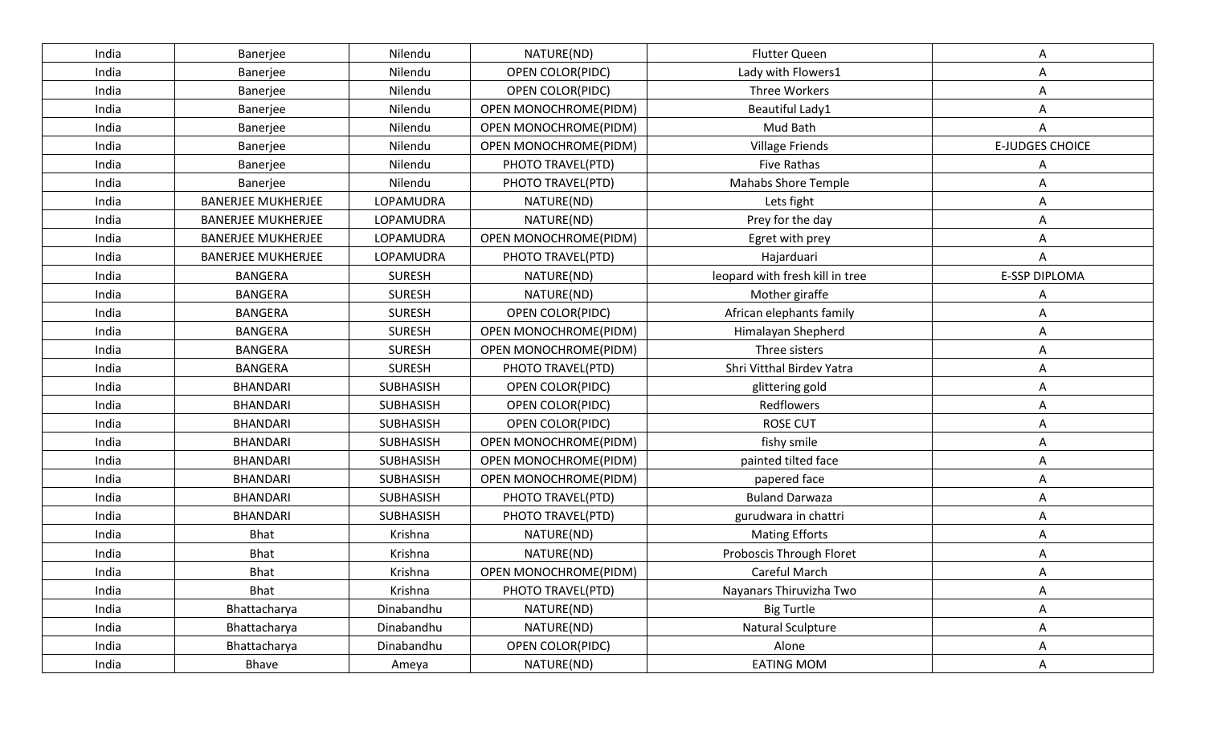| India | Banerjee | Nilendu | NATURE(ND) | Flutter Queen | A |
|---|---|---|---|---|---|
| India | Banerjee | Nilendu | OPEN COLOR(PIDC) | Lady with Flowers1 | A |
| India | Banerjee | Nilendu | OPEN COLOR(PIDC) | Three Workers | A |
| India | Banerjee | Nilendu | OPEN MONOCHROME(PIDM) | Beautiful Lady1 | A |
| India | Banerjee | Nilendu | OPEN MONOCHROME(PIDM) | Mud Bath | A |
| India | Banerjee | Nilendu | OPEN MONOCHROME(PIDM) | Village Friends | E-JUDGES CHOICE |
| India | Banerjee | Nilendu | PHOTO TRAVEL(PTD) | Five Rathas | A |
| India | Banerjee | Nilendu | PHOTO TRAVEL(PTD) | Mahabs Shore Temple | A |
| India | BANERJEE MUKHERJEE | LOPAMUDRA | NATURE(ND) | Lets fight | A |
| India | BANERJEE MUKHERJEE | LOPAMUDRA | NATURE(ND) | Prey for the day | A |
| India | BANERJEE MUKHERJEE | LOPAMUDRA | OPEN MONOCHROME(PIDM) | Egret with prey | A |
| India | BANERJEE MUKHERJEE | LOPAMUDRA | PHOTO TRAVEL(PTD) | Hajarduari | A |
| India | BANGERA | SURESH | NATURE(ND) | leopard with fresh kill in tree | E-SSP DIPLOMA |
| India | BANGERA | SURESH | NATURE(ND) | Mother giraffe | A |
| India | BANGERA | SURESH | OPEN COLOR(PIDC) | African elephants family | A |
| India | BANGERA | SURESH | OPEN MONOCHROME(PIDM) | Himalayan Shepherd | A |
| India | BANGERA | SURESH | OPEN MONOCHROME(PIDM) | Three sisters | A |
| India | BANGERA | SURESH | PHOTO TRAVEL(PTD) | Shri Vitthal Birdev Yatra | A |
| India | BHANDARI | SUBHASISH | OPEN COLOR(PIDC) | glittering gold | A |
| India | BHANDARI | SUBHASISH | OPEN COLOR(PIDC) | Redflowers | A |
| India | BHANDARI | SUBHASISH | OPEN COLOR(PIDC) | ROSE CUT | A |
| India | BHANDARI | SUBHASISH | OPEN MONOCHROME(PIDM) | fishy smile | A |
| India | BHANDARI | SUBHASISH | OPEN MONOCHROME(PIDM) | painted tilted face | A |
| India | BHANDARI | SUBHASISH | OPEN MONOCHROME(PIDM) | papered face | A |
| India | BHANDARI | SUBHASISH | PHOTO TRAVEL(PTD) | Buland Darwaza | A |
| India | BHANDARI | SUBHASISH | PHOTO TRAVEL(PTD) | gurudwara in chattri | A |
| India | Bhat | Krishna | NATURE(ND) | Mating Efforts | A |
| India | Bhat | Krishna | NATURE(ND) | Proboscis Through Floret | A |
| India | Bhat | Krishna | OPEN MONOCHROME(PIDM) | Careful March | A |
| India | Bhat | Krishna | PHOTO TRAVEL(PTD) | Nayanars Thiruvizha Two | A |
| India | Bhattacharya | Dinabandhu | NATURE(ND) | Big Turtle | A |
| India | Bhattacharya | Dinabandhu | NATURE(ND) | Natural Sculpture | A |
| India | Bhattacharya | Dinabandhu | OPEN COLOR(PIDC) | Alone | A |
| India | Bhave | Ameya | NATURE(ND) | EATING MOM | A |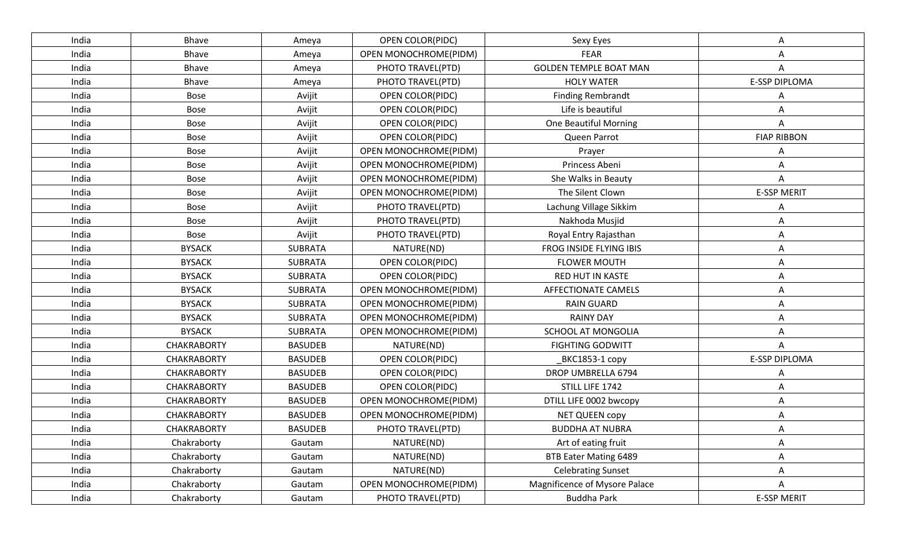| India | Bhave | Ameya | OPEN COLOR(PIDC) | Sexy Eyes | A |
|---|---|---|---|---|---|
| India | Bhave | Ameya | OPEN MONOCHROME(PIDM) | FEAR | A |
| India | Bhave | Ameya | PHOTO TRAVEL(PTD) | GOLDEN TEMPLE BOAT MAN | A |
| India | Bhave | Ameya | PHOTO TRAVEL(PTD) | HOLY WATER | E-SSP DIPLOMA |
| India | Bose | Avijit | OPEN COLOR(PIDC) | Finding Rembrandt | A |
| India | Bose | Avijit | OPEN COLOR(PIDC) | Life is beautiful | A |
| India | Bose | Avijit | OPEN COLOR(PIDC) | One Beautiful Morning | A |
| India | Bose | Avijit | OPEN COLOR(PIDC) | Queen Parrot | FIAP RIBBON |
| India | Bose | Avijit | OPEN MONOCHROME(PIDM) | Prayer | A |
| India | Bose | Avijit | OPEN MONOCHROME(PIDM) | Princess Abeni | A |
| India | Bose | Avijit | OPEN MONOCHROME(PIDM) | She Walks in Beauty | A |
| India | Bose | Avijit | OPEN MONOCHROME(PIDM) | The Silent Clown | E-SSP MERIT |
| India | Bose | Avijit | PHOTO TRAVEL(PTD) | Lachung Village Sikkim | A |
| India | Bose | Avijit | PHOTO TRAVEL(PTD) | Nakhoda Musjid | A |
| India | Bose | Avijit | PHOTO TRAVEL(PTD) | Royal Entry Rajasthan | A |
| India | BYSACK | SUBRATA | NATURE(ND) | FROG INSIDE FLYING IBIS | A |
| India | BYSACK | SUBRATA | OPEN COLOR(PIDC) | FLOWER MOUTH | A |
| India | BYSACK | SUBRATA | OPEN COLOR(PIDC) | RED HUT IN KASTE | A |
| India | BYSACK | SUBRATA | OPEN MONOCHROME(PIDM) | AFFECTIONATE CAMELS | A |
| India | BYSACK | SUBRATA | OPEN MONOCHROME(PIDM) | RAIN GUARD | A |
| India | BYSACK | SUBRATA | OPEN MONOCHROME(PIDM) | RAINY DAY | A |
| India | BYSACK | SUBRATA | OPEN MONOCHROME(PIDM) | SCHOOL AT MONGOLIA | A |
| India | CHAKRABORTY | BASUDEB | NATURE(ND) | FIGHTING GODWITT | A |
| India | CHAKRABORTY | BASUDEB | OPEN COLOR(PIDC) | _BKC1853-1 copy | E-SSP DIPLOMA |
| India | CHAKRABORTY | BASUDEB | OPEN COLOR(PIDC) | DROP UMBRELLA 6794 | A |
| India | CHAKRABORTY | BASUDEB | OPEN COLOR(PIDC) | STILL LIFE 1742 | A |
| India | CHAKRABORTY | BASUDEB | OPEN MONOCHROME(PIDM) | DTILL LIFE 0002 bwcopy | A |
| India | CHAKRABORTY | BASUDEB | OPEN MONOCHROME(PIDM) | NET QUEEN copy | A |
| India | CHAKRABORTY | BASUDEB | PHOTO TRAVEL(PTD) | BUDDHA AT NUBRA | A |
| India | Chakraborty | Gautam | NATURE(ND) | Art of eating fruit | A |
| India | Chakraborty | Gautam | NATURE(ND) | BTB Eater Mating 6489 | A |
| India | Chakraborty | Gautam | NATURE(ND) | Celebrating Sunset | A |
| India | Chakraborty | Gautam | OPEN MONOCHROME(PIDM) | Magnificence of Mysore Palace | A |
| India | Chakraborty | Gautam | PHOTO TRAVEL(PTD) | Buddha Park | E-SSP MERIT |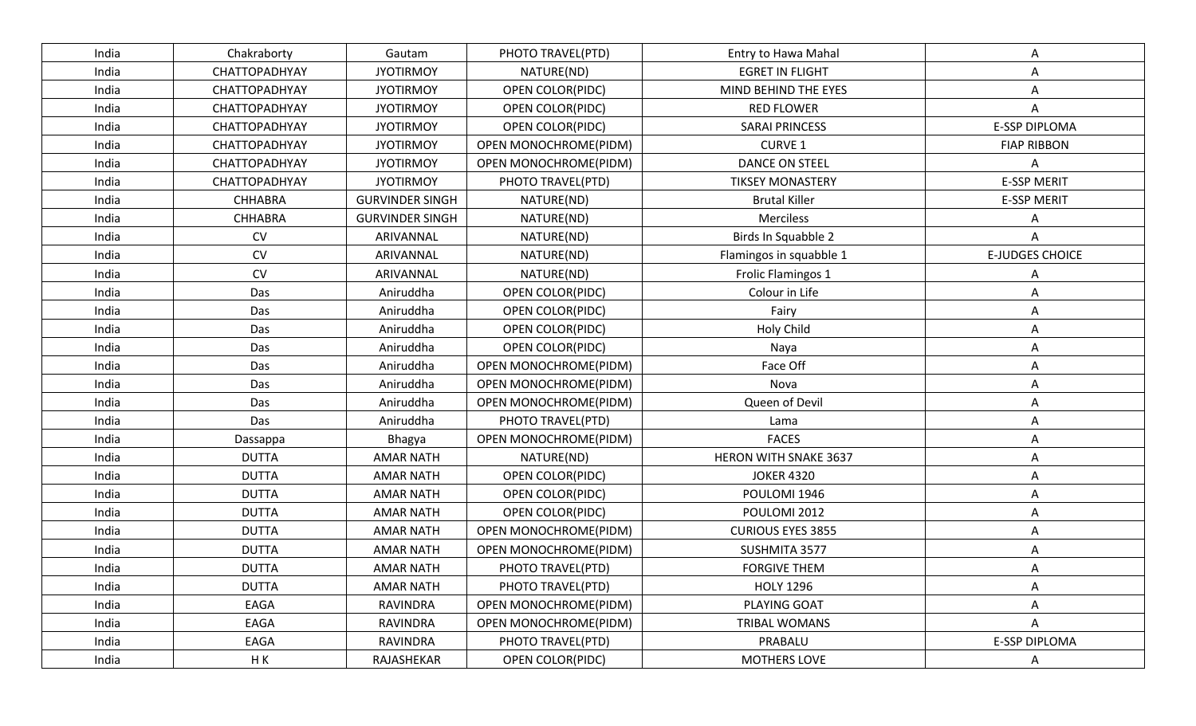| India | Chakraborty | Gautam | PHOTO TRAVEL(PTD) | Entry to Hawa Mahal | A |
|---|---|---|---|---|---|
| India | CHATTOPADHYAY | JYOTIRMOY | NATURE(ND) | EGRET IN FLIGHT | A |
| India | CHATTOPADHYAY | JYOTIRMOY | OPEN COLOR(PIDC) | MIND BEHIND THE EYES | A |
| India | CHATTOPADHYAY | JYOTIRMOY | OPEN COLOR(PIDC) | RED FLOWER | A |
| India | CHATTOPADHYAY | JYOTIRMOY | OPEN COLOR(PIDC) | SARAI PRINCESS | E-SSP DIPLOMA |
| India | CHATTOPADHYAY | JYOTIRMOY | OPEN MONOCHROME(PIDM) | CURVE 1 | FIAP RIBBON |
| India | CHATTOPADHYAY | JYOTIRMOY | OPEN MONOCHROME(PIDM) | DANCE ON STEEL | A |
| India | CHATTOPADHYAY | JYOTIRMOY | PHOTO TRAVEL(PTD) | TIKSEY MONASTERY | E-SSP MERIT |
| India | CHHABRA | GURVINDER SINGH | NATURE(ND) | Brutal Killer | E-SSP MERIT |
| India | CHHABRA | GURVINDER SINGH | NATURE(ND) | Merciless | A |
| India | CV | ARIVANNAL | NATURE(ND) | Birds In Squabble 2 | A |
| India | CV | ARIVANNAL | NATURE(ND) | Flamingos in squabble 1 | E-JUDGES CHOICE |
| India | CV | ARIVANNAL | NATURE(ND) | Frolic Flamingos 1 | A |
| India | Das | Aniruddha | OPEN COLOR(PIDC) | Colour in Life | A |
| India | Das | Aniruddha | OPEN COLOR(PIDC) | Fairy | A |
| India | Das | Aniruddha | OPEN COLOR(PIDC) | Holy Child | A |
| India | Das | Aniruddha | OPEN COLOR(PIDC) | Naya | A |
| India | Das | Aniruddha | OPEN MONOCHROME(PIDM) | Face Off | A |
| India | Das | Aniruddha | OPEN MONOCHROME(PIDM) | Nova | A |
| India | Das | Aniruddha | OPEN MONOCHROME(PIDM) | Queen of Devil | A |
| India | Das | Aniruddha | PHOTO TRAVEL(PTD) | Lama | A |
| India | Dassappa | Bhagya | OPEN MONOCHROME(PIDM) | FACES | A |
| India | DUTTA | AMAR NATH | NATURE(ND) | HERON WITH SNAKE 3637 | A |
| India | DUTTA | AMAR NATH | OPEN COLOR(PIDC) | JOKER 4320 | A |
| India | DUTTA | AMAR NATH | OPEN COLOR(PIDC) | POULOMI 1946 | A |
| India | DUTTA | AMAR NATH | OPEN COLOR(PIDC) | POULOMI 2012 | A |
| India | DUTTA | AMAR NATH | OPEN MONOCHROME(PIDM) | CURIOUS EYES 3855 | A |
| India | DUTTA | AMAR NATH | OPEN MONOCHROME(PIDM) | SUSHMITA 3577 | A |
| India | DUTTA | AMAR NATH | PHOTO TRAVEL(PTD) | FORGIVE THEM | A |
| India | DUTTA | AMAR NATH | PHOTO TRAVEL(PTD) | HOLY 1296 | A |
| India | EAGA | RAVINDRA | OPEN MONOCHROME(PIDM) | PLAYING GOAT | A |
| India | EAGA | RAVINDRA | OPEN MONOCHROME(PIDM) | TRIBAL WOMANS | A |
| India | EAGA | RAVINDRA | PHOTO TRAVEL(PTD) | PRABALU | E-SSP DIPLOMA |
| India | H K | RAJASHEKAR | OPEN COLOR(PIDC) | MOTHERS LOVE | A |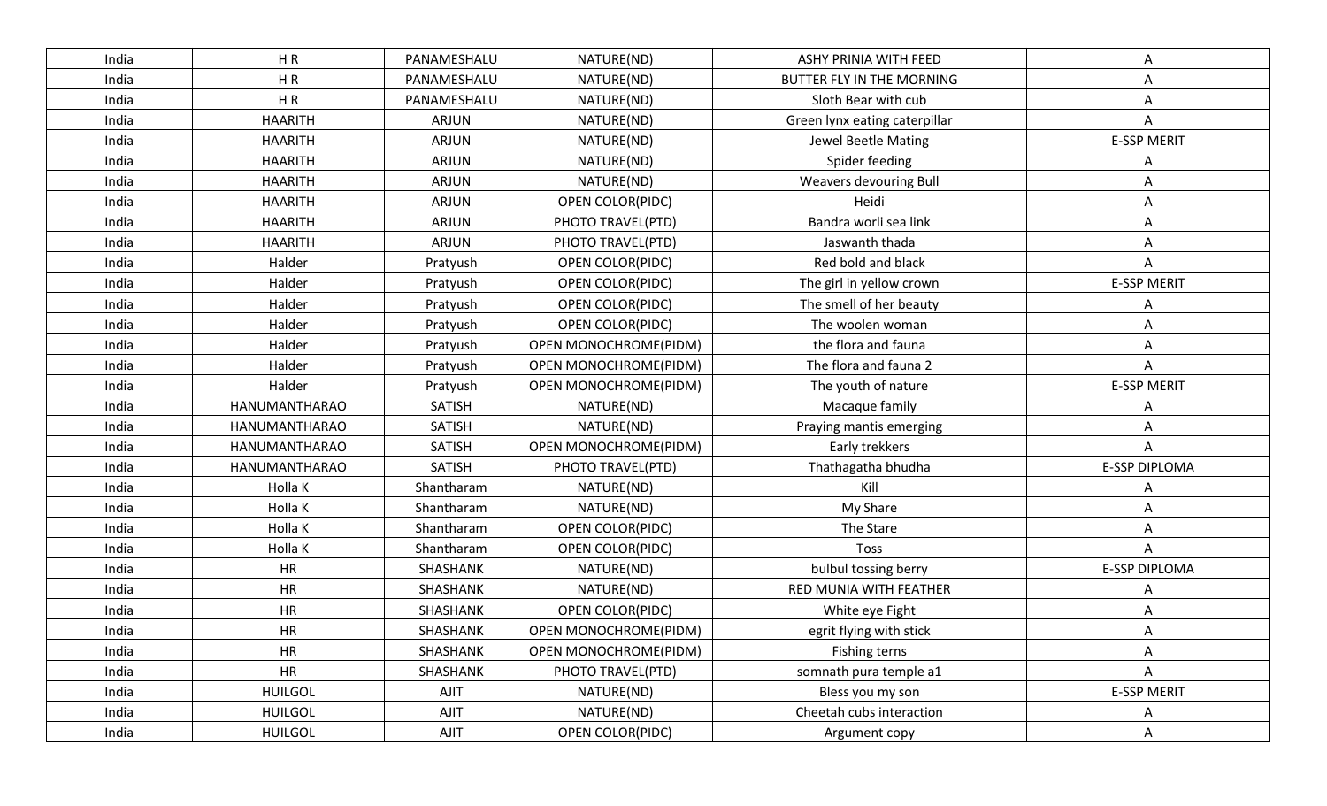| India | H R | PANAMESHALU | NATURE(ND) | ASHY PRINIA WITH FEED | A |
|---|---|---|---|---|---|
| India | H R | PANAMESHALU | NATURE(ND) | BUTTER FLY IN THE MORNING | A |
| India | H R | PANAMESHALU | NATURE(ND) | Sloth Bear with cub | A |
| India | HAARITH | ARJUN | NATURE(ND) | Green lynx eating caterpillar | A |
| India | HAARITH | ARJUN | NATURE(ND) | Jewel Beetle Mating | E-SSP MERIT |
| India | HAARITH | ARJUN | NATURE(ND) | Spider feeding | A |
| India | HAARITH | ARJUN | NATURE(ND) | Weavers devouring Bull | A |
| India | HAARITH | ARJUN | OPEN COLOR(PIDC) | Heidi | A |
| India | HAARITH | ARJUN | PHOTO TRAVEL(PTD) | Bandra worli sea link | A |
| India | HAARITH | ARJUN | PHOTO TRAVEL(PTD) | Jaswanth thada | A |
| India | Halder | Pratyush | OPEN COLOR(PIDC) | Red bold and black | A |
| India | Halder | Pratyush | OPEN COLOR(PIDC) | The girl in yellow crown | E-SSP MERIT |
| India | Halder | Pratyush | OPEN COLOR(PIDC) | The smell of her beauty | A |
| India | Halder | Pratyush | OPEN COLOR(PIDC) | The woolen woman | A |
| India | Halder | Pratyush | OPEN MONOCHROME(PIDM) | the flora and fauna | A |
| India | Halder | Pratyush | OPEN MONOCHROME(PIDM) | The flora and fauna 2 | A |
| India | Halder | Pratyush | OPEN MONOCHROME(PIDM) | The youth of nature | E-SSP MERIT |
| India | HANUMANTHARAO | SATISH | NATURE(ND) | Macaque family | A |
| India | HANUMANTHARAO | SATISH | NATURE(ND) | Praying mantis emerging | A |
| India | HANUMANTHARAO | SATISH | OPEN MONOCHROME(PIDM) | Early trekkers | A |
| India | HANUMANTHARAO | SATISH | PHOTO TRAVEL(PTD) | Thathagatha bhudha | E-SSP DIPLOMA |
| India | Holla K | Shantharam | NATURE(ND) | Kill | A |
| India | Holla K | Shantharam | NATURE(ND) | My Share | A |
| India | Holla K | Shantharam | OPEN COLOR(PIDC) | The Stare | A |
| India | Holla K | Shantharam | OPEN COLOR(PIDC) | Toss | A |
| India | HR | SHASHANK | NATURE(ND) | bulbul tossing berry | E-SSP DIPLOMA |
| India | HR | SHASHANK | NATURE(ND) | RED MUNIA WITH FEATHER | A |
| India | HR | SHASHANK | OPEN COLOR(PIDC) | White eye Fight | A |
| India | HR | SHASHANK | OPEN MONOCHROME(PIDM) | egrit flying with stick | A |
| India | HR | SHASHANK | OPEN MONOCHROME(PIDM) | Fishing terns | A |
| India | HR | SHASHANK | PHOTO TRAVEL(PTD) | somnath pura temple a1 | A |
| India | HUILGOL | AJIT | NATURE(ND) | Bless you my son | E-SSP MERIT |
| India | HUILGOL | AJIT | NATURE(ND) | Cheetah cubs interaction | A |
| India | HUILGOL | AJIT | OPEN COLOR(PIDC) | Argument copy | A |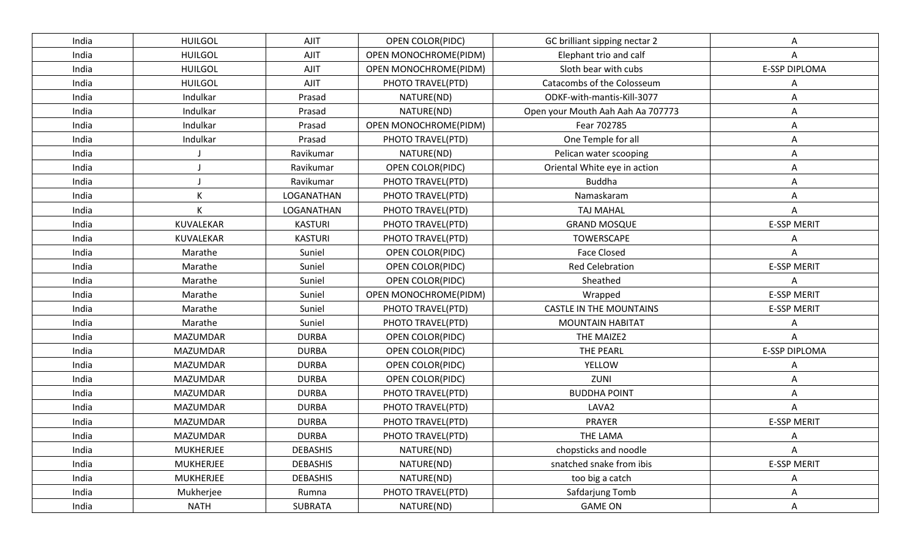| India | HUILGOL | AJIT | OPEN COLOR(PIDC) | GC brilliant sipping nectar 2 | A |
|---|---|---|---|---|---|
| India | HUILGOL | AJIT | OPEN MONOCHROME(PIDM) | Elephant trio and calf | A |
| India | HUILGOL | AJIT | OPEN MONOCHROME(PIDM) | Sloth bear with cubs | E-SSP DIPLOMA |
| India | HUILGOL | AJIT | PHOTO TRAVEL(PTD) | Catacombs of the Colosseum | A |
| India | Indulkar | Prasad | NATURE(ND) | ODKF-with-mantis-Kill-3077 | A |
| India | Indulkar | Prasad | NATURE(ND) | Open your Mouth Aah Aah Aa 707773 | A |
| India | Indulkar | Prasad | OPEN MONOCHROME(PIDM) | Fear 702785 | A |
| India | Indulkar | Prasad | PHOTO TRAVEL(PTD) | One Temple for all | A |
| India | J | Ravikumar | NATURE(ND) | Pelican water scooping | A |
| India | J | Ravikumar | OPEN COLOR(PIDC) | Oriental White eye in action | A |
| India | J | Ravikumar | PHOTO TRAVEL(PTD) | Buddha | A |
| India | K | LOGANATHAN | PHOTO TRAVEL(PTD) | Namaskaram | A |
| India | K | LOGANATHAN | PHOTO TRAVEL(PTD) | TAJ MAHAL | A |
| India | KUVALEKAR | KASTURI | PHOTO TRAVEL(PTD) | GRAND MOSQUE | E-SSP MERIT |
| India | KUVALEKAR | KASTURI | PHOTO TRAVEL(PTD) | TOWERSCAPE | A |
| India | Marathe | Suniel | OPEN COLOR(PIDC) | Face Closed | A |
| India | Marathe | Suniel | OPEN COLOR(PIDC) | Red Celebration | E-SSP MERIT |
| India | Marathe | Suniel | OPEN COLOR(PIDC) | Sheathed | A |
| India | Marathe | Suniel | OPEN MONOCHROME(PIDM) | Wrapped | E-SSP MERIT |
| India | Marathe | Suniel | PHOTO TRAVEL(PTD) | CASTLE IN THE MOUNTAINS | E-SSP MERIT |
| India | Marathe | Suniel | PHOTO TRAVEL(PTD) | MOUNTAIN HABITAT | A |
| India | MAZUMDAR | DURBA | OPEN COLOR(PIDC) | THE MAIZE2 | A |
| India | MAZUMDAR | DURBA | OPEN COLOR(PIDC) | THE PEARL | E-SSP DIPLOMA |
| India | MAZUMDAR | DURBA | OPEN COLOR(PIDC) | YELLOW | A |
| India | MAZUMDAR | DURBA | OPEN COLOR(PIDC) | ZUNI | A |
| India | MAZUMDAR | DURBA | PHOTO TRAVEL(PTD) | BUDDHA POINT | A |
| India | MAZUMDAR | DURBA | PHOTO TRAVEL(PTD) | LAVA2 | A |
| India | MAZUMDAR | DURBA | PHOTO TRAVEL(PTD) | PRAYER | E-SSP MERIT |
| India | MAZUMDAR | DURBA | PHOTO TRAVEL(PTD) | THE LAMA | A |
| India | MUKHERJEE | DEBASHIS | NATURE(ND) | chopsticks and noodle | A |
| India | MUKHERJEE | DEBASHIS | NATURE(ND) | snatched snake from ibis | E-SSP MERIT |
| India | MUKHERJEE | DEBASHIS | NATURE(ND) | too big a catch | A |
| India | Mukherjee | Rumna | PHOTO TRAVEL(PTD) | Safdarjung Tomb | A |
| India | NATH | SUBRATA | NATURE(ND) | GAME ON | A |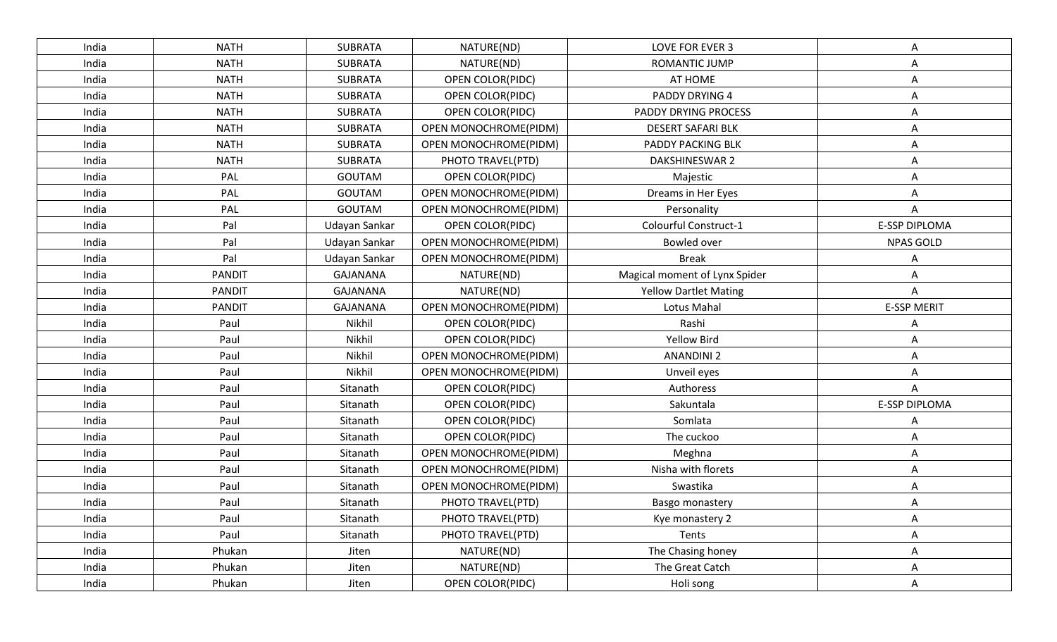| India | NATH | SUBRATA | NATURE(ND) | LOVE FOR EVER 3 | A |
|---|---|---|---|---|---|
| India | NATH | SUBRATA | NATURE(ND) | ROMANTIC JUMP | A |
| India | NATH | SUBRATA | OPEN COLOR(PIDC) | AT HOME | A |
| India | NATH | SUBRATA | OPEN COLOR(PIDC) | PADDY DRYING 4 | A |
| India | NATH | SUBRATA | OPEN COLOR(PIDC) | PADDY DRYING PROCESS | A |
| India | NATH | SUBRATA | OPEN MONOCHROME(PIDM) | DESERT SAFARI BLK | A |
| India | NATH | SUBRATA | OPEN MONOCHROME(PIDM) | PADDY PACKING BLK | A |
| India | NATH | SUBRATA | PHOTO TRAVEL(PTD) | DAKSHINESWAR 2 | A |
| India | PAL | GOUTAM | OPEN COLOR(PIDC) | Majestic | A |
| India | PAL | GOUTAM | OPEN MONOCHROME(PIDM) | Dreams in Her Eyes | A |
| India | PAL | GOUTAM | OPEN MONOCHROME(PIDM) | Personality | A |
| India | Pal | Udayan Sankar | OPEN COLOR(PIDC) | Colourful Construct-1 | E-SSP DIPLOMA |
| India | Pal | Udayan Sankar | OPEN MONOCHROME(PIDM) | Bowled over | NPAS GOLD |
| India | Pal | Udayan Sankar | OPEN MONOCHROME(PIDM) | Break | A |
| India | PANDIT | GAJANANA | NATURE(ND) | Magical moment of Lynx Spider | A |
| India | PANDIT | GAJANANA | NATURE(ND) | Yellow Dartlet Mating | A |
| India | PANDIT | GAJANANA | OPEN MONOCHROME(PIDM) | Lotus Mahal | E-SSP MERIT |
| India | Paul | Nikhil | OPEN COLOR(PIDC) | Rashi | A |
| India | Paul | Nikhil | OPEN COLOR(PIDC) | Yellow Bird | A |
| India | Paul | Nikhil | OPEN MONOCHROME(PIDM) | ANANDINI 2 | A |
| India | Paul | Nikhil | OPEN MONOCHROME(PIDM) | Unveil eyes | A |
| India | Paul | Sitanath | OPEN COLOR(PIDC) | Authoress | A |
| India | Paul | Sitanath | OPEN COLOR(PIDC) | Sakuntala | E-SSP DIPLOMA |
| India | Paul | Sitanath | OPEN COLOR(PIDC) | Somlata | A |
| India | Paul | Sitanath | OPEN COLOR(PIDC) | The cuckoo | A |
| India | Paul | Sitanath | OPEN MONOCHROME(PIDM) | Meghna | A |
| India | Paul | Sitanath | OPEN MONOCHROME(PIDM) | Nisha with florets | A |
| India | Paul | Sitanath | OPEN MONOCHROME(PIDM) | Swastika | A |
| India | Paul | Sitanath | PHOTO TRAVEL(PTD) | Basgo monastery | A |
| India | Paul | Sitanath | PHOTO TRAVEL(PTD) | Kye monastery 2 | A |
| India | Paul | Sitanath | PHOTO TRAVEL(PTD) | Tents | A |
| India | Phukan | Jiten | NATURE(ND) | The Chasing honey | A |
| India | Phukan | Jiten | NATURE(ND) | The Great Catch | A |
| India | Phukan | Jiten | OPEN COLOR(PIDC) | Holi song | A |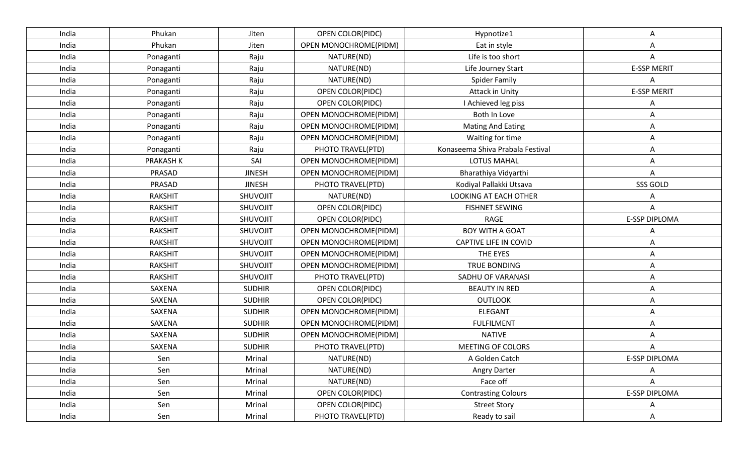| India | Phukan | Jiten | OPEN COLOR(PIDC) | Hypnotize1 | A |
|---|---|---|---|---|---|
| India | Phukan | Jiten | OPEN MONOCHROME(PIDM) | Eat in style | A |
| India | Ponaganti | Raju | NATURE(ND) | Life is too short | A |
| India | Ponaganti | Raju | NATURE(ND) | Life Journey Start | E-SSP MERIT |
| India | Ponaganti | Raju | NATURE(ND) | Spider Family | A |
| India | Ponaganti | Raju | OPEN COLOR(PIDC) | Attack in Unity | E-SSP MERIT |
| India | Ponaganti | Raju | OPEN COLOR(PIDC) | I Achieved leg piss | A |
| India | Ponaganti | Raju | OPEN MONOCHROME(PIDM) | Both In Love | A |
| India | Ponaganti | Raju | OPEN MONOCHROME(PIDM) | Mating And Eating | A |
| India | Ponaganti | Raju | OPEN MONOCHROME(PIDM) | Waiting for time | A |
| India | Ponaganti | Raju | PHOTO TRAVEL(PTD) | Konaseema Shiva Prabala Festival | A |
| India | PRAKASH K | SAI | OPEN MONOCHROME(PIDM) | LOTUS MAHAL | A |
| India | PRASAD | JINESH | OPEN MONOCHROME(PIDM) | Bharathiya Vidyarthi | A |
| India | PRASAD | JINESH | PHOTO TRAVEL(PTD) | Kodiyal Pallakki Utsava | SSS GOLD |
| India | RAKSHIT | SHUVOJIT | NATURE(ND) | LOOKING AT EACH OTHER | A |
| India | RAKSHIT | SHUVOJIT | OPEN COLOR(PIDC) | FISHNET SEWING | A |
| India | RAKSHIT | SHUVOJIT | OPEN COLOR(PIDC) | RAGE | E-SSP DIPLOMA |
| India | RAKSHIT | SHUVOJIT | OPEN MONOCHROME(PIDM) | BOY WITH A GOAT | A |
| India | RAKSHIT | SHUVOJIT | OPEN MONOCHROME(PIDM) | CAPTIVE LIFE IN COVID | A |
| India | RAKSHIT | SHUVOJIT | OPEN MONOCHROME(PIDM) | THE EYES | A |
| India | RAKSHIT | SHUVOJIT | OPEN MONOCHROME(PIDM) | TRUE BONDING | A |
| India | RAKSHIT | SHUVOJIT | PHOTO TRAVEL(PTD) | SADHU OF VARANASI | A |
| India | SAXENA | SUDHIR | OPEN COLOR(PIDC) | BEAUTY IN RED | A |
| India | SAXENA | SUDHIR | OPEN COLOR(PIDC) | OUTLOOK | A |
| India | SAXENA | SUDHIR | OPEN MONOCHROME(PIDM) | ELEGANT | A |
| India | SAXENA | SUDHIR | OPEN MONOCHROME(PIDM) | FULFILMENT | A |
| India | SAXENA | SUDHIR | OPEN MONOCHROME(PIDM) | NATIVE | A |
| India | SAXENA | SUDHIR | PHOTO TRAVEL(PTD) | MEETING OF COLORS | A |
| India | Sen | Mrinal | NATURE(ND) | A Golden Catch | E-SSP DIPLOMA |
| India | Sen | Mrinal | NATURE(ND) | Angry Darter | A |
| India | Sen | Mrinal | NATURE(ND) | Face off | A |
| India | Sen | Mrinal | OPEN COLOR(PIDC) | Contrasting Colours | E-SSP DIPLOMA |
| India | Sen | Mrinal | OPEN COLOR(PIDC) | Street Story | A |
| India | Sen | Mrinal | PHOTO TRAVEL(PTD) | Ready to sail | A |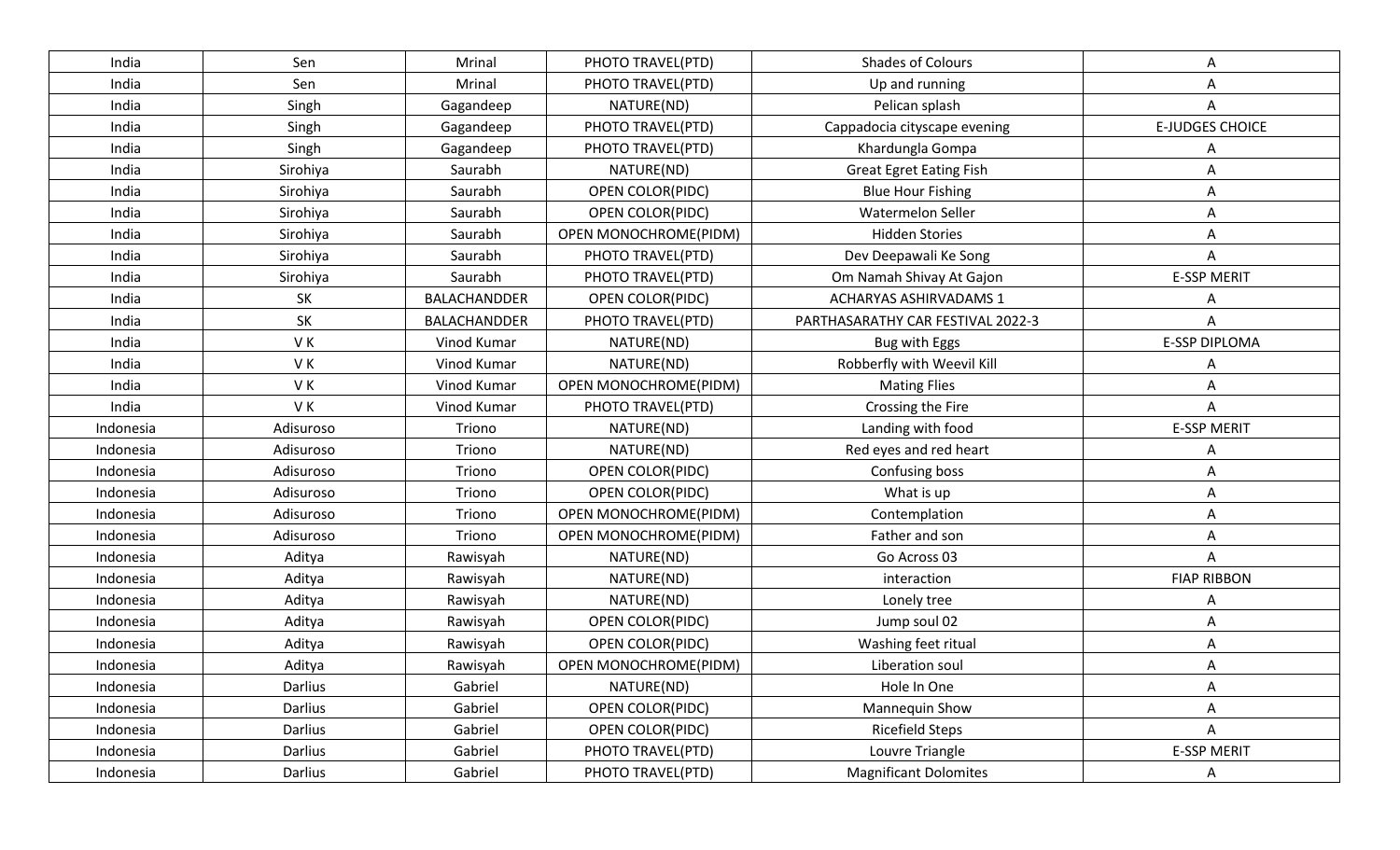| India | Sen | Mrinal | PHOTO TRAVEL(PTD) | Shades of Colours | A |
|---|---|---|---|---|---|
| India | Sen | Mrinal | PHOTO TRAVEL(PTD) | Up and running | A |
| India | Singh | Gagandeep | NATURE(ND) | Pelican splash | A |
| India | Singh | Gagandeep | PHOTO TRAVEL(PTD) | Cappadocia cityscape evening | E-JUDGES CHOICE |
| India | Singh | Gagandeep | PHOTO TRAVEL(PTD) | Khardungla Gompa | A |
| India | Sirohiya | Saurabh | NATURE(ND) | Great Egret Eating Fish | A |
| India | Sirohiya | Saurabh | OPEN COLOR(PIDC) | Blue Hour Fishing | A |
| India | Sirohiya | Saurabh | OPEN COLOR(PIDC) | Watermelon Seller | A |
| India | Sirohiya | Saurabh | OPEN MONOCHROME(PIDM) | Hidden Stories | A |
| India | Sirohiya | Saurabh | PHOTO TRAVEL(PTD) | Dev Deepawali Ke Song | A |
| India | Sirohiya | Saurabh | PHOTO TRAVEL(PTD) | Om Namah Shivay At Gajon | E-SSP MERIT |
| India | SK | BALACHANDDER | OPEN COLOR(PIDC) | ACHARYAS ASHIRVADAMS 1 | A |
| India | SK | BALACHANDDER | PHOTO TRAVEL(PTD) | PARTHASARATHY CAR FESTIVAL 2022-3 | A |
| India | V K | Vinod Kumar | NATURE(ND) | Bug with Eggs | E-SSP DIPLOMA |
| India | V K | Vinod Kumar | NATURE(ND) | Robberfly with Weevil Kill | A |
| India | V K | Vinod Kumar | OPEN MONOCHROME(PIDM) | Mating Flies | A |
| India | V K | Vinod Kumar | PHOTO TRAVEL(PTD) | Crossing the Fire | A |
| Indonesia | Adisuroso | Triono | NATURE(ND) | Landing with food | E-SSP MERIT |
| Indonesia | Adisuroso | Triono | NATURE(ND) | Red eyes and red heart | A |
| Indonesia | Adisuroso | Triono | OPEN COLOR(PIDC) | Confusing boss | A |
| Indonesia | Adisuroso | Triono | OPEN COLOR(PIDC) | What is up | A |
| Indonesia | Adisuroso | Triono | OPEN MONOCHROME(PIDM) | Contemplation | A |
| Indonesia | Adisuroso | Triono | OPEN MONOCHROME(PIDM) | Father and son | A |
| Indonesia | Aditya | Rawisyah | NATURE(ND) | Go Across 03 | A |
| Indonesia | Aditya | Rawisyah | NATURE(ND) | interaction | FIAP RIBBON |
| Indonesia | Aditya | Rawisyah | NATURE(ND) | Lonely tree | A |
| Indonesia | Aditya | Rawisyah | OPEN COLOR(PIDC) | Jump soul 02 | A |
| Indonesia | Aditya | Rawisyah | OPEN COLOR(PIDC) | Washing feet ritual | A |
| Indonesia | Aditya | Rawisyah | OPEN MONOCHROME(PIDM) | Liberation soul | A |
| Indonesia | Darlius | Gabriel | NATURE(ND) | Hole In One | A |
| Indonesia | Darlius | Gabriel | OPEN COLOR(PIDC) | Mannequin Show | A |
| Indonesia | Darlius | Gabriel | OPEN COLOR(PIDC) | Ricefield Steps | A |
| Indonesia | Darlius | Gabriel | PHOTO TRAVEL(PTD) | Louvre Triangle | E-SSP MERIT |
| Indonesia | Darlius | Gabriel | PHOTO TRAVEL(PTD) | Magnificant Dolomites | A |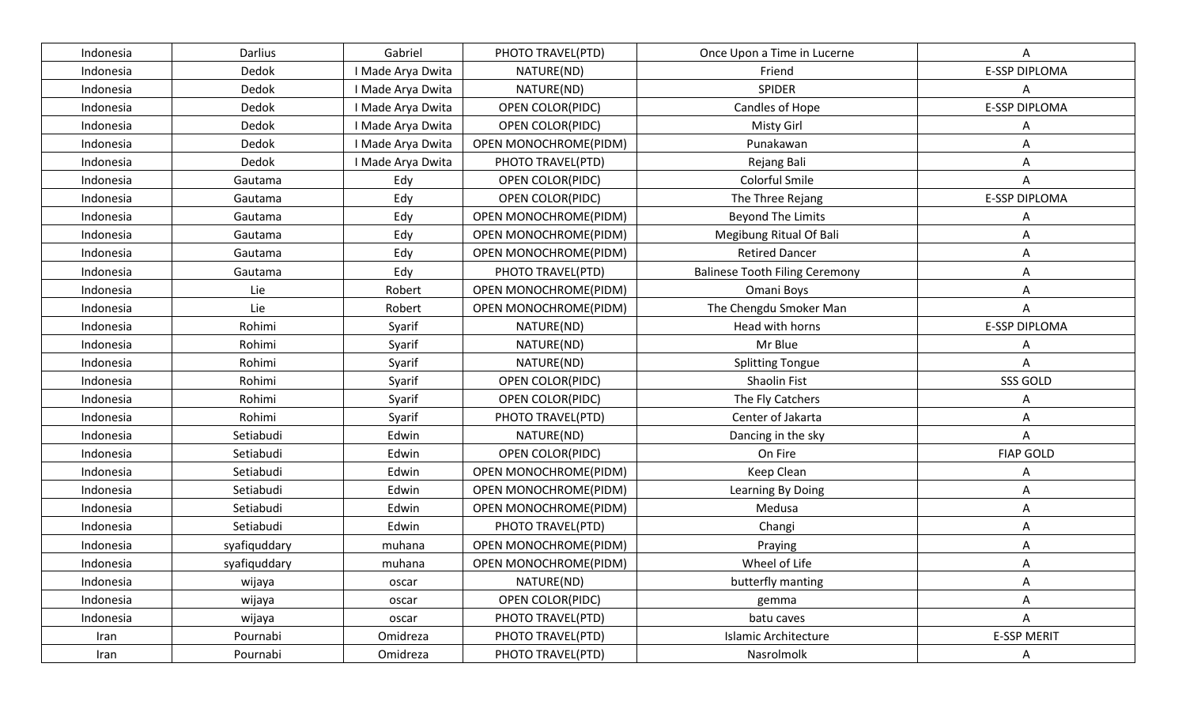| Indonesia | Darlius | Gabriel | PHOTO TRAVEL(PTD) | Once Upon a Time in Lucerne | A |
|---|---|---|---|---|---|
| Indonesia | Dedok | I Made Arya Dwita | NATURE(ND) | Friend | E-SSP DIPLOMA |
| Indonesia | Dedok | I Made Arya Dwita | NATURE(ND) | SPIDER | A |
| Indonesia | Dedok | I Made Arya Dwita | OPEN COLOR(PIDC) | Candles of Hope | E-SSP DIPLOMA |
| Indonesia | Dedok | I Made Arya Dwita | OPEN COLOR(PIDC) | Misty Girl | A |
| Indonesia | Dedok | I Made Arya Dwita | OPEN MONOCHROME(PIDM) | Punakawan | A |
| Indonesia | Dedok | I Made Arya Dwita | PHOTO TRAVEL(PTD) | Rejang Bali | A |
| Indonesia | Gautama | Edy | OPEN COLOR(PIDC) | Colorful Smile | A |
| Indonesia | Gautama | Edy | OPEN COLOR(PIDC) | The Three Rejang | E-SSP DIPLOMA |
| Indonesia | Gautama | Edy | OPEN MONOCHROME(PIDM) | Beyond The Limits | A |
| Indonesia | Gautama | Edy | OPEN MONOCHROME(PIDM) | Megibung Ritual Of Bali | A |
| Indonesia | Gautama | Edy | OPEN MONOCHROME(PIDM) | Retired Dancer | A |
| Indonesia | Gautama | Edy | PHOTO TRAVEL(PTD) | Balinese Tooth Filing Ceremony | A |
| Indonesia | Lie | Robert | OPEN MONOCHROME(PIDM) | Omani Boys | A |
| Indonesia | Lie | Robert | OPEN MONOCHROME(PIDM) | The Chengdu Smoker Man | A |
| Indonesia | Rohimi | Syarif | NATURE(ND) | Head with horns | E-SSP DIPLOMA |
| Indonesia | Rohimi | Syarif | NATURE(ND) | Mr Blue | A |
| Indonesia | Rohimi | Syarif | NATURE(ND) | Splitting Tongue | A |
| Indonesia | Rohimi | Syarif | OPEN COLOR(PIDC) | Shaolin Fist | SSS GOLD |
| Indonesia | Rohimi | Syarif | OPEN COLOR(PIDC) | The Fly Catchers | A |
| Indonesia | Rohimi | Syarif | PHOTO TRAVEL(PTD) | Center of Jakarta | A |
| Indonesia | Setiabudi | Edwin | NATURE(ND) | Dancing in the sky | A |
| Indonesia | Setiabudi | Edwin | OPEN COLOR(PIDC) | On Fire | FIAP GOLD |
| Indonesia | Setiabudi | Edwin | OPEN MONOCHROME(PIDM) | Keep Clean | A |
| Indonesia | Setiabudi | Edwin | OPEN MONOCHROME(PIDM) | Learning By Doing | A |
| Indonesia | Setiabudi | Edwin | OPEN MONOCHROME(PIDM) | Medusa | A |
| Indonesia | Setiabudi | Edwin | PHOTO TRAVEL(PTD) | Changi | A |
| Indonesia | syafiquddary | muhana | OPEN MONOCHROME(PIDM) | Praying | A |
| Indonesia | syafiquddary | muhana | OPEN MONOCHROME(PIDM) | Wheel of Life | A |
| Indonesia | wijaya | oscar | NATURE(ND) | butterfly manting | A |
| Indonesia | wijaya | oscar | OPEN COLOR(PIDC) | gemma | A |
| Indonesia | wijaya | oscar | PHOTO TRAVEL(PTD) | batu caves | A |
| Iran | Pournabi | Omidreza | PHOTO TRAVEL(PTD) | Islamic Architecture | E-SSP MERIT |
| Iran | Pournabi | Omidreza | PHOTO TRAVEL(PTD) | Nasrolmolk | A |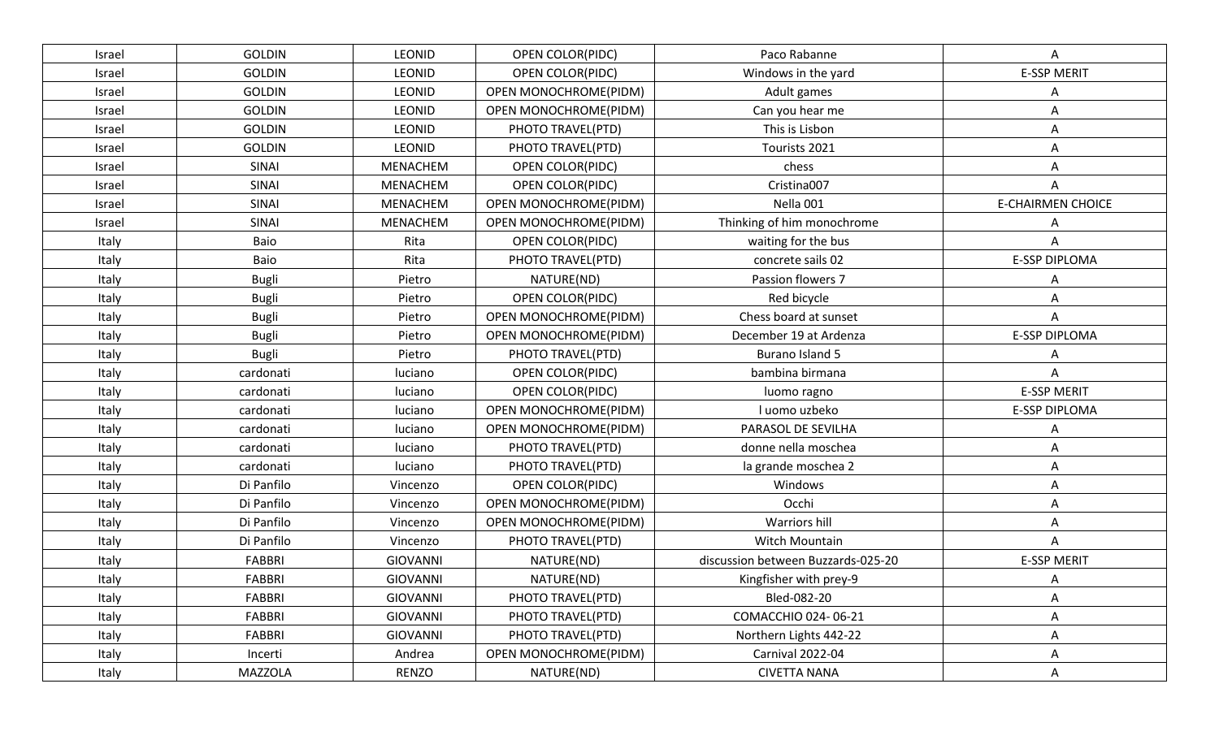| Israel | GOLDIN | LEONID | OPEN COLOR(PIDC) | Paco Rabanne | A |
|---|---|---|---|---|---|
| Israel | GOLDIN | LEONID | OPEN COLOR(PIDC) | Windows in the yard | E-SSP MERIT |
| Israel | GOLDIN | LEONID | OPEN MONOCHROME(PIDM) | Adult games | A |
| Israel | GOLDIN | LEONID | OPEN MONOCHROME(PIDM) | Can you hear me | A |
| Israel | GOLDIN | LEONID | PHOTO TRAVEL(PTD) | This is Lisbon | A |
| Israel | GOLDIN | LEONID | PHOTO TRAVEL(PTD) | Tourists 2021 | A |
| Israel | SINAI | MENACHEM | OPEN COLOR(PIDC) | chess | A |
| Israel | SINAI | MENACHEM | OPEN COLOR(PIDC) | Cristina007 | A |
| Israel | SINAI | MENACHEM | OPEN MONOCHROME(PIDM) | Nella 001 | E-CHAIRMEN CHOICE |
| Israel | SINAI | MENACHEM | OPEN MONOCHROME(PIDM) | Thinking of him monochrome | A |
| Italy | Baio | Rita | OPEN COLOR(PIDC) | waiting for the bus | A |
| Italy | Baio | Rita | PHOTO TRAVEL(PTD) | concrete sails 02 | E-SSP DIPLOMA |
| Italy | Bugli | Pietro | NATURE(ND) | Passion flowers 7 | A |
| Italy | Bugli | Pietro | OPEN COLOR(PIDC) | Red bicycle | A |
| Italy | Bugli | Pietro | OPEN MONOCHROME(PIDM) | Chess board at sunset | A |
| Italy | Bugli | Pietro | OPEN MONOCHROME(PIDM) | December 19 at Ardenza | E-SSP DIPLOMA |
| Italy | Bugli | Pietro | PHOTO TRAVEL(PTD) | Burano Island 5 | A |
| Italy | cardonati | luciano | OPEN COLOR(PIDC) | bambina birmana | A |
| Italy | cardonati | luciano | OPEN COLOR(PIDC) | luomo ragno | E-SSP MERIT |
| Italy | cardonati | luciano | OPEN MONOCHROME(PIDM) | l uomo uzbeko | E-SSP DIPLOMA |
| Italy | cardonati | luciano | OPEN MONOCHROME(PIDM) | PARASOL DE SEVILHA | A |
| Italy | cardonati | luciano | PHOTO TRAVEL(PTD) | donne nella moschea | A |
| Italy | cardonati | luciano | PHOTO TRAVEL(PTD) | la grande moschea 2 | A |
| Italy | Di Panfilo | Vincenzo | OPEN COLOR(PIDC) | Windows | A |
| Italy | Di Panfilo | Vincenzo | OPEN MONOCHROME(PIDM) | Occhi | A |
| Italy | Di Panfilo | Vincenzo | OPEN MONOCHROME(PIDM) | Warriors hill | A |
| Italy | Di Panfilo | Vincenzo | PHOTO TRAVEL(PTD) | Witch Mountain | A |
| Italy | FABBRI | GIOVANNI | NATURE(ND) | discussion between Buzzards-025-20 | E-SSP MERIT |
| Italy | FABBRI | GIOVANNI | NATURE(ND) | Kingfisher with prey-9 | A |
| Italy | FABBRI | GIOVANNI | PHOTO TRAVEL(PTD) | Bled-082-20 | A |
| Italy | FABBRI | GIOVANNI | PHOTO TRAVEL(PTD) | COMACCHIO 024- 06-21 | A |
| Italy | FABBRI | GIOVANNI | PHOTO TRAVEL(PTD) | Northern Lights 442-22 | A |
| Italy | Incerti | Andrea | OPEN MONOCHROME(PIDM) | Carnival 2022-04 | A |
| Italy | MAZZOLA | RENZO | NATURE(ND) | CIVETTA NANA | A |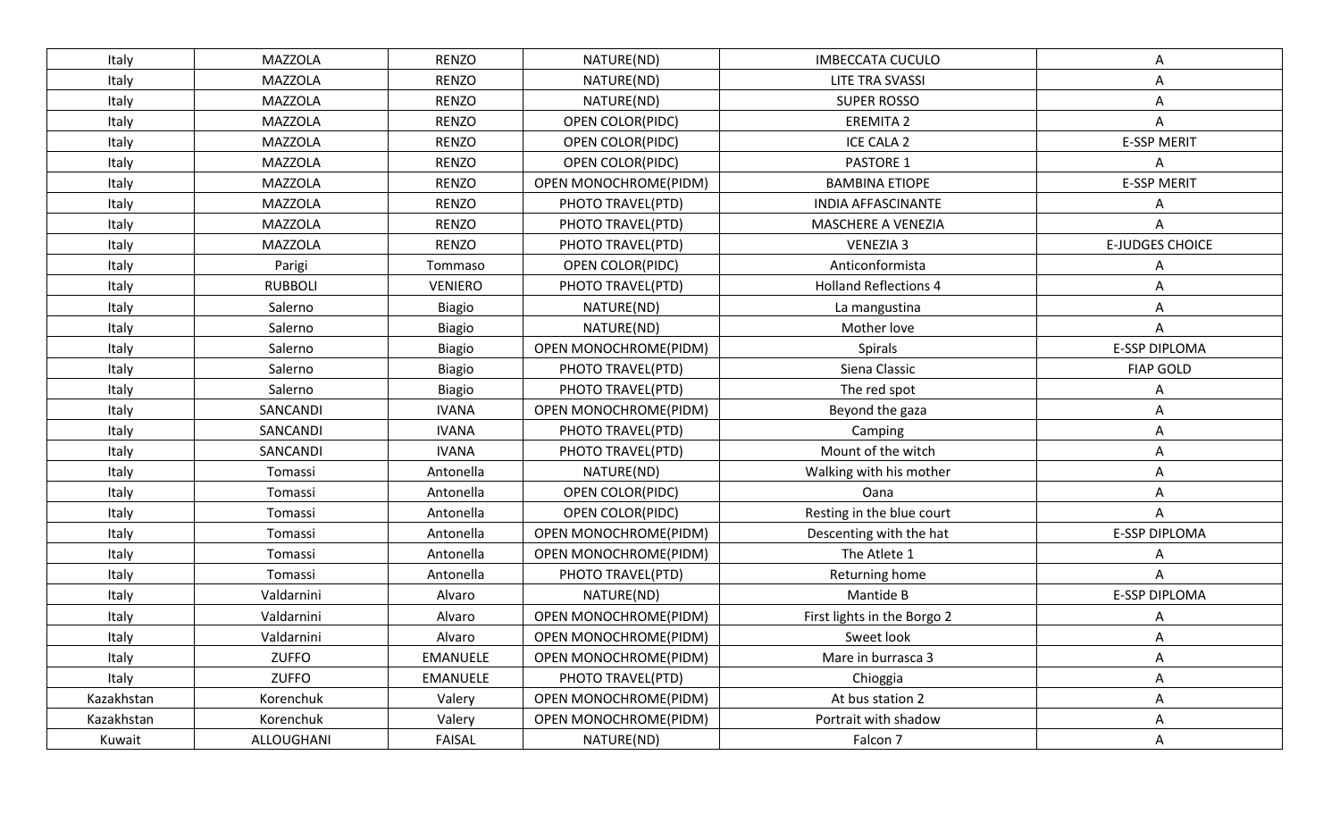| Italy | MAZZOLA | RENZO | NATURE(ND) | IMBECCATA CUCULO | A |
|---|---|---|---|---|---|
| Italy | MAZZOLA | RENZO | NATURE(ND) | LITE TRA SVASSI | A |
| Italy | MAZZOLA | RENZO | NATURE(ND) | SUPER ROSSO | A |
| Italy | MAZZOLA | RENZO | OPEN COLOR(PIDC) | EREMITA 2 | A |
| Italy | MAZZOLA | RENZO | OPEN COLOR(PIDC) | ICE CALA 2 | E-SSP MERIT |
| Italy | MAZZOLA | RENZO | OPEN COLOR(PIDC) | PASTORE 1 | A |
| Italy | MAZZOLA | RENZO | OPEN MONOCHROME(PIDM) | BAMBINA ETIOPE | E-SSP MERIT |
| Italy | MAZZOLA | RENZO | PHOTO TRAVEL(PTD) | INDIA AFFASCINANTE | A |
| Italy | MAZZOLA | RENZO | PHOTO TRAVEL(PTD) | MASCHERE A VENEZIA | A |
| Italy | MAZZOLA | RENZO | PHOTO TRAVEL(PTD) | VENEZIA 3 | E-JUDGES CHOICE |
| Italy | Parigi | Tommaso | OPEN COLOR(PIDC) | Anticonformista | A |
| Italy | RUBBOLI | VENIERO | PHOTO TRAVEL(PTD) | Holland Reflections 4 | A |
| Italy | Salerno | Biagio | NATURE(ND) | La mangustina | A |
| Italy | Salerno | Biagio | NATURE(ND) | Mother love | A |
| Italy | Salerno | Biagio | OPEN MONOCHROME(PIDM) | Spirals | E-SSP DIPLOMA |
| Italy | Salerno | Biagio | PHOTO TRAVEL(PTD) | Siena Classic | FIAP GOLD |
| Italy | Salerno | Biagio | PHOTO TRAVEL(PTD) | The red spot | A |
| Italy | SANCANDI | IVANA | OPEN MONOCHROME(PIDM) | Beyond the gaza | A |
| Italy | SANCANDI | IVANA | PHOTO TRAVEL(PTD) | Camping | A |
| Italy | SANCANDI | IVANA | PHOTO TRAVEL(PTD) | Mount of the witch | A |
| Italy | Tomassi | Antonella | NATURE(ND) | Walking with his mother | A |
| Italy | Tomassi | Antonella | OPEN COLOR(PIDC) | Oana | A |
| Italy | Tomassi | Antonella | OPEN COLOR(PIDC) | Resting in the blue court | A |
| Italy | Tomassi | Antonella | OPEN MONOCHROME(PIDM) | Descenting with the hat | E-SSP DIPLOMA |
| Italy | Tomassi | Antonella | OPEN MONOCHROME(PIDM) | The Atlete 1 | A |
| Italy | Tomassi | Antonella | PHOTO TRAVEL(PTD) | Returning home | A |
| Italy | Valdarnini | Alvaro | NATURE(ND) | Mantide B | E-SSP DIPLOMA |
| Italy | Valdarnini | Alvaro | OPEN MONOCHROME(PIDM) | First lights in the Borgo 2 | A |
| Italy | Valdarnini | Alvaro | OPEN MONOCHROME(PIDM) | Sweet look | A |
| Italy | ZUFFO | EMANUELE | OPEN MONOCHROME(PIDM) | Mare in burrasca 3 | A |
| Italy | ZUFFO | EMANUELE | PHOTO TRAVEL(PTD) | Chioggia | A |
| Kazakhstan | Korenchuk | Valery | OPEN MONOCHROME(PIDM) | At bus station 2 | A |
| Kazakhstan | Korenchuk | Valery | OPEN MONOCHROME(PIDM) | Portrait with shadow | A |
| Kuwait | ALLOUGHANI | FAISAL | NATURE(ND) | Falcon 7 | A |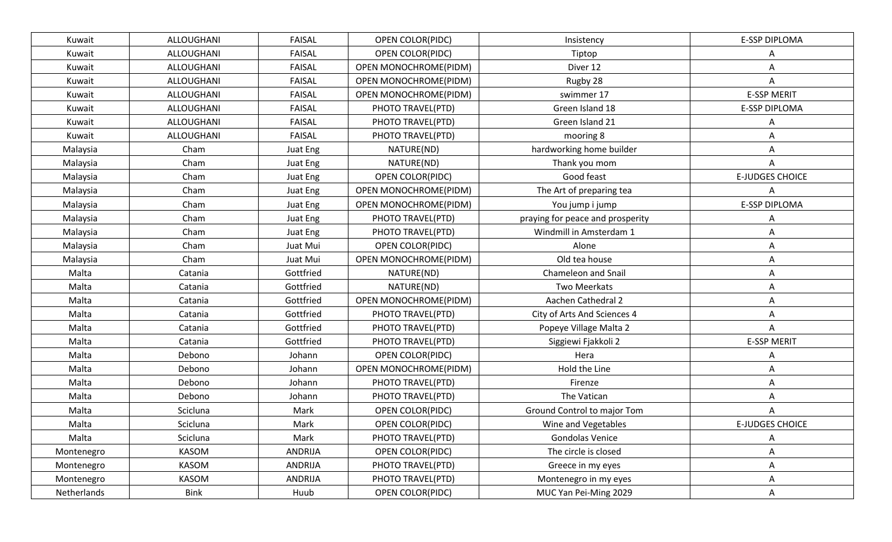| Kuwait | ALLOUGHANI | FAISAL | OPEN COLOR(PIDC) | Insistency | E-SSP DIPLOMA |
|---|---|---|---|---|---|
| Kuwait | ALLOUGHANI | FAISAL | OPEN COLOR(PIDC) | Tiptop | A |
| Kuwait | ALLOUGHANI | FAISAL | OPEN MONOCHROME(PIDM) | Diver 12 | A |
| Kuwait | ALLOUGHANI | FAISAL | OPEN MONOCHROME(PIDM) | Rugby 28 | A |
| Kuwait | ALLOUGHANI | FAISAL | OPEN MONOCHROME(PIDM) | swimmer 17 | E-SSP MERIT |
| Kuwait | ALLOUGHANI | FAISAL | PHOTO TRAVEL(PTD) | Green Island 18 | E-SSP DIPLOMA |
| Kuwait | ALLOUGHANI | FAISAL | PHOTO TRAVEL(PTD) | Green Island 21 | A |
| Kuwait | ALLOUGHANI | FAISAL | PHOTO TRAVEL(PTD) | mooring 8 | A |
| Malaysia | Cham | Juat Eng | NATURE(ND) | hardworking home builder | A |
| Malaysia | Cham | Juat Eng | NATURE(ND) | Thank you mom | A |
| Malaysia | Cham | Juat Eng | OPEN COLOR(PIDC) | Good feast | E-JUDGES CHOICE |
| Malaysia | Cham | Juat Eng | OPEN MONOCHROME(PIDM) | The Art of preparing tea | A |
| Malaysia | Cham | Juat Eng | OPEN MONOCHROME(PIDM) | You jump i jump | E-SSP DIPLOMA |
| Malaysia | Cham | Juat Eng | PHOTO TRAVEL(PTD) | praying for peace and prosperity | A |
| Malaysia | Cham | Juat Eng | PHOTO TRAVEL(PTD) | Windmill in Amsterdam 1 | A |
| Malaysia | Cham | Juat Mui | OPEN COLOR(PIDC) | Alone | A |
| Malaysia | Cham | Juat Mui | OPEN MONOCHROME(PIDM) | Old tea house | A |
| Malta | Catania | Gottfried | NATURE(ND) | Chameleon and Snail | A |
| Malta | Catania | Gottfried | NATURE(ND) | Two Meerkats | A |
| Malta | Catania | Gottfried | OPEN MONOCHROME(PIDM) | Aachen Cathedral 2 | A |
| Malta | Catania | Gottfried | PHOTO TRAVEL(PTD) | City of Arts And Sciences 4 | A |
| Malta | Catania | Gottfried | PHOTO TRAVEL(PTD) | Popeye Village Malta 2 | A |
| Malta | Catania | Gottfried | PHOTO TRAVEL(PTD) | Siggiewi Fjakkoli 2 | E-SSP MERIT |
| Malta | Debono | Johann | OPEN COLOR(PIDC) | Hera | A |
| Malta | Debono | Johann | OPEN MONOCHROME(PIDM) | Hold the Line | A |
| Malta | Debono | Johann | PHOTO TRAVEL(PTD) | Firenze | A |
| Malta | Debono | Johann | PHOTO TRAVEL(PTD) | The Vatican | A |
| Malta | Scicluna | Mark | OPEN COLOR(PIDC) | Ground Control to major Tom | A |
| Malta | Scicluna | Mark | OPEN COLOR(PIDC) | Wine and Vegetables | E-JUDGES CHOICE |
| Malta | Scicluna | Mark | PHOTO TRAVEL(PTD) | Gondolas Venice | A |
| Montenegro | KASOM | ANDRIJA | OPEN COLOR(PIDC) | The circle is closed | A |
| Montenegro | KASOM | ANDRIJA | PHOTO TRAVEL(PTD) | Greece in my eyes | A |
| Montenegro | KASOM | ANDRIJA | PHOTO TRAVEL(PTD) | Montenegro in my eyes | A |
| Netherlands | Bink | Huub | OPEN COLOR(PIDC) | MUC Yan Pei-Ming 2029 | A |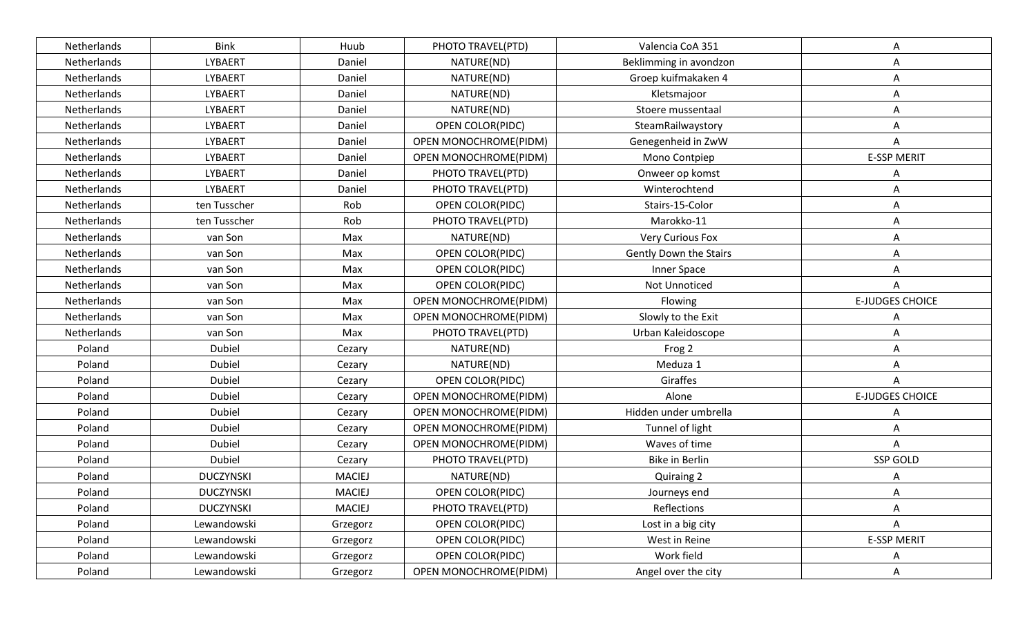| Netherlands | Bink | Huub | PHOTO TRAVEL(PTD) | Valencia CoA 351 | A |
|---|---|---|---|---|---|
| Netherlands | LYBAERT | Daniel | NATURE(ND) | Beklimming in avondzon | A |
| Netherlands | LYBAERT | Daniel | NATURE(ND) | Groep kuifmakaken 4 | A |
| Netherlands | LYBAERT | Daniel | NATURE(ND) | Kletsmajoor | A |
| Netherlands | LYBAERT | Daniel | NATURE(ND) | Stoere mussentaal | A |
| Netherlands | LYBAERT | Daniel | OPEN COLOR(PIDC) | SteamRailwaystory | A |
| Netherlands | LYBAERT | Daniel | OPEN MONOCHROME(PIDM) | Genegenheid in ZwW | A |
| Netherlands | LYBAERT | Daniel | OPEN MONOCHROME(PIDM) | Mono Contpiep | E-SSP MERIT |
| Netherlands | LYBAERT | Daniel | PHOTO TRAVEL(PTD) | Onweer op komst | A |
| Netherlands | LYBAERT | Daniel | PHOTO TRAVEL(PTD) | Winterochtend | A |
| Netherlands | ten Tusscher | Rob | OPEN COLOR(PIDC) | Stairs-15-Color | A |
| Netherlands | ten Tusscher | Rob | PHOTO TRAVEL(PTD) | Marokko-11 | A |
| Netherlands | van Son | Max | NATURE(ND) | Very Curious Fox | A |
| Netherlands | van Son | Max | OPEN COLOR(PIDC) | Gently Down the Stairs | A |
| Netherlands | van Son | Max | OPEN COLOR(PIDC) | Inner Space | A |
| Netherlands | van Son | Max | OPEN COLOR(PIDC) | Not Unnoticed | A |
| Netherlands | van Son | Max | OPEN MONOCHROME(PIDM) | Flowing | E-JUDGES CHOICE |
| Netherlands | van Son | Max | OPEN MONOCHROME(PIDM) | Slowly to the Exit | A |
| Netherlands | van Son | Max | PHOTO TRAVEL(PTD) | Urban Kaleidoscope | A |
| Poland | Dubiel | Cezary | NATURE(ND) | Frog 2 | A |
| Poland | Dubiel | Cezary | NATURE(ND) | Meduza 1 | A |
| Poland | Dubiel | Cezary | OPEN COLOR(PIDC) | Giraffes | A |
| Poland | Dubiel | Cezary | OPEN MONOCHROME(PIDM) | Alone | E-JUDGES CHOICE |
| Poland | Dubiel | Cezary | OPEN MONOCHROME(PIDM) | Hidden under umbrella | A |
| Poland | Dubiel | Cezary | OPEN MONOCHROME(PIDM) | Tunnel of light | A |
| Poland | Dubiel | Cezary | OPEN MONOCHROME(PIDM) | Waves of time | A |
| Poland | Dubiel | Cezary | PHOTO TRAVEL(PTD) | Bike in Berlin | SSP GOLD |
| Poland | DUCZYNSKI | MACIEJ | NATURE(ND) | Quiraing 2 | A |
| Poland | DUCZYNSKI | MACIEJ | OPEN COLOR(PIDC) | Journeys end | A |
| Poland | DUCZYNSKI | MACIEJ | PHOTO TRAVEL(PTD) | Reflections | A |
| Poland | Lewandowski | Grzegorz | OPEN COLOR(PIDC) | Lost in a big city | A |
| Poland | Lewandowski | Grzegorz | OPEN COLOR(PIDC) | West in Reine | E-SSP MERIT |
| Poland | Lewandowski | Grzegorz | OPEN COLOR(PIDC) | Work field | A |
| Poland | Lewandowski | Grzegorz | OPEN MONOCHROME(PIDM) | Angel over the city | A |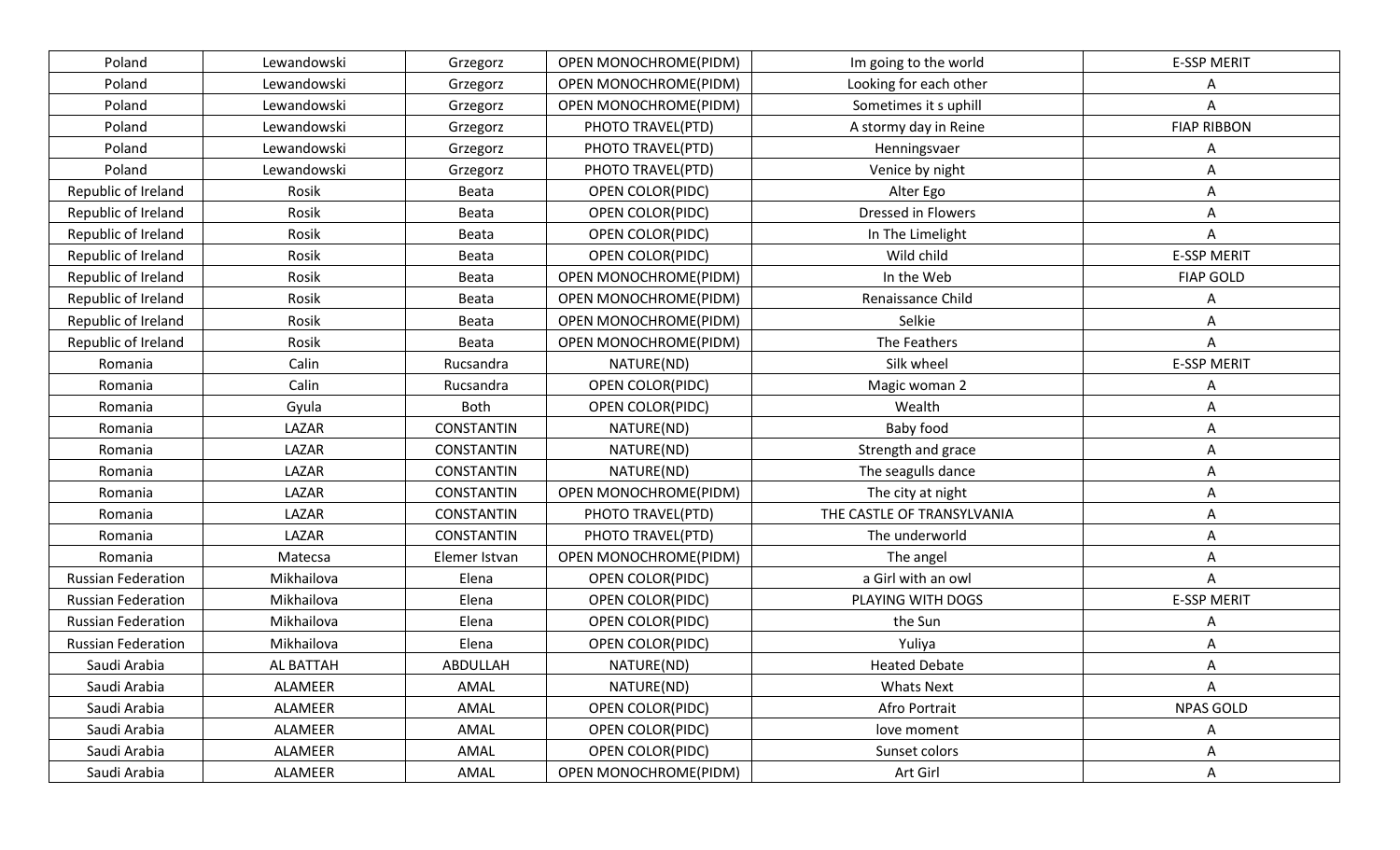| Poland | Lewandowski | Grzegorz | OPEN MONOCHROME(PIDM) | Im going to the world | E-SSP MERIT |
|---|---|---|---|---|---|
| Poland | Lewandowski | Grzegorz | OPEN MONOCHROME(PIDM) | Looking for each other | A |
| Poland | Lewandowski | Grzegorz | OPEN MONOCHROME(PIDM) | Sometimes it s uphill | A |
| Poland | Lewandowski | Grzegorz | PHOTO TRAVEL(PTD) | A stormy day in Reine | FIAP RIBBON |
| Poland | Lewandowski | Grzegorz | PHOTO TRAVEL(PTD) | Henningsvaer | A |
| Poland | Lewandowski | Grzegorz | PHOTO TRAVEL(PTD) | Venice by night | A |
| Republic of Ireland | Rosik | Beata | OPEN COLOR(PIDC) | Alter Ego | A |
| Republic of Ireland | Rosik | Beata | OPEN COLOR(PIDC) | Dressed in Flowers | A |
| Republic of Ireland | Rosik | Beata | OPEN COLOR(PIDC) | In The Limelight | A |
| Republic of Ireland | Rosik | Beata | OPEN COLOR(PIDC) | Wild child | E-SSP MERIT |
| Republic of Ireland | Rosik | Beata | OPEN MONOCHROME(PIDM) | In the Web | FIAP GOLD |
| Republic of Ireland | Rosik | Beata | OPEN MONOCHROME(PIDM) | Renaissance Child | A |
| Republic of Ireland | Rosik | Beata | OPEN MONOCHROME(PIDM) | Selkie | A |
| Republic of Ireland | Rosik | Beata | OPEN MONOCHROME(PIDM) | The Feathers | A |
| Romania | Calin | Rucsandra | NATURE(ND) | Silk wheel | E-SSP MERIT |
| Romania | Calin | Rucsandra | OPEN COLOR(PIDC) | Magic woman 2 | A |
| Romania | Gyula | Both | OPEN COLOR(PIDC) | Wealth | A |
| Romania | LAZAR | CONSTANTIN | NATURE(ND) | Baby food | A |
| Romania | LAZAR | CONSTANTIN | NATURE(ND) | Strength and grace | A |
| Romania | LAZAR | CONSTANTIN | NATURE(ND) | The seagulls dance | A |
| Romania | LAZAR | CONSTANTIN | OPEN MONOCHROME(PIDM) | The city at night | A |
| Romania | LAZAR | CONSTANTIN | PHOTO TRAVEL(PTD) | THE CASTLE OF TRANSYLVANIA | A |
| Romania | LAZAR | CONSTANTIN | PHOTO TRAVEL(PTD) | The underworld | A |
| Romania | Matecsa | Elemer Istvan | OPEN MONOCHROME(PIDM) | The angel | A |
| Russian Federation | Mikhailova | Elena | OPEN COLOR(PIDC) | a Girl with an owl | A |
| Russian Federation | Mikhailova | Elena | OPEN COLOR(PIDC) | PLAYING WITH DOGS | E-SSP MERIT |
| Russian Federation | Mikhailova | Elena | OPEN COLOR(PIDC) | the Sun | A |
| Russian Federation | Mikhailova | Elena | OPEN COLOR(PIDC) | Yuliya | A |
| Saudi Arabia | AL BATTAH | ABDULLAH | NATURE(ND) | Heated Debate | A |
| Saudi Arabia | ALAMEER | AMAL | NATURE(ND) | Whats Next | A |
| Saudi Arabia | ALAMEER | AMAL | OPEN COLOR(PIDC) | Afro Portrait | NPAS GOLD |
| Saudi Arabia | ALAMEER | AMAL | OPEN COLOR(PIDC) | love moment | A |
| Saudi Arabia | ALAMEER | AMAL | OPEN COLOR(PIDC) | Sunset colors | A |
| Saudi Arabia | ALAMEER | AMAL | OPEN MONOCHROME(PIDM) | Art Girl | A |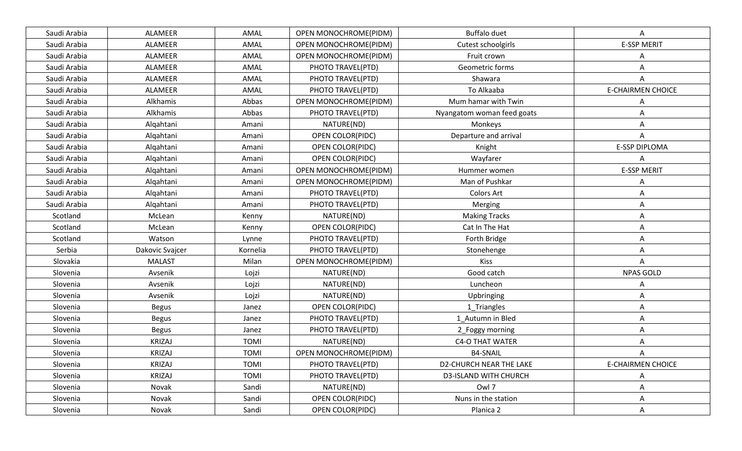| Saudi Arabia | ALAMEER | AMAL | OPEN MONOCHROME(PIDM) | Buffalo duet | A |
|---|---|---|---|---|---|
| Saudi Arabia | ALAMEER | AMAL | OPEN MONOCHROME(PIDM) | Cutest schoolgirls | E-SSP MERIT |
| Saudi Arabia | ALAMEER | AMAL | OPEN MONOCHROME(PIDM) | Fruit crown | A |
| Saudi Arabia | ALAMEER | AMAL | PHOTO TRAVEL(PTD) | Geometric forms | A |
| Saudi Arabia | ALAMEER | AMAL | PHOTO TRAVEL(PTD) | Shawara | A |
| Saudi Arabia | ALAMEER | AMAL | PHOTO TRAVEL(PTD) | To Alkaaba | E-CHAIRMEN CHOICE |
| Saudi Arabia | Alkhamis | Abbas | OPEN MONOCHROME(PIDM) | Mum hamar with Twin | A |
| Saudi Arabia | Alkhamis | Abbas | PHOTO TRAVEL(PTD) | Nyangatom woman feed goats | A |
| Saudi Arabia | Alqahtani | Amani | NATURE(ND) | Monkeys | A |
| Saudi Arabia | Alqahtani | Amani | OPEN COLOR(PIDC) | Departure and arrival | A |
| Saudi Arabia | Alqahtani | Amani | OPEN COLOR(PIDC) | Knight | E-SSP DIPLOMA |
| Saudi Arabia | Alqahtani | Amani | OPEN COLOR(PIDC) | Wayfarer | A |
| Saudi Arabia | Alqahtani | Amani | OPEN MONOCHROME(PIDM) | Hummer women | E-SSP MERIT |
| Saudi Arabia | Alqahtani | Amani | OPEN MONOCHROME(PIDM) | Man of Pushkar | A |
| Saudi Arabia | Alqahtani | Amani | PHOTO TRAVEL(PTD) | Colors Art | A |
| Saudi Arabia | Alqahtani | Amani | PHOTO TRAVEL(PTD) | Merging | A |
| Scotland | McLean | Kenny | NATURE(ND) | Making Tracks | A |
| Scotland | McLean | Kenny | OPEN COLOR(PIDC) | Cat In The Hat | A |
| Scotland | Watson | Lynne | PHOTO TRAVEL(PTD) | Forth Bridge | A |
| Serbia | Dakovic Svajcer | Kornelia | PHOTO TRAVEL(PTD) | Stonehenge | A |
| Slovakia | MALAST | Milan | OPEN MONOCHROME(PIDM) | Kiss | A |
| Slovenia | Avsenik | Lojzi | NATURE(ND) | Good catch | NPAS GOLD |
| Slovenia | Avsenik | Lojzi | NATURE(ND) | Luncheon | A |
| Slovenia | Avsenik | Lojzi | NATURE(ND) | Upbringing | A |
| Slovenia | Begus | Janez | OPEN COLOR(PIDC) | 1_Triangles | A |
| Slovenia | Begus | Janez | PHOTO TRAVEL(PTD) | 1_Autumn in Bled | A |
| Slovenia | Begus | Janez | PHOTO TRAVEL(PTD) | 2_Foggy morning | A |
| Slovenia | KRIZAJ | TOMI | NATURE(ND) | C4-O THAT WATER | A |
| Slovenia | KRIZAJ | TOMI | OPEN MONOCHROME(PIDM) | B4-SNAIL | A |
| Slovenia | KRIZAJ | TOMI | PHOTO TRAVEL(PTD) | D2-CHURCH NEAR THE LAKE | E-CHAIRMEN CHOICE |
| Slovenia | KRIZAJ | TOMI | PHOTO TRAVEL(PTD) | D3-ISLAND WITH CHURCH | A |
| Slovenia | Novak | Sandi | NATURE(ND) | Owl 7 | A |
| Slovenia | Novak | Sandi | OPEN COLOR(PIDC) | Nuns in the station | A |
| Slovenia | Novak | Sandi | OPEN COLOR(PIDC) | Planica 2 | A |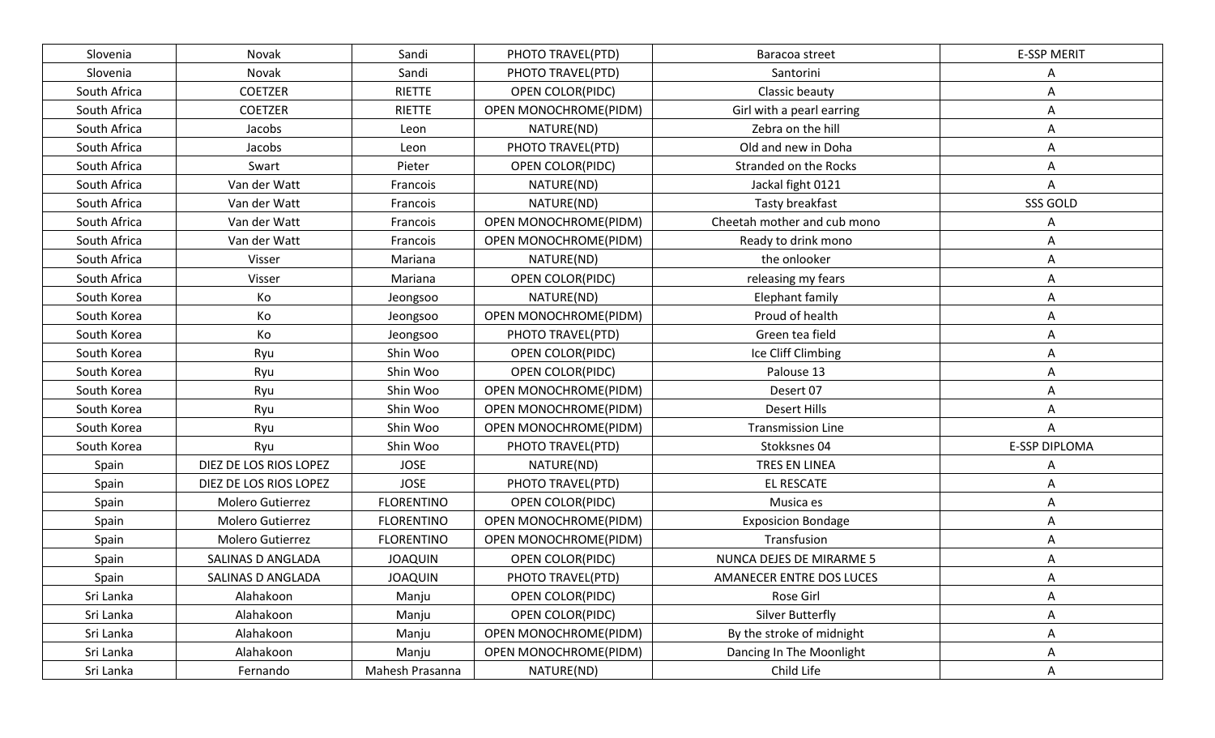| Slovenia | Novak | Sandi | PHOTO TRAVEL(PTD) | Baracoa street | E-SSP MERIT |
|---|---|---|---|---|---|
| Slovenia | Novak | Sandi | PHOTO TRAVEL(PTD) | Santorini | A |
| South Africa | COETZER | RIETTE | OPEN COLOR(PIDC) | Classic beauty | A |
| South Africa | COETZER | RIETTE | OPEN MONOCHROME(PIDM) | Girl with a pearl earring | A |
| South Africa | Jacobs | Leon | NATURE(ND) | Zebra on the hill | A |
| South Africa | Jacobs | Leon | PHOTO TRAVEL(PTD) | Old and new in Doha | A |
| South Africa | Swart | Pieter | OPEN COLOR(PIDC) | Stranded on the Rocks | A |
| South Africa | Van der Watt | Francois | NATURE(ND) | Jackal fight 0121 | A |
| South Africa | Van der Watt | Francois | NATURE(ND) | Tasty breakfast | SSS GOLD |
| South Africa | Van der Watt | Francois | OPEN MONOCHROME(PIDM) | Cheetah mother and cub mono | A |
| South Africa | Van der Watt | Francois | OPEN MONOCHROME(PIDM) | Ready to drink mono | A |
| South Africa | Visser | Mariana | NATURE(ND) | the onlooker | A |
| South Africa | Visser | Mariana | OPEN COLOR(PIDC) | releasing my fears | A |
| South Korea | Ko | Jeongsoo | NATURE(ND) | Elephant family | A |
| South Korea | Ko | Jeongsoo | OPEN MONOCHROME(PIDM) | Proud of health | A |
| South Korea | Ko | Jeongsoo | PHOTO TRAVEL(PTD) | Green tea field | A |
| South Korea | Ryu | Shin Woo | OPEN COLOR(PIDC) | Ice Cliff Climbing | A |
| South Korea | Ryu | Shin Woo | OPEN COLOR(PIDC) | Palouse 13 | A |
| South Korea | Ryu | Shin Woo | OPEN MONOCHROME(PIDM) | Desert 07 | A |
| South Korea | Ryu | Shin Woo | OPEN MONOCHROME(PIDM) | Desert Hills | A |
| South Korea | Ryu | Shin Woo | OPEN MONOCHROME(PIDM) | Transmission Line | A |
| South Korea | Ryu | Shin Woo | PHOTO TRAVEL(PTD) | Stokksnes 04 | E-SSP DIPLOMA |
| Spain | DIEZ DE LOS RIOS LOPEZ | JOSE | NATURE(ND) | TRES EN LINEA | A |
| Spain | DIEZ DE LOS RIOS LOPEZ | JOSE | PHOTO TRAVEL(PTD) | EL RESCATE | A |
| Spain | Molero Gutierrez | FLORENTINO | OPEN COLOR(PIDC) | Musica es | A |
| Spain | Molero Gutierrez | FLORENTINO | OPEN MONOCHROME(PIDM) | Exposicion Bondage | A |
| Spain | Molero Gutierrez | FLORENTINO | OPEN MONOCHROME(PIDM) | Transfusion | A |
| Spain | SALINAS D ANGLADA | JOAQUIN | OPEN COLOR(PIDC) | NUNCA DEJES DE MIRARME 5 | A |
| Spain | SALINAS D ANGLADA | JOAQUIN | PHOTO TRAVEL(PTD) | AMANECER ENTRE DOS LUCES | A |
| Sri Lanka | Alahakoon | Manju | OPEN COLOR(PIDC) | Rose Girl | A |
| Sri Lanka | Alahakoon | Manju | OPEN COLOR(PIDC) | Silver Butterfly | A |
| Sri Lanka | Alahakoon | Manju | OPEN MONOCHROME(PIDM) | By the stroke of midnight | A |
| Sri Lanka | Alahakoon | Manju | OPEN MONOCHROME(PIDM) | Dancing In The Moonlight | A |
| Sri Lanka | Fernando | Mahesh Prasanna | NATURE(ND) | Child Life | A |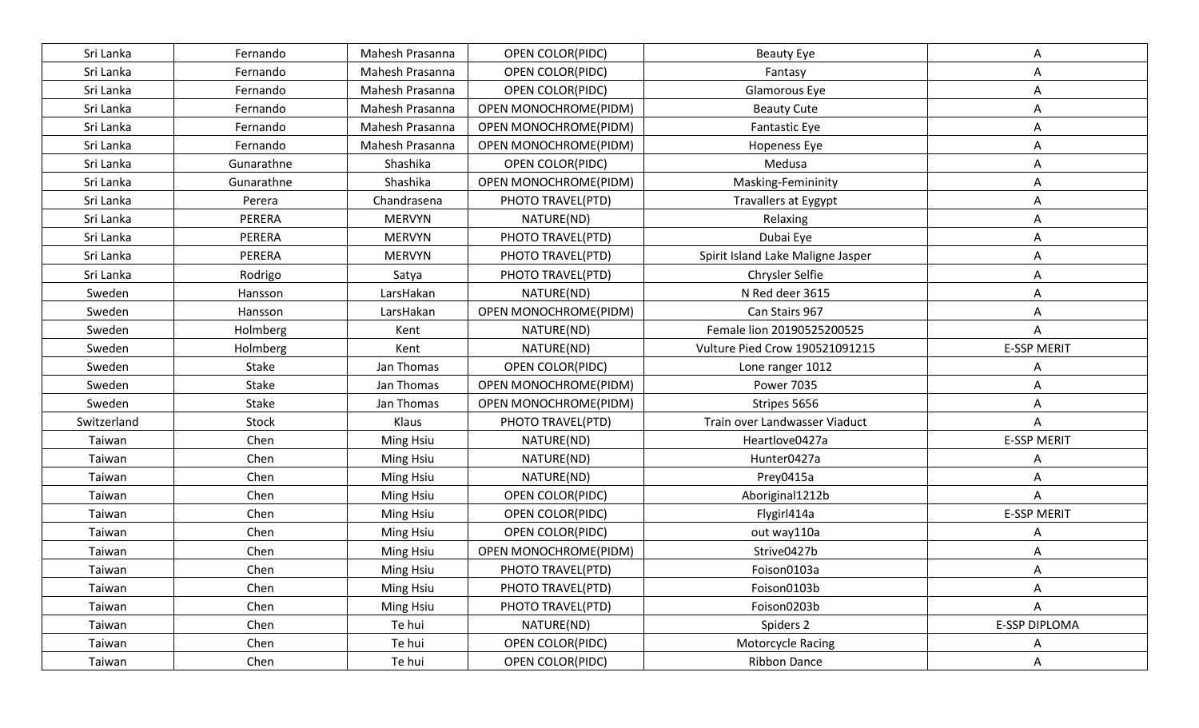| Sri Lanka | Fernando | Mahesh Prasanna | OPEN COLOR(PIDC) | Beauty Eye | A |
|---|---|---|---|---|---|
| Sri Lanka | Fernando | Mahesh Prasanna | OPEN COLOR(PIDC) | Fantasy | A |
| Sri Lanka | Fernando | Mahesh Prasanna | OPEN COLOR(PIDC) | Glamorous Eye | A |
| Sri Lanka | Fernando | Mahesh Prasanna | OPEN MONOCHROME(PIDM) | Beauty Cute | A |
| Sri Lanka | Fernando | Mahesh Prasanna | OPEN MONOCHROME(PIDM) | Fantastic Eye | A |
| Sri Lanka | Fernando | Mahesh Prasanna | OPEN MONOCHROME(PIDM) | Hopeness Eye | A |
| Sri Lanka | Gunarathne | Shashika | OPEN COLOR(PIDC) | Medusa | A |
| Sri Lanka | Gunarathne | Shashika | OPEN MONOCHROME(PIDM) | Masking-Femininity | A |
| Sri Lanka | Perera | Chandrasena | PHOTO TRAVEL(PTD) | Travallers at Eygypt | A |
| Sri Lanka | PERERA | MERVYN | NATURE(ND) | Relaxing | A |
| Sri Lanka | PERERA | MERVYN | PHOTO TRAVEL(PTD) | Dubai Eye | A |
| Sri Lanka | PERERA | MERVYN | PHOTO TRAVEL(PTD) | Spirit Island Lake Maligne Jasper | A |
| Sri Lanka | Rodrigo | Satya | PHOTO TRAVEL(PTD) | Chrysler Selfie | A |
| Sweden | Hansson | LarsHakan | NATURE(ND) | N Red deer 3615 | A |
| Sweden | Hansson | LarsHakan | OPEN MONOCHROME(PIDM) | Can Stairs 967 | A |
| Sweden | Holmberg | Kent | NATURE(ND) | Female lion 20190525200525 | A |
| Sweden | Holmberg | Kent | NATURE(ND) | Vulture Pied Crow 190521091215 | E-SSP MERIT |
| Sweden | Stake | Jan Thomas | OPEN COLOR(PIDC) | Lone ranger 1012 | A |
| Sweden | Stake | Jan Thomas | OPEN MONOCHROME(PIDM) | Power 7035 | A |
| Sweden | Stake | Jan Thomas | OPEN MONOCHROME(PIDM) | Stripes 5656 | A |
| Switzerland | Stock | Klaus | PHOTO TRAVEL(PTD) | Train over Landwasser Viaduct | A |
| Taiwan | Chen | Ming Hsiu | NATURE(ND) | Heartlove0427a | E-SSP MERIT |
| Taiwan | Chen | Ming Hsiu | NATURE(ND) | Hunter0427a | A |
| Taiwan | Chen | Ming Hsiu | NATURE(ND) | Prey0415a | A |
| Taiwan | Chen | Ming Hsiu | OPEN COLOR(PIDC) | Aboriginal1212b | A |
| Taiwan | Chen | Ming Hsiu | OPEN COLOR(PIDC) | Flygirl414a | E-SSP MERIT |
| Taiwan | Chen | Ming Hsiu | OPEN COLOR(PIDC) | out way110a | A |
| Taiwan | Chen | Ming Hsiu | OPEN MONOCHROME(PIDM) | Strive0427b | A |
| Taiwan | Chen | Ming Hsiu | PHOTO TRAVEL(PTD) | Foison0103a | A |
| Taiwan | Chen | Ming Hsiu | PHOTO TRAVEL(PTD) | Foison0103b | A |
| Taiwan | Chen | Ming Hsiu | PHOTO TRAVEL(PTD) | Foison0203b | A |
| Taiwan | Chen | Te hui | NATURE(ND) | Spiders 2 | E-SSP DIPLOMA |
| Taiwan | Chen | Te hui | OPEN COLOR(PIDC) | Motorcycle Racing | A |
| Taiwan | Chen | Te hui | OPEN COLOR(PIDC) | Ribbon Dance | A |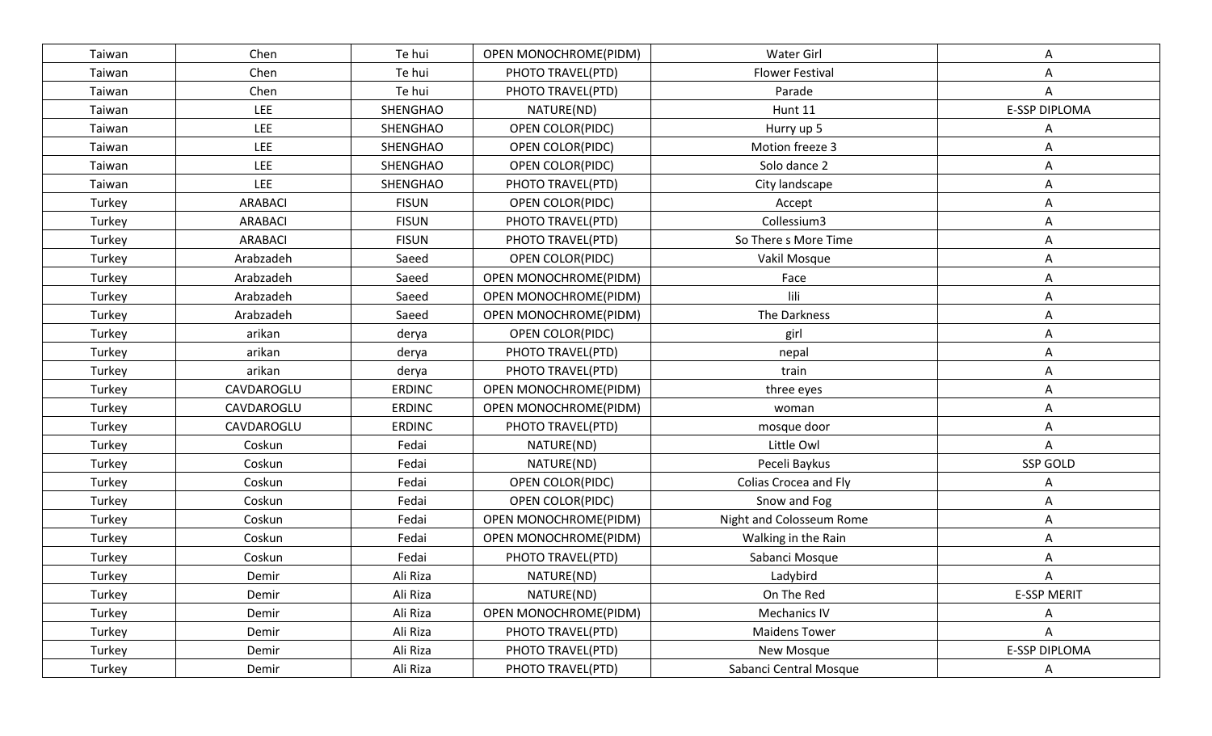| Taiwan | Chen | Te hui | OPEN MONOCHROME(PIDM) | Water Girl | A |
|---|---|---|---|---|---|
| Taiwan | Chen | Te hui | PHOTO TRAVEL(PTD) | Flower Festival | A |
| Taiwan | Chen | Te hui | PHOTO TRAVEL(PTD) | Parade | A |
| Taiwan | LEE | SHENGHAO | NATURE(ND) | Hunt 11 | E-SSP DIPLOMA |
| Taiwan | LEE | SHENGHAO | OPEN COLOR(PIDC) | Hurry up 5 | A |
| Taiwan | LEE | SHENGHAO | OPEN COLOR(PIDC) | Motion freeze 3 | A |
| Taiwan | LEE | SHENGHAO | OPEN COLOR(PIDC) | Solo dance 2 | A |
| Taiwan | LEE | SHENGHAO | PHOTO TRAVEL(PTD) | City landscape | A |
| Turkey | ARABACI | FISUN | OPEN COLOR(PIDC) | Accept | A |
| Turkey | ARABACI | FISUN | PHOTO TRAVEL(PTD) | Collessium3 | A |
| Turkey | ARABACI | FISUN | PHOTO TRAVEL(PTD) | So There s More Time | A |
| Turkey | Arabzadeh | Saeed | OPEN COLOR(PIDC) | Vakil Mosque | A |
| Turkey | Arabzadeh | Saeed | OPEN MONOCHROME(PIDM) | Face | A |
| Turkey | Arabzadeh | Saeed | OPEN MONOCHROME(PIDM) | lili | A |
| Turkey | Arabzadeh | Saeed | OPEN MONOCHROME(PIDM) | The Darkness | A |
| Turkey | arikan | derya | OPEN COLOR(PIDC) | girl | A |
| Turkey | arikan | derya | PHOTO TRAVEL(PTD) | nepal | A |
| Turkey | arikan | derya | PHOTO TRAVEL(PTD) | train | A |
| Turkey | CAVDAROGLU | ERDINC | OPEN MONOCHROME(PIDM) | three eyes | A |
| Turkey | CAVDAROGLU | ERDINC | OPEN MONOCHROME(PIDM) | woman | A |
| Turkey | CAVDAROGLU | ERDINC | PHOTO TRAVEL(PTD) | mosque door | A |
| Turkey | Coskun | Fedai | NATURE(ND) | Little Owl | A |
| Turkey | Coskun | Fedai | NATURE(ND) | Peceli Baykus | SSP GOLD |
| Turkey | Coskun | Fedai | OPEN COLOR(PIDC) | Colias Crocea and Fly | A |
| Turkey | Coskun | Fedai | OPEN COLOR(PIDC) | Snow and Fog | A |
| Turkey | Coskun | Fedai | OPEN MONOCHROME(PIDM) | Night and Colosseum Rome | A |
| Turkey | Coskun | Fedai | OPEN MONOCHROME(PIDM) | Walking in the Rain | A |
| Turkey | Coskun | Fedai | PHOTO TRAVEL(PTD) | Sabanci Mosque | A |
| Turkey | Demir | Ali Riza | NATURE(ND) | Ladybird | A |
| Turkey | Demir | Ali Riza | NATURE(ND) | On The Red | E-SSP MERIT |
| Turkey | Demir | Ali Riza | OPEN MONOCHROME(PIDM) | Mechanics IV | A |
| Turkey | Demir | Ali Riza | PHOTO TRAVEL(PTD) | Maidens Tower | A |
| Turkey | Demir | Ali Riza | PHOTO TRAVEL(PTD) | New Mosque | E-SSP DIPLOMA |
| Turkey | Demir | Ali Riza | PHOTO TRAVEL(PTD) | Sabanci Central Mosque | A |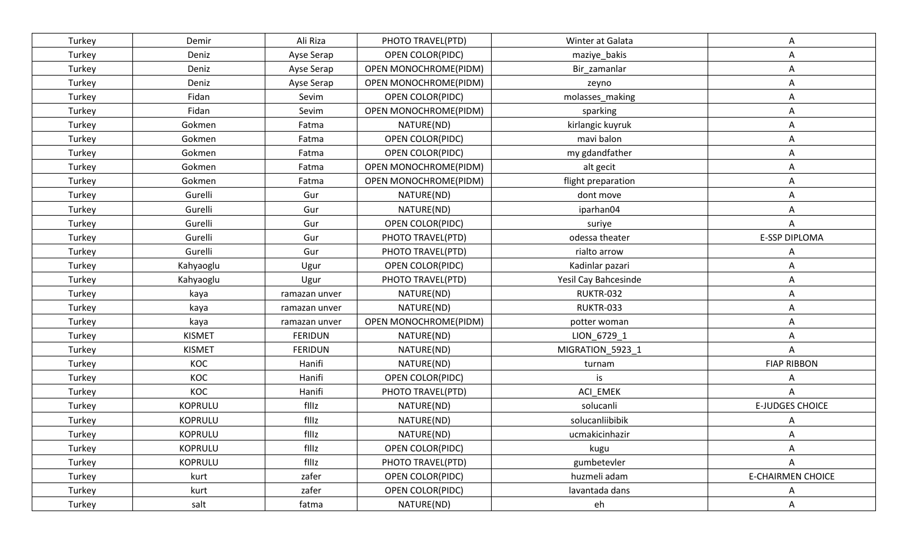| Turkey | Demir | Ali Riza | PHOTO TRAVEL(PTD) | Winter at Galata | A |
|---|---|---|---|---|---|
| Turkey | Deniz | Ayse Serap | OPEN COLOR(PIDC) | maziye_bakis | A |
| Turkey | Deniz | Ayse Serap | OPEN MONOCHROME(PIDM) | Bir_zamanlar | A |
| Turkey | Deniz | Ayse Serap | OPEN MONOCHROME(PIDM) | zeyno | A |
| Turkey | Fidan | Sevim | OPEN COLOR(PIDC) | molasses_making | A |
| Turkey | Fidan | Sevim | OPEN MONOCHROME(PIDM) | sparking | A |
| Turkey | Gokmen | Fatma | NATURE(ND) | kirlangic kuyruk | A |
| Turkey | Gokmen | Fatma | OPEN COLOR(PIDC) | mavi balon | A |
| Turkey | Gokmen | Fatma | OPEN COLOR(PIDC) | my gdandfather | A |
| Turkey | Gokmen | Fatma | OPEN MONOCHROME(PIDM) | alt gecit | A |
| Turkey | Gokmen | Fatma | OPEN MONOCHROME(PIDM) | flight preparation | A |
| Turkey | Gurelli | Gur | NATURE(ND) | dont move | A |
| Turkey | Gurelli | Gur | NATURE(ND) | iparhan04 | A |
| Turkey | Gurelli | Gur | OPEN COLOR(PIDC) | suriye | A |
| Turkey | Gurelli | Gur | PHOTO TRAVEL(PTD) | odessa theater | E-SSP DIPLOMA |
| Turkey | Gurelli | Gur | PHOTO TRAVEL(PTD) | rialto arrow | A |
| Turkey | Kahyaoglu | Ugur | OPEN COLOR(PIDC) | Kadinlar pazari | A |
| Turkey | Kahyaoglu | Ugur | PHOTO TRAVEL(PTD) | Yesil Cay Bahcesinde | A |
| Turkey | kaya | ramazan unver | NATURE(ND) | RUKTR-032 | A |
| Turkey | kaya | ramazan unver | NATURE(ND) | RUKTR-033 | A |
| Turkey | kaya | ramazan unver | OPEN MONOCHROME(PIDM) | potter woman | A |
| Turkey | KISMET | FERIDUN | NATURE(ND) | LION_6729_1 | A |
| Turkey | KISMET | FERIDUN | NATURE(ND) | MIGRATION_5923_1 | A |
| Turkey | KOC | Hanifi | NATURE(ND) | turnam | FIAP RIBBON |
| Turkey | KOC | Hanifi | OPEN COLOR(PIDC) | is | A |
| Turkey | KOC | Hanifi | PHOTO TRAVEL(PTD) | ACI_EMEK | A |
| Turkey | KOPRULU | fIlIz | NATURE(ND) | solucanli | E-JUDGES CHOICE |
| Turkey | KOPRULU | fIlIz | NATURE(ND) | solucanliibibik | A |
| Turkey | KOPRULU | fIlIz | NATURE(ND) | ucmakicinhazir | A |
| Turkey | KOPRULU | fIlIz | OPEN COLOR(PIDC) | kugu | A |
| Turkey | KOPRULU | fIlIz | PHOTO TRAVEL(PTD) | gumbetevler | A |
| Turkey | kurt | zafer | OPEN COLOR(PIDC) | huzmeli adam | E-CHAIRMEN CHOICE |
| Turkey | kurt | zafer | OPEN COLOR(PIDC) | lavantada dans | A |
| Turkey | salt | fatma | NATURE(ND) | eh | A |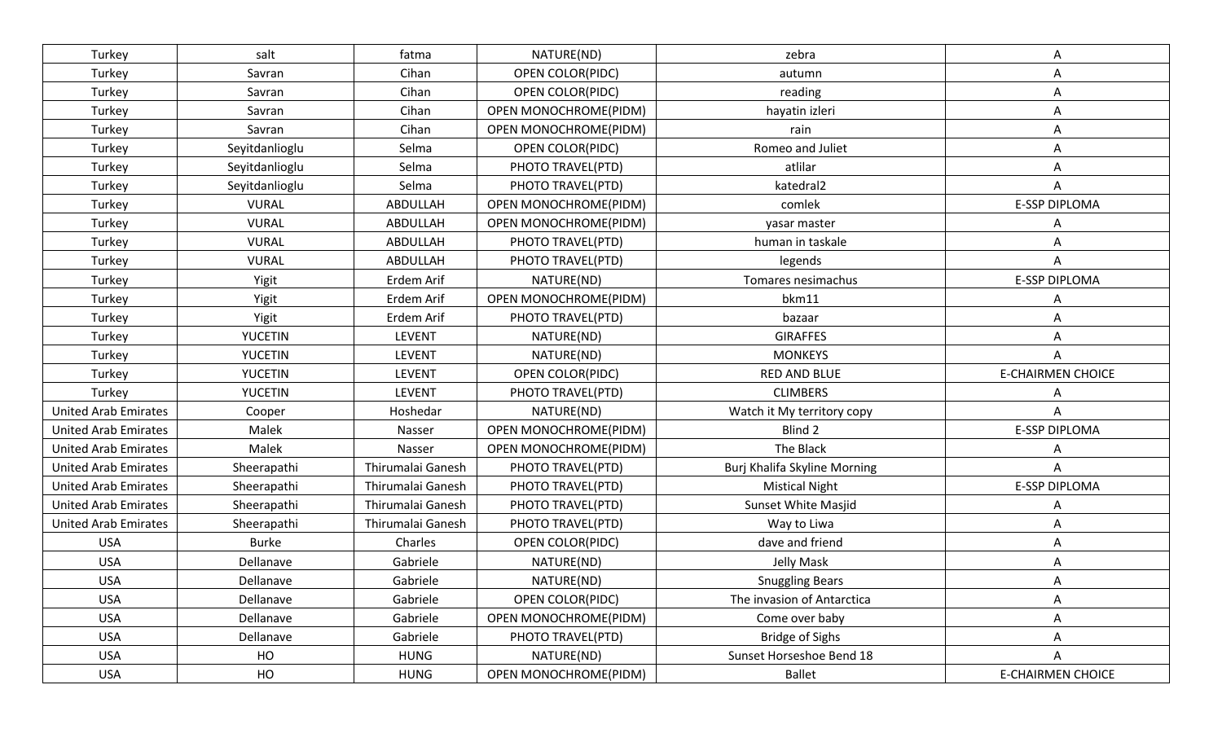| Turkey | salt | fatma | NATURE(ND) | zebra | A |
|---|---|---|---|---|---|
| Turkey | Savran | Cihan | OPEN COLOR(PIDC) | autumn | A |
| Turkey | Savran | Cihan | OPEN COLOR(PIDC) | reading | A |
| Turkey | Savran | Cihan | OPEN MONOCHROME(PIDM) | hayatin izleri | A |
| Turkey | Savran | Cihan | OPEN MONOCHROME(PIDM) | rain | A |
| Turkey | Seyitdanlioglu | Selma | OPEN COLOR(PIDC) | Romeo and Juliet | A |
| Turkey | Seyitdanlioglu | Selma | PHOTO TRAVEL(PTD) | atlilar | A |
| Turkey | Seyitdanlioglu | Selma | PHOTO TRAVEL(PTD) | katedral2 | A |
| Turkey | VURAL | ABDULLAH | OPEN MONOCHROME(PIDM) | comlek | E-SSP DIPLOMA |
| Turkey | VURAL | ABDULLAH | OPEN MONOCHROME(PIDM) | yasar master | A |
| Turkey | VURAL | ABDULLAH | PHOTO TRAVEL(PTD) | human in taskale | A |
| Turkey | VURAL | ABDULLAH | PHOTO TRAVEL(PTD) | legends | A |
| Turkey | Yigit | Erdem Arif | NATURE(ND) | Tomares nesimachus | E-SSP DIPLOMA |
| Turkey | Yigit | Erdem Arif | OPEN MONOCHROME(PIDM) | bkm11 | A |
| Turkey | Yigit | Erdem Arif | PHOTO TRAVEL(PTD) | bazaar | A |
| Turkey | YUCETIN | LEVENT | NATURE(ND) | GIRAFFES | A |
| Turkey | YUCETIN | LEVENT | NATURE(ND) | MONKEYS | A |
| Turkey | YUCETIN | LEVENT | OPEN COLOR(PIDC) | RED AND BLUE | E-CHAIRMEN CHOICE |
| Turkey | YUCETIN | LEVENT | PHOTO TRAVEL(PTD) | CLIMBERS | A |
| United Arab Emirates | Cooper | Hoshedar | NATURE(ND) | Watch it My territory copy | A |
| United Arab Emirates | Malek | Nasser | OPEN MONOCHROME(PIDM) | Blind 2 | E-SSP DIPLOMA |
| United Arab Emirates | Malek | Nasser | OPEN MONOCHROME(PIDM) | The Black | A |
| United Arab Emirates | Sheerapathi | Thirumalai Ganesh | PHOTO TRAVEL(PTD) | Burj Khalifa Skyline Morning | A |
| United Arab Emirates | Sheerapathi | Thirumalai Ganesh | PHOTO TRAVEL(PTD) | Mistical Night | E-SSP DIPLOMA |
| United Arab Emirates | Sheerapathi | Thirumalai Ganesh | PHOTO TRAVEL(PTD) | Sunset White Masjid | A |
| United Arab Emirates | Sheerapathi | Thirumalai Ganesh | PHOTO TRAVEL(PTD) | Way to Liwa | A |
| USA | Burke | Charles | OPEN COLOR(PIDC) | dave and friend | A |
| USA | Dellanave | Gabriele | NATURE(ND) | Jelly Mask | A |
| USA | Dellanave | Gabriele | NATURE(ND) | Snuggling Bears | A |
| USA | Dellanave | Gabriele | OPEN COLOR(PIDC) | The invasion of Antarctica | A |
| USA | Dellanave | Gabriele | OPEN MONOCHROME(PIDM) | Come over baby | A |
| USA | Dellanave | Gabriele | PHOTO TRAVEL(PTD) | Bridge of Sighs | A |
| USA | HO | HUNG | NATURE(ND) | Sunset Horseshoe Bend 18 | A |
| USA | HO | HUNG | OPEN MONOCHROME(PIDM) | Ballet | E-CHAIRMEN CHOICE |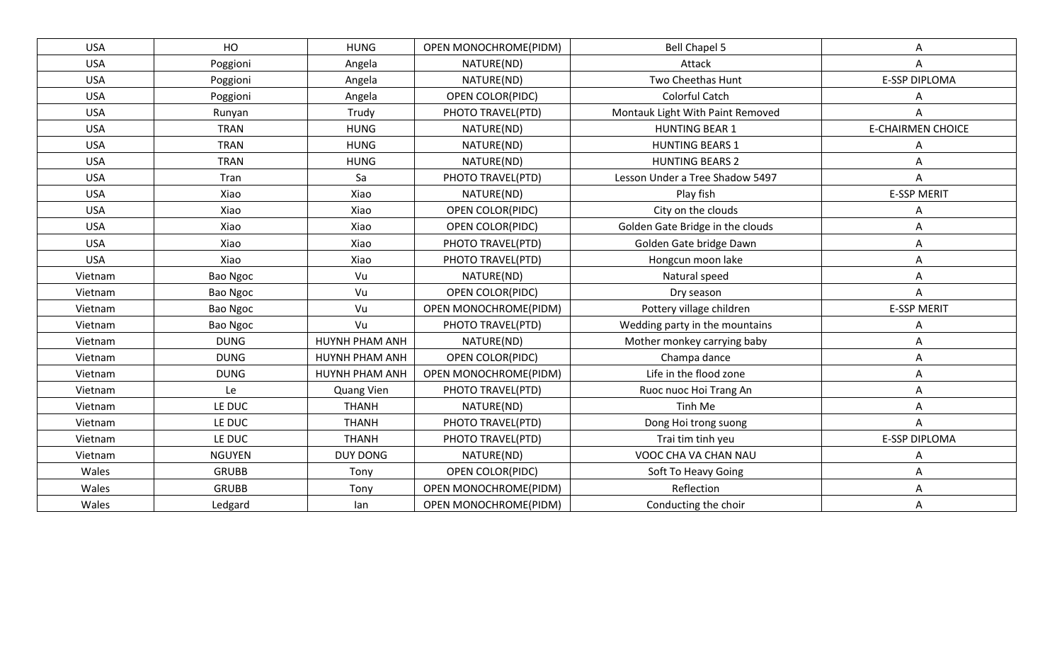| | | | | | |
|---|---|---|---|---|---|
| USA | HO | HUNG | OPEN MONOCHROME(PIDM) | Bell Chapel 5 | A |
| USA | Poggioni | Angela | NATURE(ND) | Attack | A |
| USA | Poggioni | Angela | NATURE(ND) | Two Cheethas Hunt | E-SSP DIPLOMA |
| USA | Poggioni | Angela | OPEN COLOR(PIDC) | Colorful Catch | A |
| USA | Runyan | Trudy | PHOTO TRAVEL(PTD) | Montauk Light With Paint Removed | A |
| USA | TRAN | HUNG | NATURE(ND) | HUNTING BEAR 1 | E-CHAIRMEN CHOICE |
| USA | TRAN | HUNG | NATURE(ND) | HUNTING BEARS 1 | A |
| USA | TRAN | HUNG | NATURE(ND) | HUNTING BEARS 2 | A |
| USA | Tran | Sa | PHOTO TRAVEL(PTD) | Lesson Under a Tree Shadow 5497 | A |
| USA | Xiao | Xiao | NATURE(ND) | Play fish | E-SSP MERIT |
| USA | Xiao | Xiao | OPEN COLOR(PIDC) | City on the clouds | A |
| USA | Xiao | Xiao | OPEN COLOR(PIDC) | Golden Gate Bridge in the clouds | A |
| USA | Xiao | Xiao | PHOTO TRAVEL(PTD) | Golden Gate bridge Dawn | A |
| USA | Xiao | Xiao | PHOTO TRAVEL(PTD) | Hongcun moon lake | A |
| Vietnam | Bao Ngoc | Vu | NATURE(ND) | Natural speed | A |
| Vietnam | Bao Ngoc | Vu | OPEN COLOR(PIDC) | Dry season | A |
| Vietnam | Bao Ngoc | Vu | OPEN MONOCHROME(PIDM) | Pottery village children | E-SSP MERIT |
| Vietnam | Bao Ngoc | Vu | PHOTO TRAVEL(PTD) | Wedding party in the mountains | A |
| Vietnam | DUNG | HUYNH PHAM ANH | NATURE(ND) | Mother monkey carrying baby | A |
| Vietnam | DUNG | HUYNH PHAM ANH | OPEN COLOR(PIDC) | Champa dance | A |
| Vietnam | DUNG | HUYNH PHAM ANH | OPEN MONOCHROME(PIDM) | Life in the flood zone | A |
| Vietnam | Le | Quang Vien | PHOTO TRAVEL(PTD) | Ruoc nuoc Hoi Trang An | A |
| Vietnam | LE DUC | THANH | NATURE(ND) | Tinh Me | A |
| Vietnam | LE DUC | THANH | PHOTO TRAVEL(PTD) | Dong Hoi trong suong | A |
| Vietnam | LE DUC | THANH | PHOTO TRAVEL(PTD) | Trai tim tinh yeu | E-SSP DIPLOMA |
| Vietnam | NGUYEN | DUY DONG | NATURE(ND) | VOOC CHA VA CHAN NAU | A |
| Wales | GRUBB | Tony | OPEN COLOR(PIDC) | Soft To Heavy Going | A |
| Wales | GRUBB | Tony | OPEN MONOCHROME(PIDM) | Reflection | A |
| Wales | Ledgard | Ian | OPEN MONOCHROME(PIDM) | Conducting the choir | A |